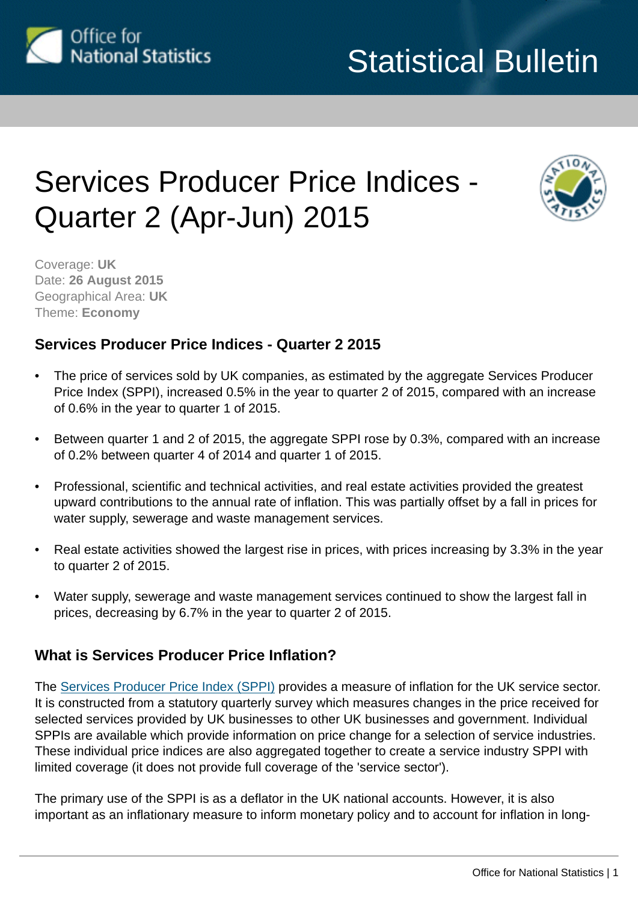# Services Producer Price Indices - Quarter 2 (Apr-Jun) 2015

Coverage: **UK**
Date: **26 August 2015**
Geographical Area: **UK**
Theme: **Economy**

## Services Producer Price Indices - Quarter 2 2015

- The price of services sold by UK companies, as estimated by the aggregate Services Producer Price Index (SPPI), increased 0.5% in the year to quarter 2 of 2015, compared with an increase of 0.6% in the year to quarter 1 of 2015.
- Between quarter 1 and 2 of 2015, the aggregate SPPI rose by 0.3%, compared with an increase of 0.2% between quarter 4 of 2014 and quarter 1 of 2015.
- Professional, scientific and technical activities, and real estate activities provided the greatest upward contributions to the annual rate of inflation. This was partially offset by a fall in prices for water supply, sewerage and waste management services.
- Real estate activities showed the largest rise in prices, with prices increasing by 3.3% in the year to quarter 2 of 2015.
- Water supply, sewerage and waste management services continued to show the largest fall in prices, decreasing by 6.7% in the year to quarter 2 of 2015.

## What is Services Producer Price Inflation?

The Services Producer Price Index (SPPI) provides a measure of inflation for the UK service sector. It is constructed from a statutory quarterly survey which measures changes in the price received for selected services provided by UK businesses to other UK businesses and government. Individual SPPIs are available which provide information on price change for a selection of service industries. These individual price indices are also aggregated together to create a service industry SPPI with limited coverage (it does not provide full coverage of the 'service sector').

The primary use of the SPPI is as a deflator in the UK national accounts. However, it is also important as an inflationary measure to inform monetary policy and to account for inflation in long-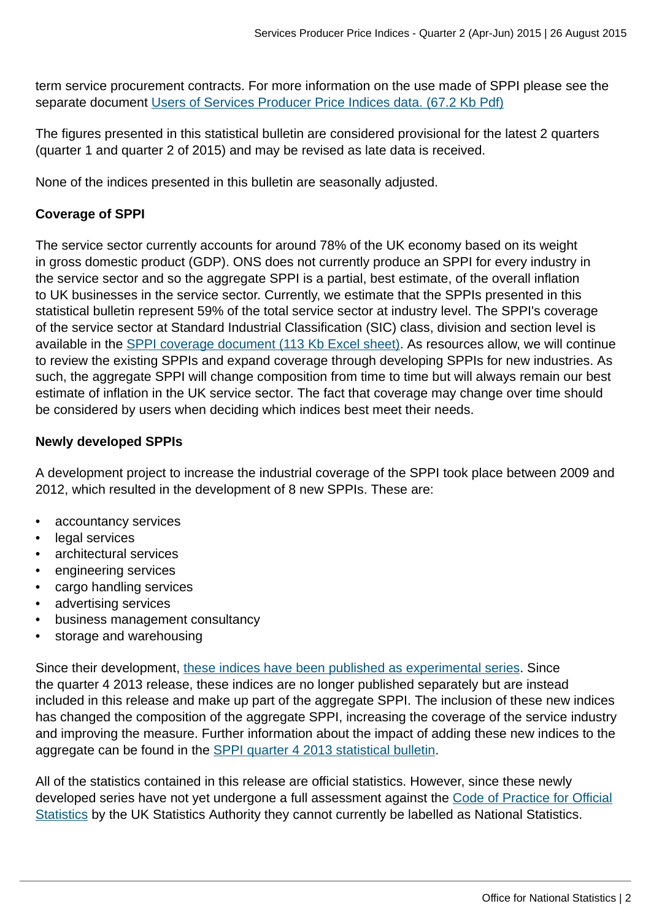term service procurement contracts. For more information on the use made of SPPI please see the separate document Users of Services Producer Price Indices data. (67.2 Kb Pdf)

The figures presented in this statistical bulletin are considered provisional for the latest 2 quarters (quarter 1 and quarter 2 of 2015) and may be revised as late data is received.

None of the indices presented in this bulletin are seasonally adjusted.

**Coverage of SPPI**

The service sector currently accounts for around 78% of the UK economy based on its weight in gross domestic product (GDP). ONS does not currently produce an SPPI for every industry in the service sector and so the aggregate SPPI is a partial, best estimate, of the overall inflation to UK businesses in the service sector. Currently, we estimate that the SPPIs presented in this statistical bulletin represent 59% of the total service sector at industry level. The SPPI's coverage of the service sector at Standard Industrial Classification (SIC) class, division and section level is available in the SPPI coverage document (113 Kb Excel sheet). As resources allow, we will continue to review the existing SPPIs and expand coverage through developing SPPIs for new industries. As such, the aggregate SPPI will change composition from time to time but will always remain our best estimate of inflation in the UK service sector. The fact that coverage may change over time should be considered by users when deciding which indices best meet their needs.

**Newly developed SPPIs**

A development project to increase the industrial coverage of the SPPI took place between 2009 and 2012, which resulted in the development of 8 new SPPIs. These are:

- accountancy services
- legal services
- architectural services
- engineering services
- cargo handling services
- advertising services
- business management consultancy
- storage and warehousing

Since their development, these indices have been published as experimental series. Since the quarter 4 2013 release, these indices are no longer published separately but are instead included in this release and make up part of the aggregate SPPI. The inclusion of these new indices has changed the composition of the aggregate SPPI, increasing the coverage of the service industry and improving the measure. Further information about the impact of adding these new indices to the aggregate can be found in the SPPI quarter 4 2013 statistical bulletin.

All of the statistics contained in this release are official statistics. However, since these newly developed series have not yet undergone a full assessment against the Code of Practice for Official Statistics by the UK Statistics Authority they cannot currently be labelled as National Statistics.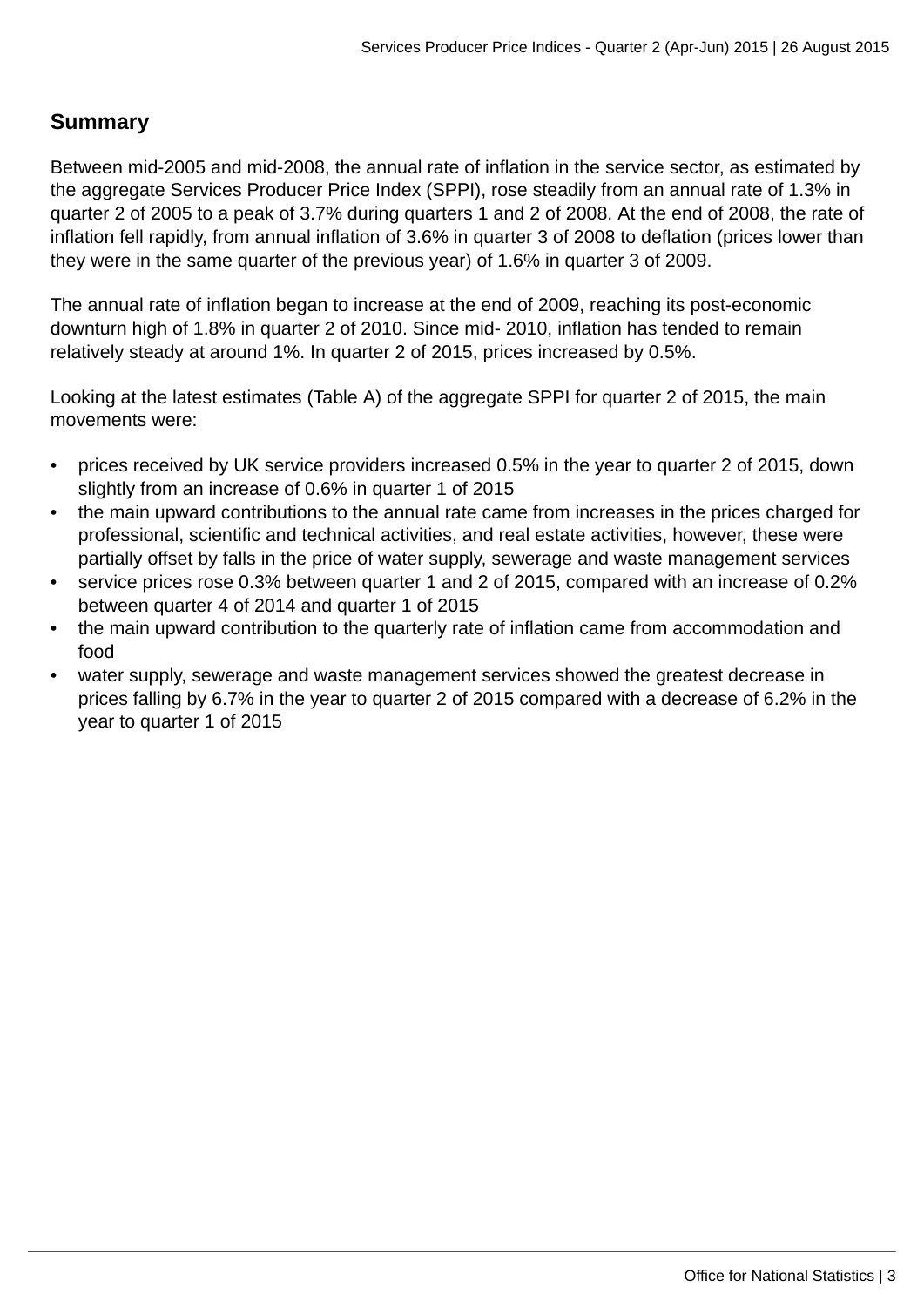## Summary

Between mid-2005 and mid-2008, the annual rate of inflation in the service sector, as estimated by the aggregate Services Producer Price Index (SPPI), rose steadily from an annual rate of 1.3% in quarter 2 of 2005 to a peak of 3.7% during quarters 1 and 2 of 2008. At the end of 2008, the rate of inflation fell rapidly, from annual inflation of 3.6% in quarter 3 of 2008 to deflation (prices lower than they were in the same quarter of the previous year) of 1.6% in quarter 3 of 2009.

The annual rate of inflation began to increase at the end of 2009, reaching its post-economic downturn high of 1.8% in quarter 2 of 2010. Since mid- 2010, inflation has tended to remain relatively steady at around 1%. In quarter 2 of 2015, prices increased by 0.5%.

Looking at the latest estimates (Table A) of the aggregate SPPI for quarter 2 of 2015, the main movements were:

- prices received by UK service providers increased 0.5% in the year to quarter 2 of 2015, down slightly from an increase of 0.6% in quarter 1 of 2015
- the main upward contributions to the annual rate came from increases in the prices charged for professional, scientific and technical activities, and real estate activities, however, these were partially offset by falls in the price of water supply, sewerage and waste management services
- service prices rose 0.3% between quarter 1 and 2 of 2015, compared with an increase of 0.2% between quarter 4 of 2014 and quarter 1 of 2015
- the main upward contribution to the quarterly rate of inflation came from accommodation and food
- water supply, sewerage and waste management services showed the greatest decrease in prices falling by 6.7% in the year to quarter 2 of 2015 compared with a decrease of 6.2% in the year to quarter 1 of 2015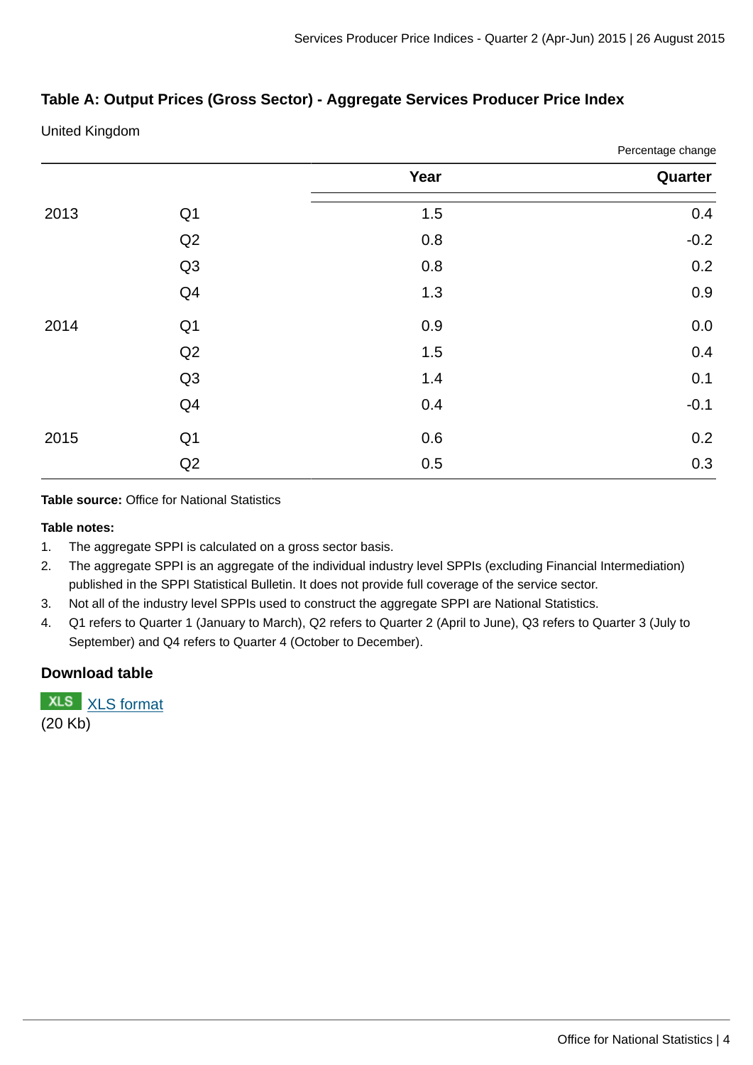### Table A: Output Prices (Gross Sector) - Aggregate Services Producer Price Index

United Kingdom

Percentage change

| | | Year | Quarter |
|---|---|---|---|
| 2013 | Q1 | 1.5 | 0.4 |
| | Q2 | 0.8 | -0.2 |
| | Q3 | 0.8 | 0.2 |
| | Q4 | 1.3 | 0.9 |
| 2014 | Q1 | 0.9 | 0.0 |
| | Q2 | 1.5 | 0.4 |
| | Q3 | 1.4 | 0.1 |
| | Q4 | 0.4 | -0.1 |
| 2015 | Q1 | 0.6 | 0.2 |
| | Q2 | 0.5 | 0.3 |

**Table source:** Office for National Statistics

**Table notes:**

1. The aggregate SPPI is calculated on a gross sector basis.
2. The aggregate SPPI is an aggregate of the individual industry level SPPIs (excluding Financial Intermediation) published in the SPPI Statistical Bulletin. It does not provide full coverage of the service sector.
3. Not all of the industry level SPPIs used to construct the aggregate SPPI are National Statistics.
4. Q1 refers to Quarter 1 (January to March), Q2 refers to Quarter 2 (April to June), Q3 refers to Quarter 3 (July to September) and Q4 refers to Quarter 4 (October to December).

#### Download table

XLS XLS format
(20 Kb)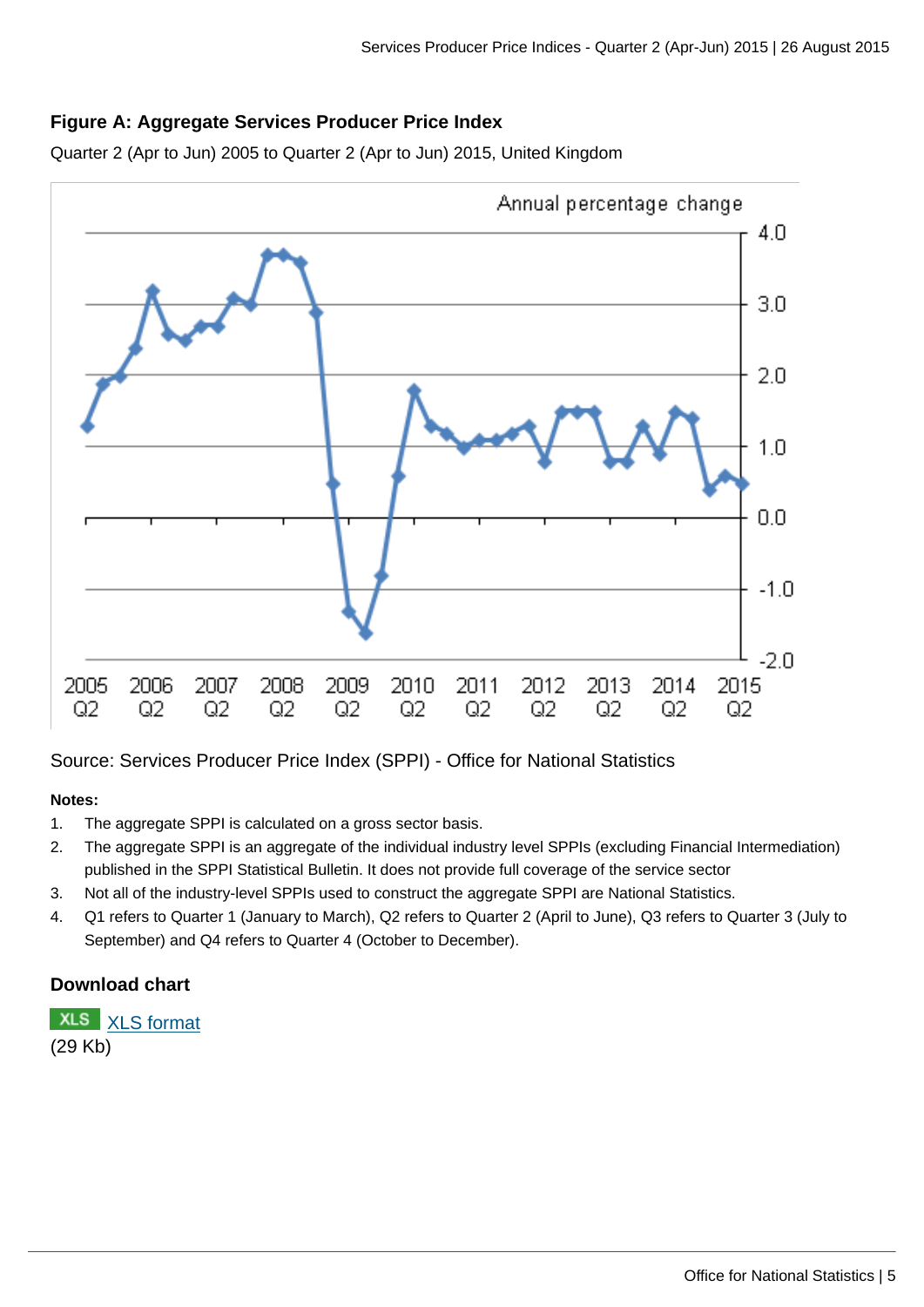### Figure A: Aggregate Services Producer Price Index

Quarter 2 (Apr to Jun) 2005 to Quarter 2 (Apr to Jun) 2015, United Kingdom

Source: Services Producer Price Index (SPPI) - Office for National Statistics

**Notes:**

1. The aggregate SPPI is calculated on a gross sector basis.
2. The aggregate SPPI is an aggregate of the individual industry level SPPIs (excluding Financial Intermediation) published in the SPPI Statistical Bulletin. It does not provide full coverage of the service sector
3. Not all of the industry-level SPPIs used to construct the aggregate SPPI are National Statistics.
4. Q1 refers to Quarter 1 (January to March), Q2 refers to Quarter 2 (April to June), Q3 refers to Quarter 3 (July to September) and Q4 refers to Quarter 4 (October to December).

### Download chart

XLS XLS format
(29 Kb)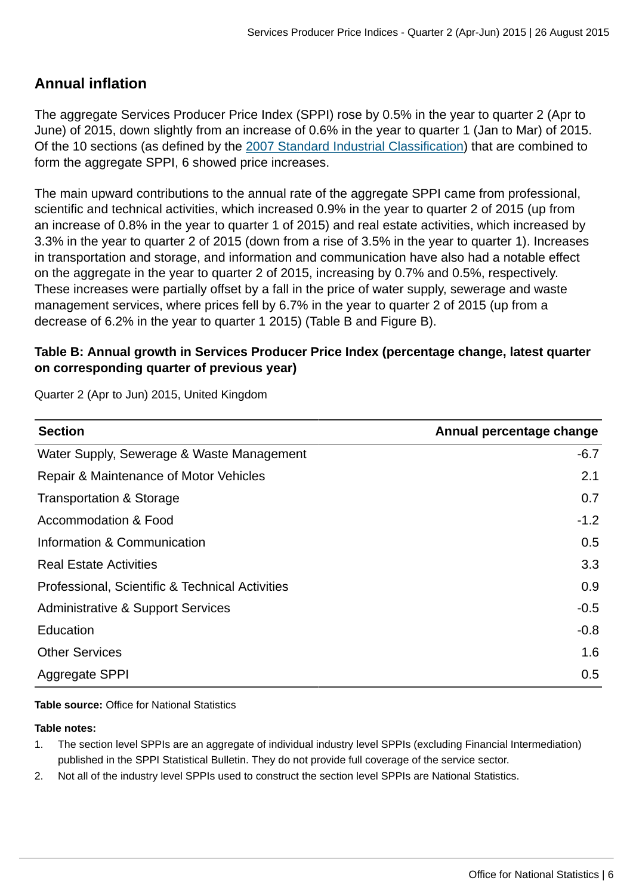## Annual inflation

The aggregate Services Producer Price Index (SPPI) rose by 0.5% in the year to quarter 2 (Apr to June) of 2015, down slightly from an increase of 0.6% in the year to quarter 1 (Jan to Mar) of 2015. Of the 10 sections (as defined by the 2007 Standard Industrial Classification) that are combined to form the aggregate SPPI, 6 showed price increases.

The main upward contributions to the annual rate of the aggregate SPPI came from professional, scientific and technical activities, which increased 0.9% in the year to quarter 2 of 2015 (up from an increase of 0.8% in the year to quarter 1 of 2015) and real estate activities, which increased by 3.3% in the year to quarter 2 of 2015 (down from a rise of 3.5% in the year to quarter 1). Increases in transportation and storage, and information and communication have also had a notable effect on the aggregate in the year to quarter 2 of 2015, increasing by 0.7% and 0.5%, respectively. These increases were partially offset by a fall in the price of water supply, sewerage and waste management services, where prices fell by 6.7% in the year to quarter 2 of 2015 (up from a decrease of 6.2% in the year to quarter 1 2015) (Table B and Figure B).

### Table B: Annual growth in Services Producer Price Index (percentage change, latest quarter on corresponding quarter of previous year)

Quarter 2 (Apr to Jun) 2015, United Kingdom

| Section | Annual percentage change |
|---|---|
| Water Supply, Sewerage & Waste Management | -6.7 |
| Repair & Maintenance of Motor Vehicles | 2.1 |
| Transportation & Storage | 0.7 |
| Accommodation & Food | -1.2 |
| Information & Communication | 0.5 |
| Real Estate Activities | 3.3 |
| Professional, Scientific & Technical Activities | 0.9 |
| Administrative & Support Services | -0.5 |
| Education | -0.8 |
| Other Services | 1.6 |
| Aggregate SPPI | 0.5 |

**Table source:** Office for National Statistics

**Table notes:**

1. The section level SPPIs are an aggregate of individual industry level SPPIs (excluding Financial Intermediation) published in the SPPI Statistical Bulletin. They do not provide full coverage of the service sector.
2. Not all of the industry level SPPIs used to construct the section level SPPIs are National Statistics.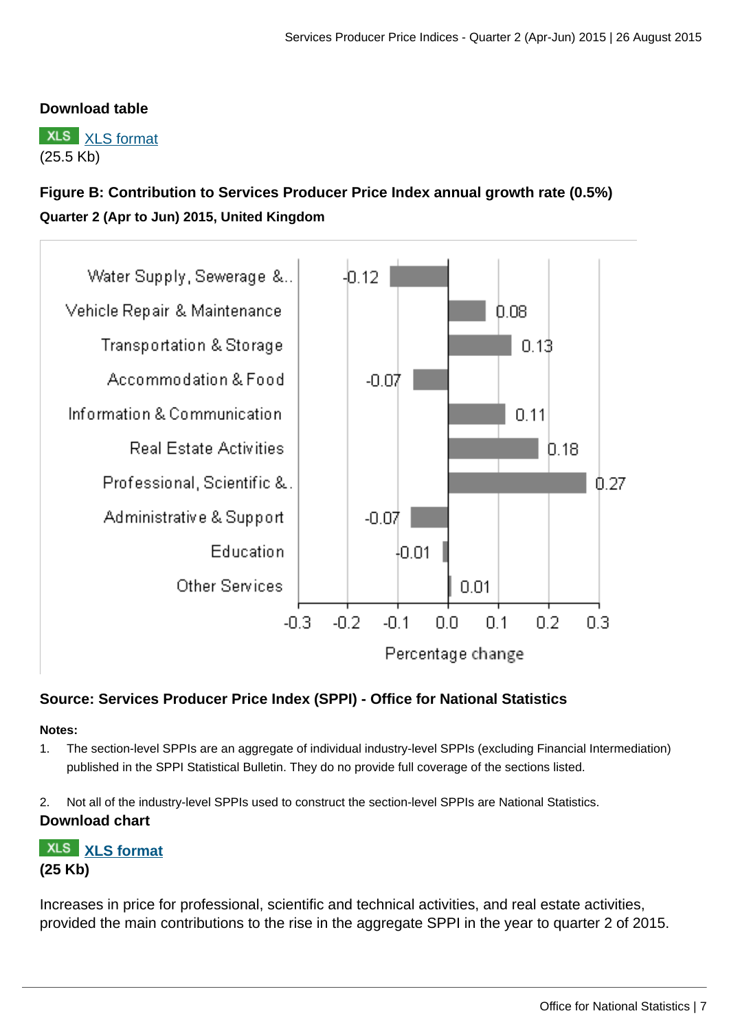**Download table**

XLS XLS format
(25.5 Kb)

### Figure B: Contribution to Services Producer Price Index annual growth rate (0.5%)

**Quarter 2 (Apr to Jun) 2015, United Kingdom**

| Section | Percentage change |
|---|---|
| Water Supply, Sewerage &.. | -0.12 |
| Vehicle Repair & Maintenance | 0.08 |
| Transportation & Storage | 0.13 |
| Accommodation & Food | -0.07 |
| Information & Communication | 0.11 |
| Real Estate Activities | 0.18 |
| Professional, Scientific &.. | 0.27 |
| Administrative & Support | -0.07 |
| Education | -0.01 |
| Other Services | 0.01 |

**Source: Services Producer Price Index (SPPI) - Office for National Statistics**

**Notes:**

1. The section-level SPPIs are an aggregate of individual industry-level SPPIs (excluding Financial Intermediation) published in the SPPI Statistical Bulletin. They do no provide full coverage of the sections listed.

2. Not all of the industry-level SPPIs used to construct the section-level SPPIs are National Statistics.

**Download chart**

XLS **XLS format**
**(25 Kb)**

Increases in price for professional, scientific and technical activities, and real estate activities, provided the main contributions to the rise in the aggregate SPPI in the year to quarter 2 of 2015.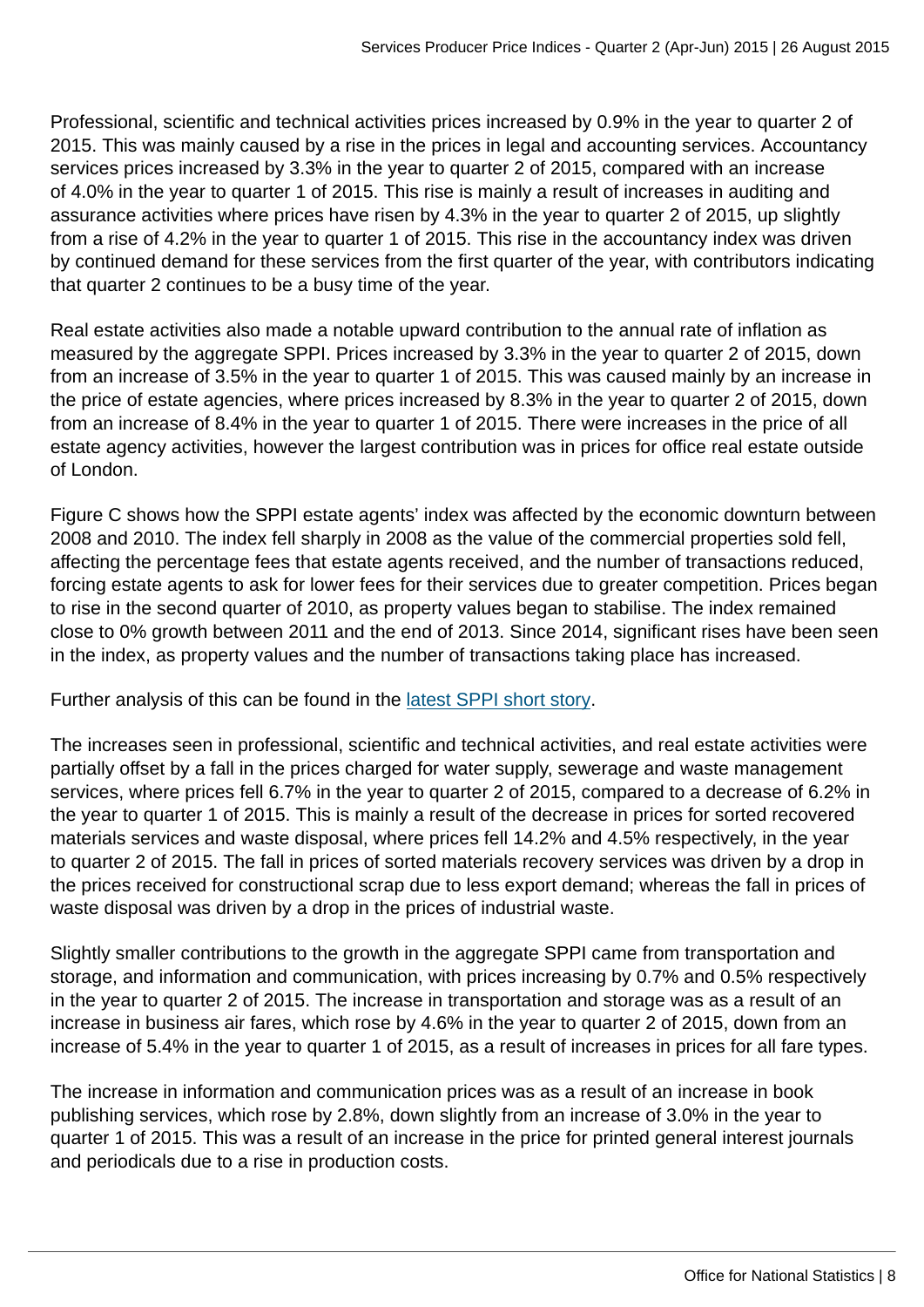Professional, scientific and technical activities prices increased by 0.9% in the year to quarter 2 of 2015. This was mainly caused by a rise in the prices in legal and accounting services. Accountancy services prices increased by 3.3% in the year to quarter 2 of 2015, compared with an increase of 4.0% in the year to quarter 1 of 2015. This rise is mainly a result of increases in auditing and assurance activities where prices have risen by 4.3% in the year to quarter 2 of 2015, up slightly from a rise of 4.2% in the year to quarter 1 of 2015. This rise in the accountancy index was driven by continued demand for these services from the first quarter of the year, with contributors indicating that quarter 2 continues to be a busy time of the year.

Real estate activities also made a notable upward contribution to the annual rate of inflation as measured by the aggregate SPPI. Prices increased by 3.3% in the year to quarter 2 of 2015, down from an increase of 3.5% in the year to quarter 1 of 2015. This was caused mainly by an increase in the price of estate agencies, where prices increased by 8.3% in the year to quarter 2 of 2015, down from an increase of 8.4% in the year to quarter 1 of 2015. There were increases in the price of all estate agency activities, however the largest contribution was in prices for office real estate outside of London.

Figure C shows how the SPPI estate agents' index was affected by the economic downturn between 2008 and 2010. The index fell sharply in 2008 as the value of the commercial properties sold fell, affecting the percentage fees that estate agents received, and the number of transactions reduced, forcing estate agents to ask for lower fees for their services due to greater competition. Prices began to rise in the second quarter of 2010, as property values began to stabilise. The index remained close to 0% growth between 2011 and the end of 2013. Since 2014, significant rises have been seen in the index, as property values and the number of transactions taking place has increased.

Further analysis of this can be found in the [latest SPPI short story](latest SPPI short story).

The increases seen in professional, scientific and technical activities, and real estate activities were partially offset by a fall in the prices charged for water supply, sewerage and waste management services, where prices fell 6.7% in the year to quarter 2 of 2015, compared to a decrease of 6.2% in the year to quarter 1 of 2015. This is mainly a result of the decrease in prices for sorted recovered materials services and waste disposal, where prices fell 14.2% and 4.5% respectively, in the year to quarter 2 of 2015. The fall in prices of sorted materials recovery services was driven by a drop in the prices received for constructional scrap due to less export demand; whereas the fall in prices of waste disposal was driven by a drop in the prices of industrial waste.

Slightly smaller contributions to the growth in the aggregate SPPI came from transportation and storage, and information and communication, with prices increasing by 0.7% and 0.5% respectively in the year to quarter 2 of 2015. The increase in transportation and storage was as a result of an increase in business air fares, which rose by 4.6% in the year to quarter 2 of 2015, down from an increase of 5.4% in the year to quarter 1 of 2015, as a result of increases in prices for all fare types.

The increase in information and communication prices was as a result of an increase in book publishing services, which rose by 2.8%, down slightly from an increase of 3.0% in the year to quarter 1 of 2015. This was a result of an increase in the price for printed general interest journals and periodicals due to a rise in production costs.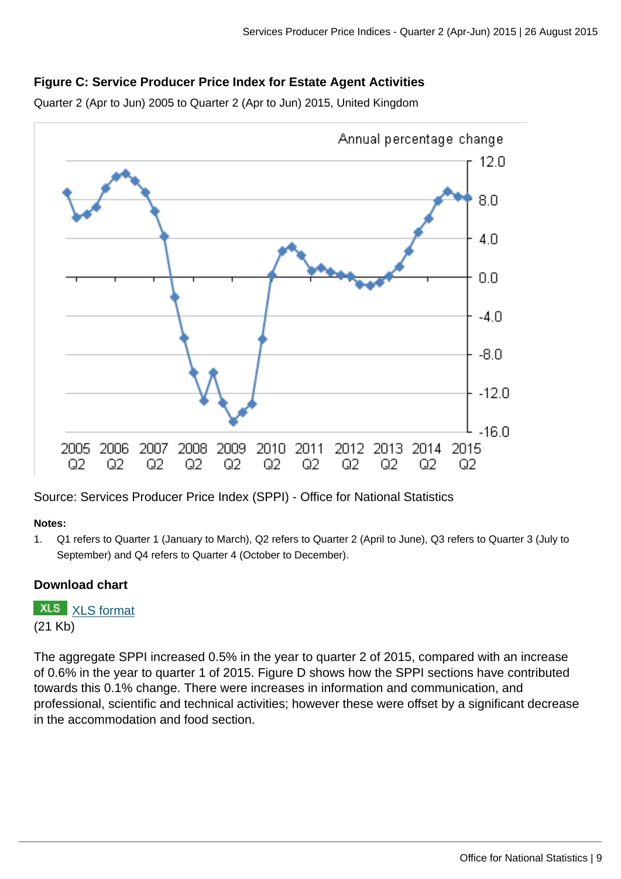**Figure C: Service Producer Price Index for Estate Agent Activities**

Quarter 2 (Apr to Jun) 2005 to Quarter 2 (Apr to Jun) 2015, United Kingdom

Source: Services Producer Price Index (SPPI) - Office for National Statistics

**Notes:**

1. Q1 refers to Quarter 1 (January to March), Q2 refers to Quarter 2 (April to June), Q3 refers to Quarter 3 (July to September) and Q4 refers to Quarter 4 (October to December).

**Download chart**

XLS format
(21 Kb)

The aggregate SPPI increased 0.5% in the year to quarter 2 of 2015, compared with an increase of 0.6% in the year to quarter 1 of 2015. Figure D shows how the SPPI sections have contributed towards this 0.1% change. There were increases in information and communication, and professional, scientific and technical activities; however these were offset by a significant decrease in the accommodation and food section.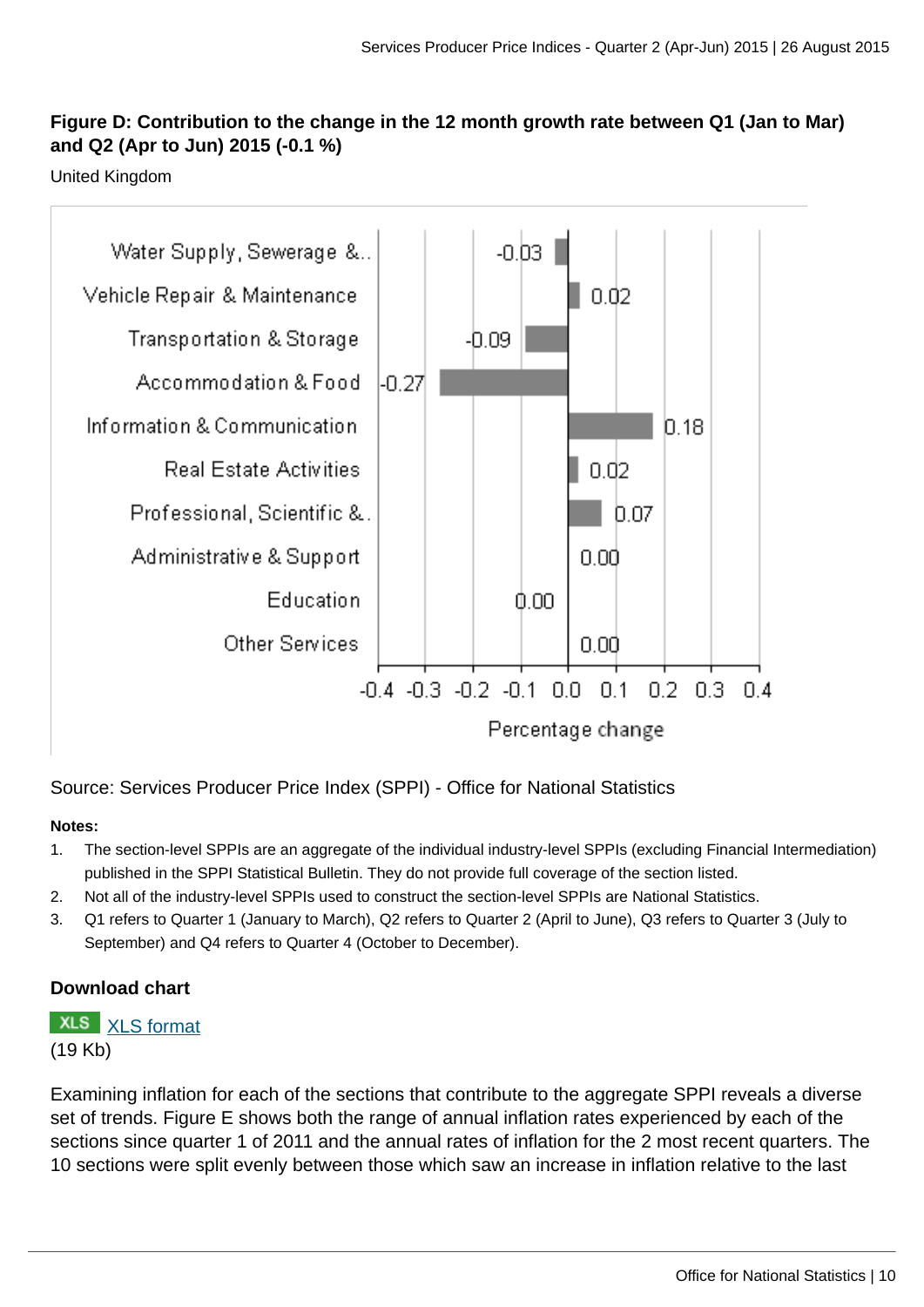**Figure D: Contribution to the change in the 12 month growth rate between Q1 (Jan to Mar) and Q2 (Apr to Jun) 2015 (-0.1 %)**

United Kingdom

| Section | Percentage change |
|---|---|
| Water Supply, Sewerage &.. | -0.03 |
| Vehicle Repair & Maintenance | 0.02 |
| Transportation & Storage | -0.09 |
| Accommodation & Food | -0.27 |
| Information & Communication | 0.18 |
| Real Estate Activities | 0.02 |
| Professional, Scientific &.. | 0.07 |
| Administrative & Support | 0.00 |
| Education | 0.00 |
| Other Services | 0.00 |

Source: Services Producer Price Index (SPPI) - Office for National Statistics

**Notes:**

1. The section-level SPPIs are an aggregate of the individual industry-level SPPIs (excluding Financial Intermediation) published in the SPPI Statistical Bulletin. They do not provide full coverage of the section listed.
2. Not all of the industry-level SPPIs used to construct the section-level SPPIs are National Statistics.
3. Q1 refers to Quarter 1 (January to March), Q2 refers to Quarter 2 (April to June), Q3 refers to Quarter 3 (July to September) and Q4 refers to Quarter 4 (October to December).

**Download chart**

XLS [XLS format](XLS format)
(19 Kb)

Examining inflation for each of the sections that contribute to the aggregate SPPI reveals a diverse set of trends. Figure E shows both the range of annual inflation rates experienced by each of the sections since quarter 1 of 2011 and the annual rates of inflation for the 2 most recent quarters. The 10 sections were split evenly between those which saw an increase in inflation relative to the last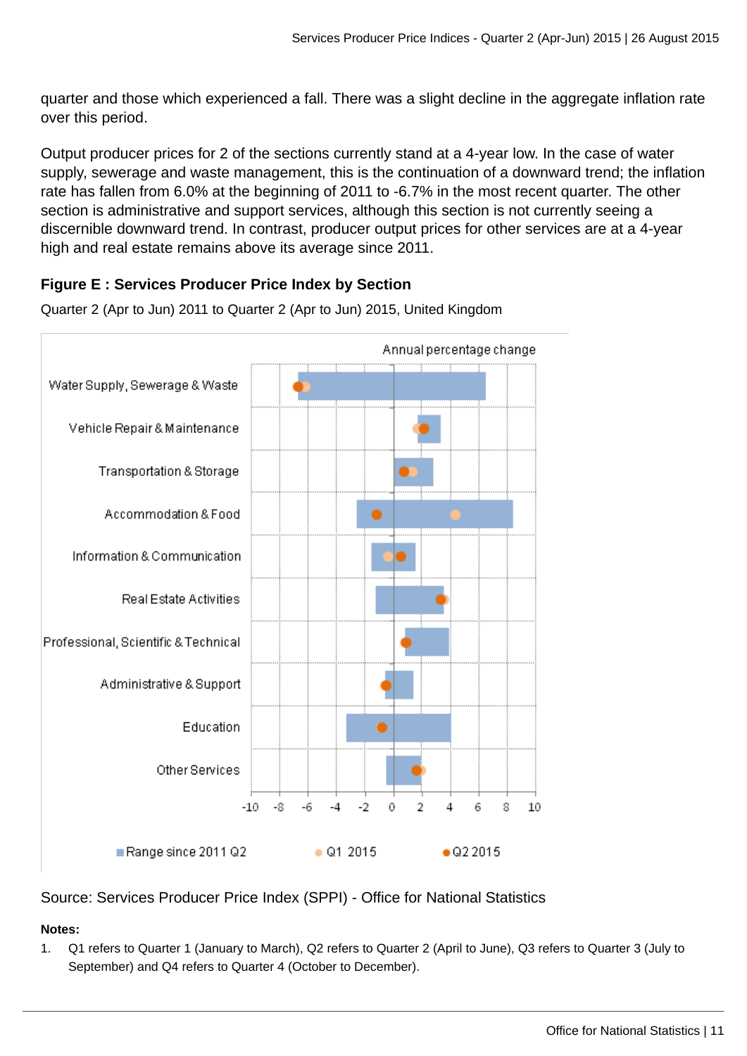quarter and those which experienced a fall. There was a slight decline in the aggregate inflation rate over this period.

Output producer prices for 2 of the sections currently stand at a 4-year low. In the case of water supply, sewerage and waste management, this is the continuation of a downward trend; the inflation rate has fallen from 6.0% at the beginning of 2011 to -6.7% in the most recent quarter. The other section is administrative and support services, although this section is not currently seeing a discernible downward trend. In contrast, producer output prices for other services are at a 4-year high and real estate remains above its average since 2011.

### Figure E : Services Producer Price Index by Section

Quarter 2 (Apr to Jun) 2011 to Quarter 2 (Apr to Jun) 2015, United Kingdom

Source: Services Producer Price Index (SPPI) - Office for National Statistics

**Notes:**

1. Q1 refers to Quarter 1 (January to March), Q2 refers to Quarter 2 (April to June), Q3 refers to Quarter 3 (July to September) and Q4 refers to Quarter 4 (October to December).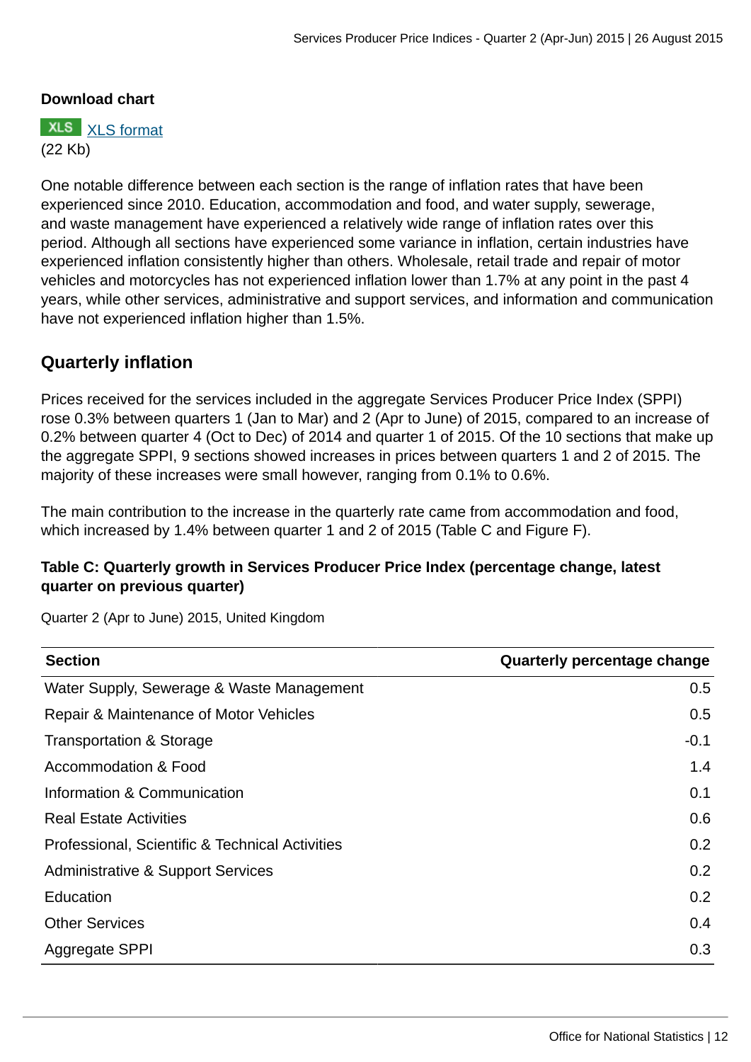**Download chart**

XLS [XLS format](#)
(22 Kb)

One notable difference between each section is the range of inflation rates that have been experienced since 2010. Education, accommodation and food, and water supply, sewerage, and waste management have experienced a relatively wide range of inflation rates over this period. Although all sections have experienced some variance in inflation, certain industries have experienced inflation consistently higher than others. Wholesale, retail trade and repair of motor vehicles and motorcycles has not experienced inflation lower than 1.7% at any point in the past 4 years, while other services, administrative and support services, and information and communication have not experienced inflation higher than 1.5%.

## Quarterly inflation

Prices received for the services included in the aggregate Services Producer Price Index (SPPI) rose 0.3% between quarters 1 (Jan to Mar) and 2 (Apr to June) of 2015, compared to an increase of 0.2% between quarter 4 (Oct to Dec) of 2014 and quarter 1 of 2015. Of the 10 sections that make up the aggregate SPPI, 9 sections showed increases in prices between quarters 1 and 2 of 2015. The majority of these increases were small however, ranging from 0.1% to 0.6%.

The main contribution to the increase in the quarterly rate came from accommodation and food, which increased by 1.4% between quarter 1 and 2 of 2015 (Table C and Figure F).

**Table C: Quarterly growth in Services Producer Price Index (percentage change, latest quarter on previous quarter)**

Quarter 2 (Apr to June) 2015, United Kingdom

| Section | Quarterly percentage change |
|---|---:|
| Water Supply, Sewerage & Waste Management | 0.5 |
| Repair & Maintenance of Motor Vehicles | 0.5 |
| Transportation & Storage | -0.1 |
| Accommodation & Food | 1.4 |
| Information & Communication | 0.1 |
| Real Estate Activities | 0.6 |
| Professional, Scientific & Technical Activities | 0.2 |
| Administrative & Support Services | 0.2 |
| Education | 0.2 |
| Other Services | 0.4 |
| Aggregate SPPI | 0.3 |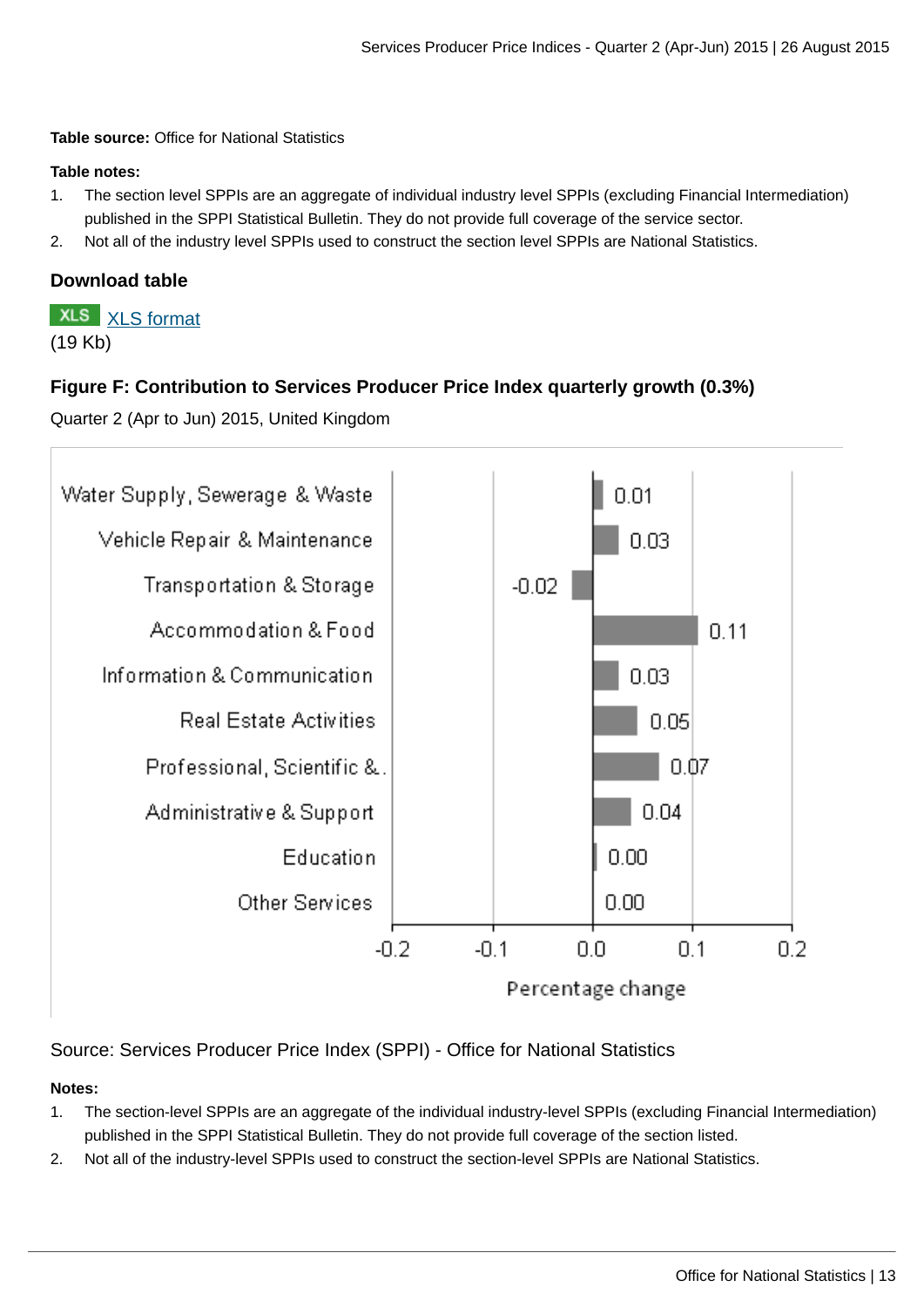**Table source:** Office for National Statistics

**Table notes:**

1. The section level SPPIs are an aggregate of individual industry level SPPIs (excluding Financial Intermediation) published in the SPPI Statistical Bulletin. They do not provide full coverage of the service sector.
2. Not all of the industry level SPPIs used to construct the section level SPPIs are National Statistics.

### Download table

XLS [XLS format](#)
(19 Kb)

### Figure F: Contribution to Services Producer Price Index quarterly growth (0.3%)

Quarter 2 (Apr to Jun) 2015, United Kingdom

| Section | Percentage change |
|---|---|
| Water Supply, Sewerage & Waste | 0.01 |
| Vehicle Repair & Maintenance | 0.03 |
| Transportation & Storage | -0.02 |
| Accommodation & Food | 0.11 |
| Information & Communication | 0.03 |
| Real Estate Activities | 0.05 |
| Professional, Scientific &. | 0.07 |
| Administrative & Support | 0.04 |
| Education | 0.00 |
| Other Services | 0.00 |

Source: Services Producer Price Index (SPPI) - Office for National Statistics

**Notes:**

1. The section-level SPPIs are an aggregate of the individual industry-level SPPIs (excluding Financial Intermediation) published in the SPPI Statistical Bulletin. They do not provide full coverage of the section listed.
2. Not all of the industry-level SPPIs used to construct the section-level SPPIs are National Statistics.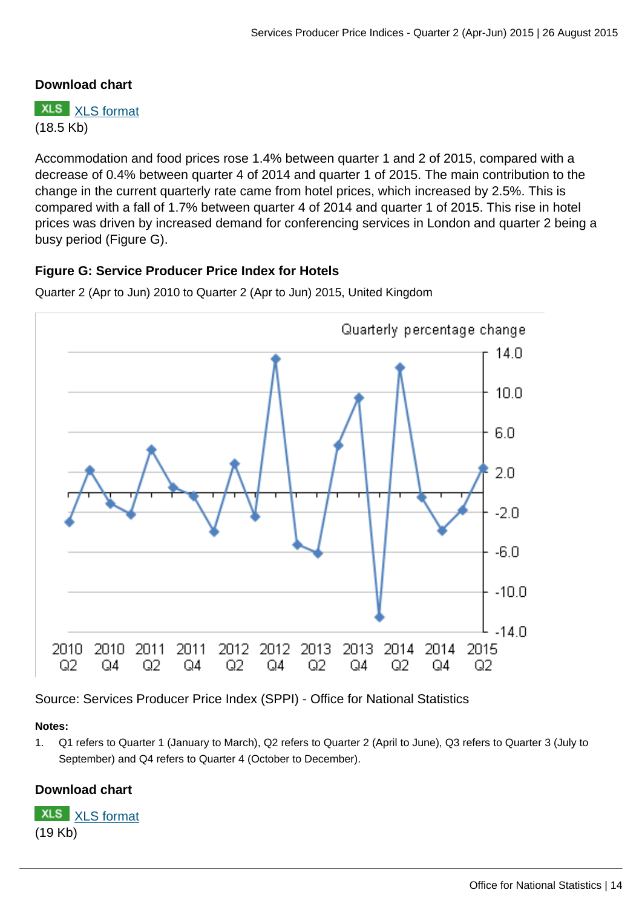**Download chart**

XLS [XLS format](#)
(18.5 Kb)

Accommodation and food prices rose 1.4% between quarter 1 and 2 of 2015, compared with a decrease of 0.4% between quarter 4 of 2014 and quarter 1 of 2015. The main contribution to the change in the current quarterly rate came from hotel prices, which increased by 2.5%. This is compared with a fall of 1.7% between quarter 4 of 2014 and quarter 1 of 2015. This rise in hotel prices was driven by increased demand for conferencing services in London and quarter 2 being a busy period (Figure G).

### Figure G: Service Producer Price Index for Hotels

Quarter 2 (Apr to Jun) 2010 to Quarter 2 (Apr to Jun) 2015, United Kingdom

Source: Services Producer Price Index (SPPI) - Office for National Statistics

**Notes:**

1. Q1 refers to Quarter 1 (January to March), Q2 refers to Quarter 2 (April to June), Q3 refers to Quarter 3 (July to September) and Q4 refers to Quarter 4 (October to December).

**Download chart**

XLS [XLS format](#)
(19 Kb)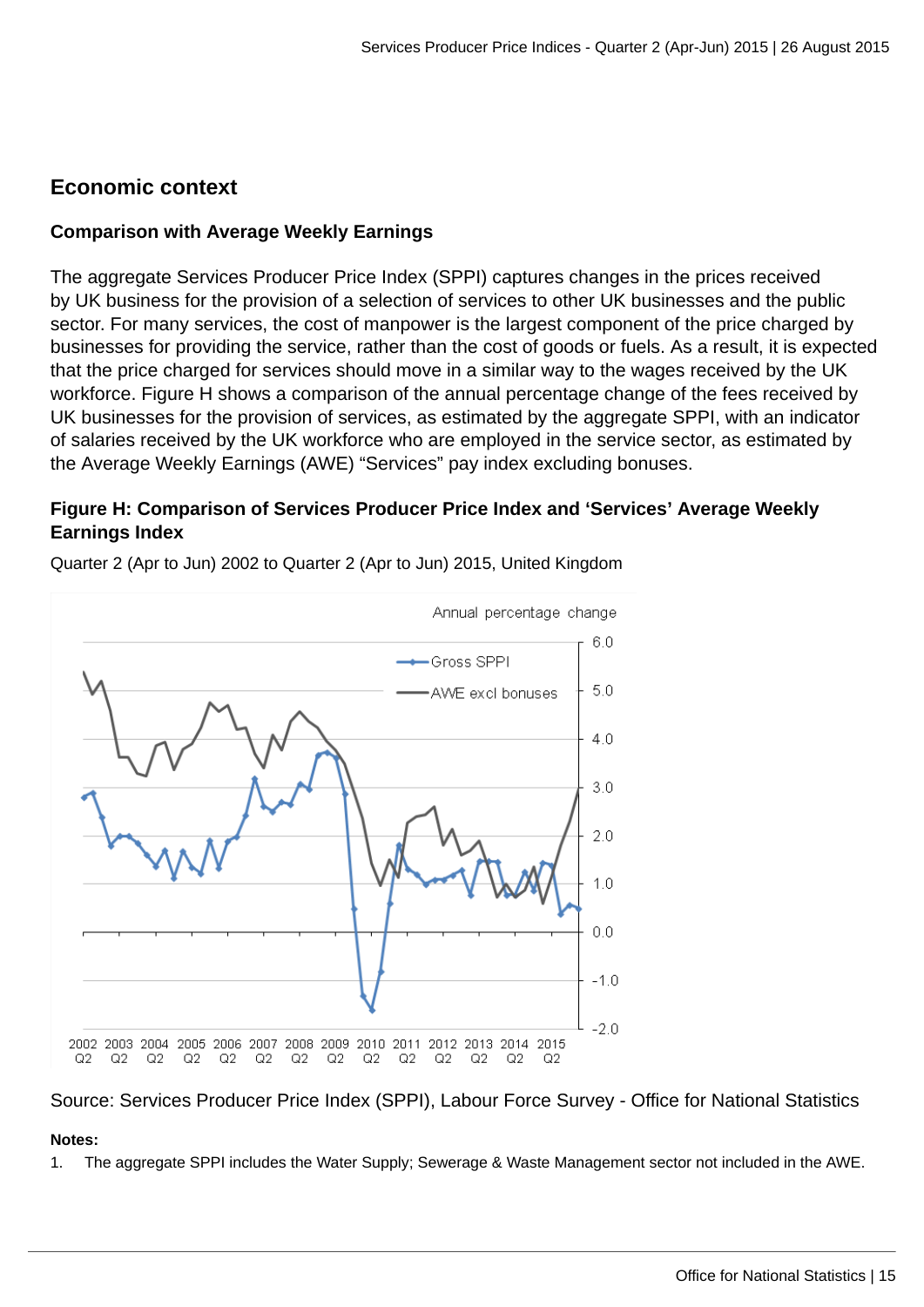## Economic context

### Comparison with Average Weekly Earnings

The aggregate Services Producer Price Index (SPPI) captures changes in the prices received by UK business for the provision of a selection of services to other UK businesses and the public sector. For many services, the cost of manpower is the largest component of the price charged by businesses for providing the service, rather than the cost of goods or fuels. As a result, it is expected that the price charged for services should move in a similar way to the wages received by the UK workforce. Figure H shows a comparison of the annual percentage change of the fees received by UK businesses for the provision of services, as estimated by the aggregate SPPI, with an indicator of salaries received by the UK workforce who are employed in the service sector, as estimated by the Average Weekly Earnings (AWE) “Services” pay index excluding bonuses.

#### Figure H: Comparison of Services Producer Price Index and ‘Services’ Average Weekly Earnings Index

Quarter 2 (Apr to Jun) 2002 to Quarter 2 (Apr to Jun) 2015, United Kingdom

Source: Services Producer Price Index (SPPI), Labour Force Survey - Office for National Statistics

**Notes:**

1. The aggregate SPPI includes the Water Supply; Sewerage & Waste Management sector not included in the AWE.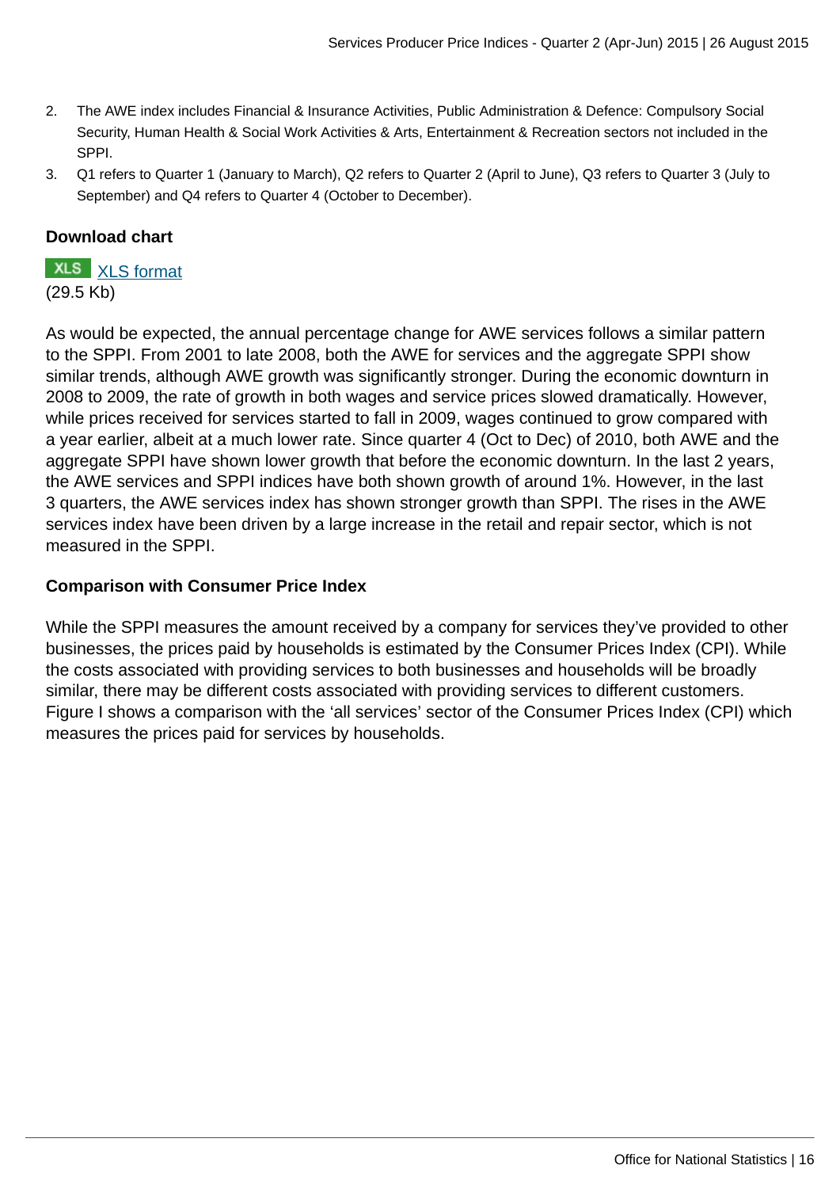2. The AWE index includes Financial & Insurance Activities, Public Administration & Defence: Compulsory Social Security, Human Health & Social Work Activities & Arts, Entertainment & Recreation sectors not included in the SPPI.
3. Q1 refers to Quarter 1 (January to March), Q2 refers to Quarter 2 (April to June), Q3 refers to Quarter 3 (July to September) and Q4 refers to Quarter 4 (October to December).

**Download chart**

XLS XLS format
(29.5 Kb)

As would be expected, the annual percentage change for AWE services follows a similar pattern to the SPPI. From 2001 to late 2008, both the AWE for services and the aggregate SPPI show similar trends, although AWE growth was significantly stronger. During the economic downturn in 2008 to 2009, the rate of growth in both wages and service prices slowed dramatically. However, while prices received for services started to fall in 2009, wages continued to grow compared with a year earlier, albeit at a much lower rate. Since quarter 4 (Oct to Dec) of 2010, both AWE and the aggregate SPPI have shown lower growth that before the economic downturn. In the last 2 years, the AWE services and SPPI indices have both shown growth of around 1%. However, in the last 3 quarters, the AWE services index has shown stronger growth than SPPI. The rises in the AWE services index have been driven by a large increase in the retail and repair sector, which is not measured in the SPPI.

**Comparison with Consumer Price Index**

While the SPPI measures the amount received by a company for services they've provided to other businesses, the prices paid by households is estimated by the Consumer Prices Index (CPI). While the costs associated with providing services to both businesses and households will be broadly similar, there may be different costs associated with providing services to different customers. Figure I shows a comparison with the 'all services' sector of the Consumer Prices Index (CPI) which measures the prices paid for services by households.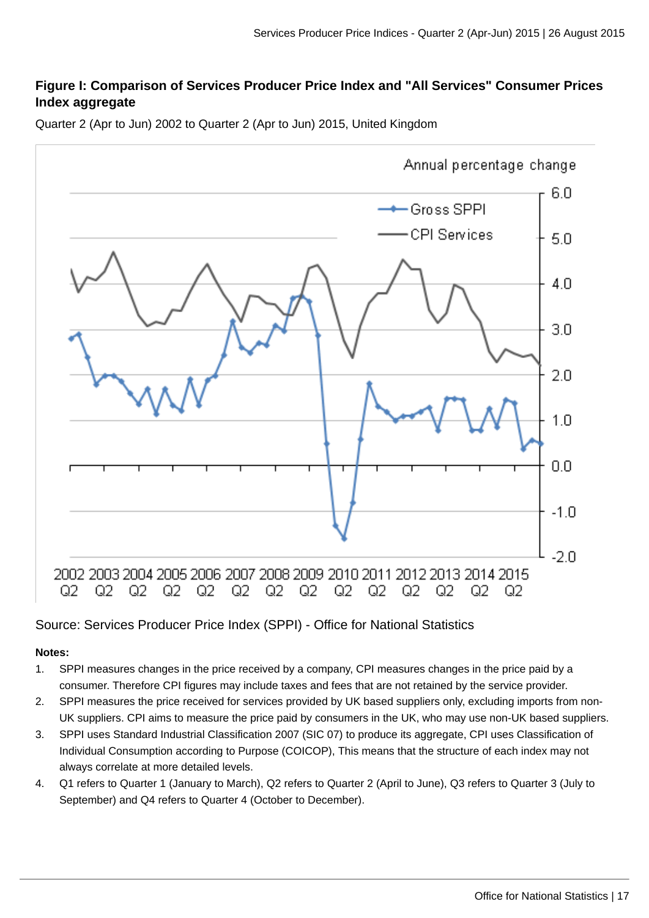### Figure I: Comparison of Services Producer Price Index and "All Services" Consumer Prices Index aggregate

Quarter 2 (Apr to Jun) 2002 to Quarter 2 (Apr to Jun) 2015, United Kingdom

Source: Services Producer Price Index (SPPI) - Office for National Statistics

**Notes:**

1. SPPI measures changes in the price received by a company, CPI measures changes in the price paid by a consumer. Therefore CPI figures may include taxes and fees that are not retained by the service provider.
2. SPPI measures the price received for services provided by UK based suppliers only, excluding imports from non-UK suppliers. CPI aims to measure the price paid by consumers in the UK, who may use non-UK based suppliers.
3. SPPI uses Standard Industrial Classification 2007 (SIC 07) to produce its aggregate, CPI uses Classification of Individual Consumption according to Purpose (COICOP), This means that the structure of each index may not always correlate at more detailed levels.
4. Q1 refers to Quarter 1 (January to March), Q2 refers to Quarter 2 (April to June), Q3 refers to Quarter 3 (July to September) and Q4 refers to Quarter 4 (October to December).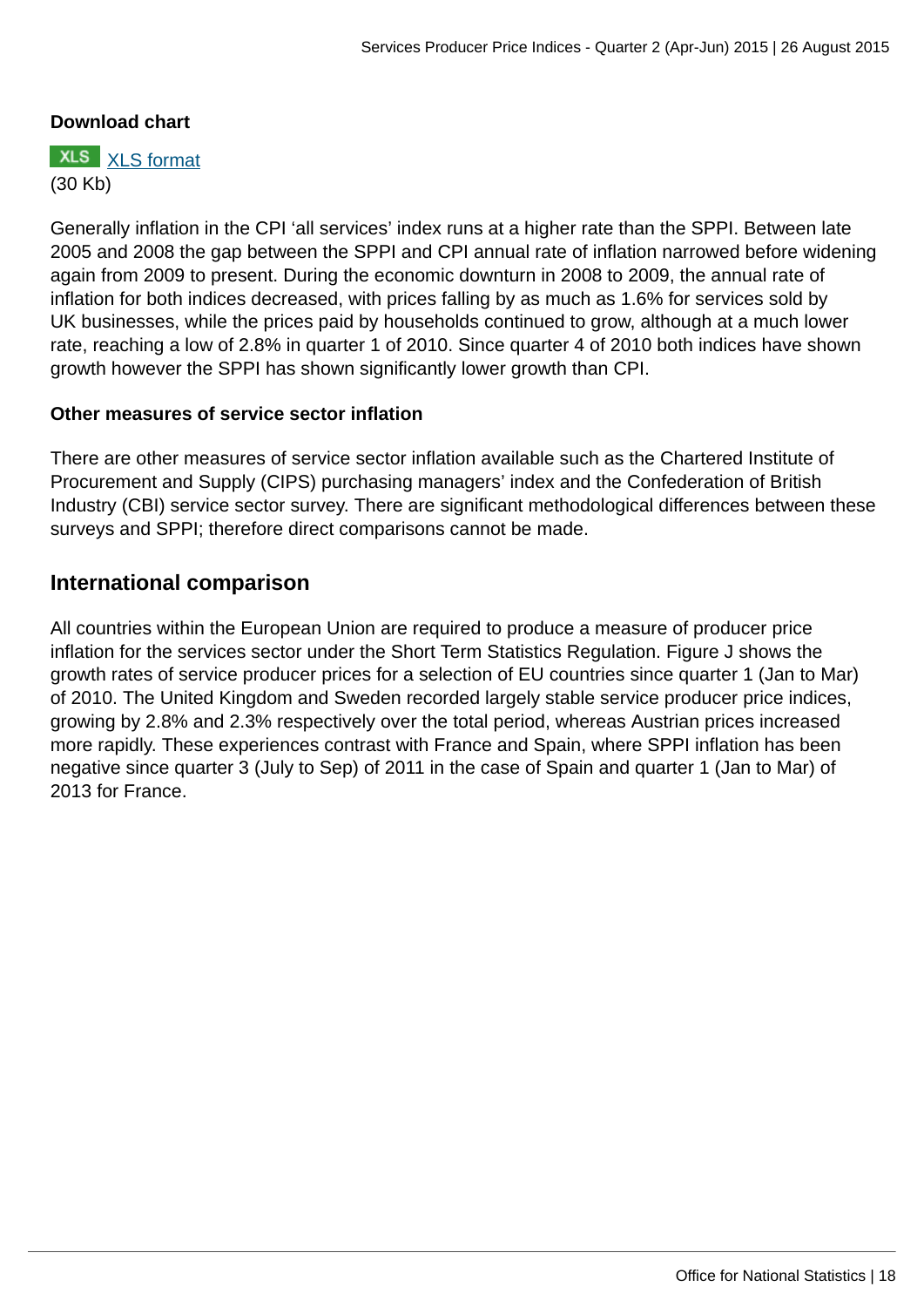**Download chart**

XLS [XLS format](XLS format)
(30 Kb)

Generally inflation in the CPI 'all services' index runs at a higher rate than the SPPI. Between late 2005 and 2008 the gap between the SPPI and CPI annual rate of inflation narrowed before widening again from 2009 to present. During the economic downturn in 2008 to 2009, the annual rate of inflation for both indices decreased, with prices falling by as much as 1.6% for services sold by UK businesses, while the prices paid by households continued to grow, although at a much lower rate, reaching a low of 2.8% in quarter 1 of 2010. Since quarter 4 of 2010 both indices have shown growth however the SPPI has shown significantly lower growth than CPI.

**Other measures of service sector inflation**

There are other measures of service sector inflation available such as the Chartered Institute of Procurement and Supply (CIPS) purchasing managers' index and the Confederation of British Industry (CBI) service sector survey. There are significant methodological differences between these surveys and SPPI; therefore direct comparisons cannot be made.

## International comparison

All countries within the European Union are required to produce a measure of producer price inflation for the services sector under the Short Term Statistics Regulation. Figure J shows the growth rates of service producer prices for a selection of EU countries since quarter 1 (Jan to Mar) of 2010. The United Kingdom and Sweden recorded largely stable service producer price indices, growing by 2.8% and 2.3% respectively over the total period, whereas Austrian prices increased more rapidly. These experiences contrast with France and Spain, where SPPI inflation has been negative since quarter 3 (July to Sep) of 2011 in the case of Spain and quarter 1 (Jan to Mar) of 2013 for France.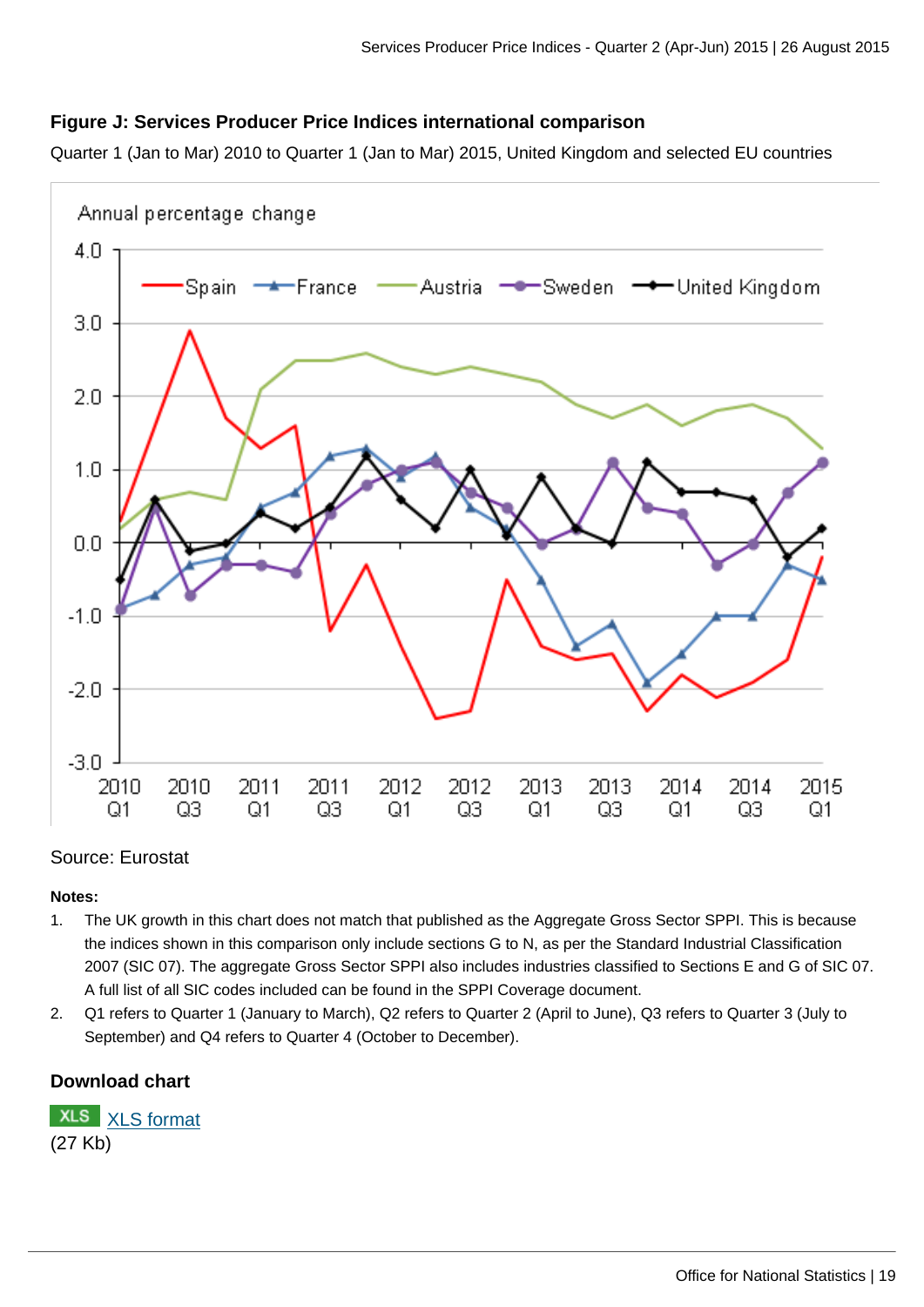### Figure J: Services Producer Price Indices international comparison

Quarter 1 (Jan to Mar) 2010 to Quarter 1 (Jan to Mar) 2015, United Kingdom and selected EU countries

Source: Eurostat

**Notes:**

1. The UK growth in this chart does not match that published as the Aggregate Gross Sector SPPI. This is because the indices shown in this comparison only include sections G to N, as per the Standard Industrial Classification 2007 (SIC 07). The aggregate Gross Sector SPPI also includes industries classified to Sections E and G of SIC 07. A full list of all SIC codes included can be found in the SPPI Coverage document.
2. Q1 refers to Quarter 1 (January to March), Q2 refers to Quarter 2 (April to June), Q3 refers to Quarter 3 (July to September) and Q4 refers to Quarter 4 (October to December).

### Download chart

XLS [XLS format](#)
(27 Kb)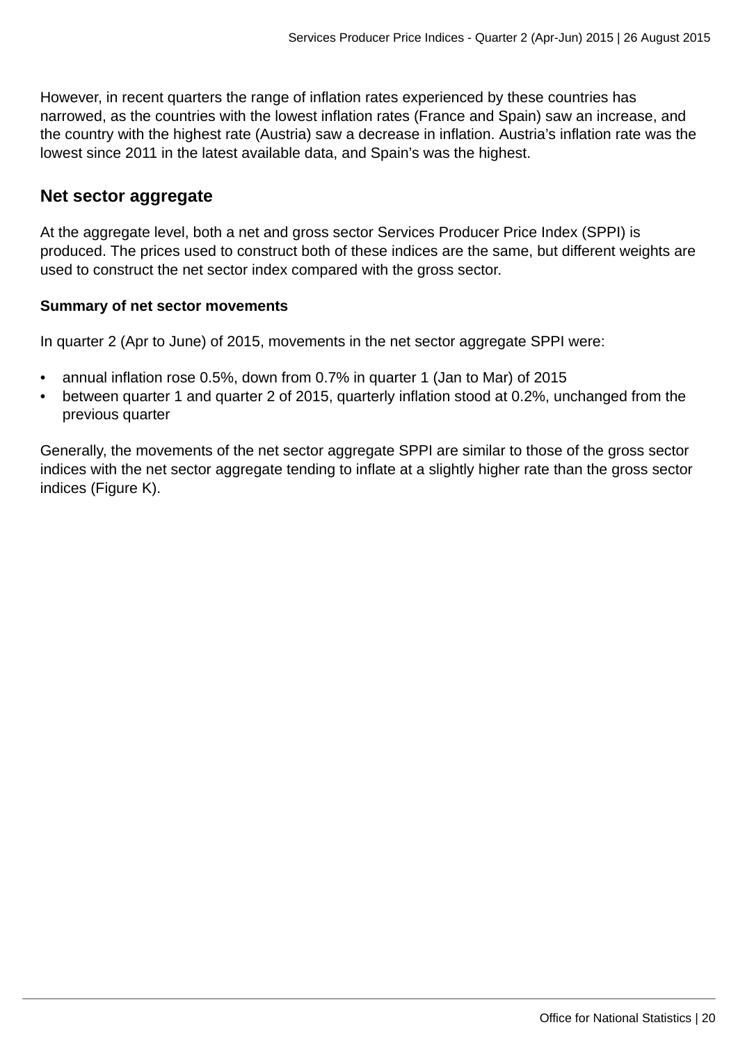However, in recent quarters the range of inflation rates experienced by these countries has narrowed, as the countries with the lowest inflation rates (France and Spain) saw an increase, and the country with the highest rate (Austria) saw a decrease in inflation. Austria's inflation rate was the lowest since 2011 in the latest available data, and Spain's was the highest.

## Net sector aggregate

At the aggregate level, both a net and gross sector Services Producer Price Index (SPPI) is produced. The prices used to construct both of these indices are the same, but different weights are used to construct the net sector index compared with the gross sector.

### Summary of net sector movements

In quarter 2 (Apr to June) of 2015, movements in the net sector aggregate SPPI were:

- annual inflation rose 0.5%, down from 0.7% in quarter 1 (Jan to Mar) of 2015
- between quarter 1 and quarter 2 of 2015, quarterly inflation stood at 0.2%, unchanged from the previous quarter

Generally, the movements of the net sector aggregate SPPI are similar to those of the gross sector indices with the net sector aggregate tending to inflate at a slightly higher rate than the gross sector indices (Figure K).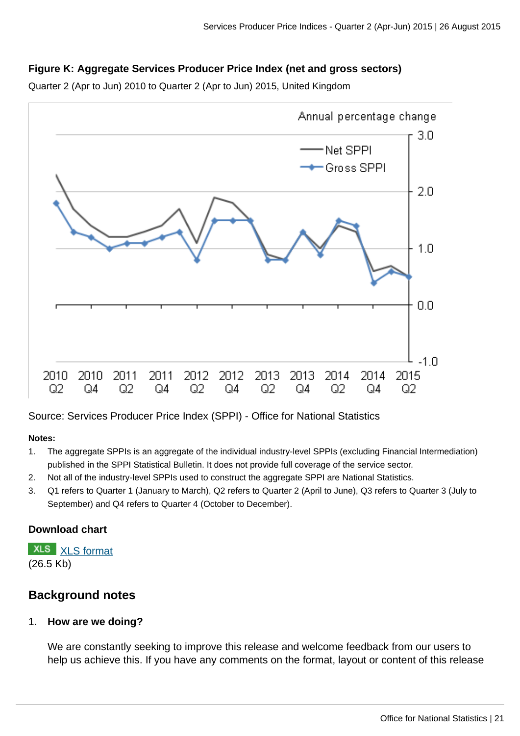**Figure K: Aggregate Services Producer Price Index (net and gross sectors)**

Quarter 2 (Apr to Jun) 2010 to Quarter 2 (Apr to Jun) 2015, United Kingdom

Source: Services Producer Price Index (SPPI) - Office for National Statistics

**Notes:**

1. The aggregate SPPIs is an aggregate of the individual industry-level SPPIs (excluding Financial Intermediation) published in the SPPI Statistical Bulletin. It does not provide full coverage of the service sector.
2. Not all of the industry-level SPPIs used to construct the aggregate SPPI are National Statistics.
3. Q1 refers to Quarter 1 (January to March), Q2 refers to Quarter 2 (April to June), Q3 refers to Quarter 3 (July to September) and Q4 refers to Quarter 4 (October to December).

**Download chart**

XLS XLS format
(26.5 Kb)

## Background notes

1. **How are we doing?**

   We are constantly seeking to improve this release and welcome feedback from our users to help us achieve this. If you have any comments on the format, layout or content of this release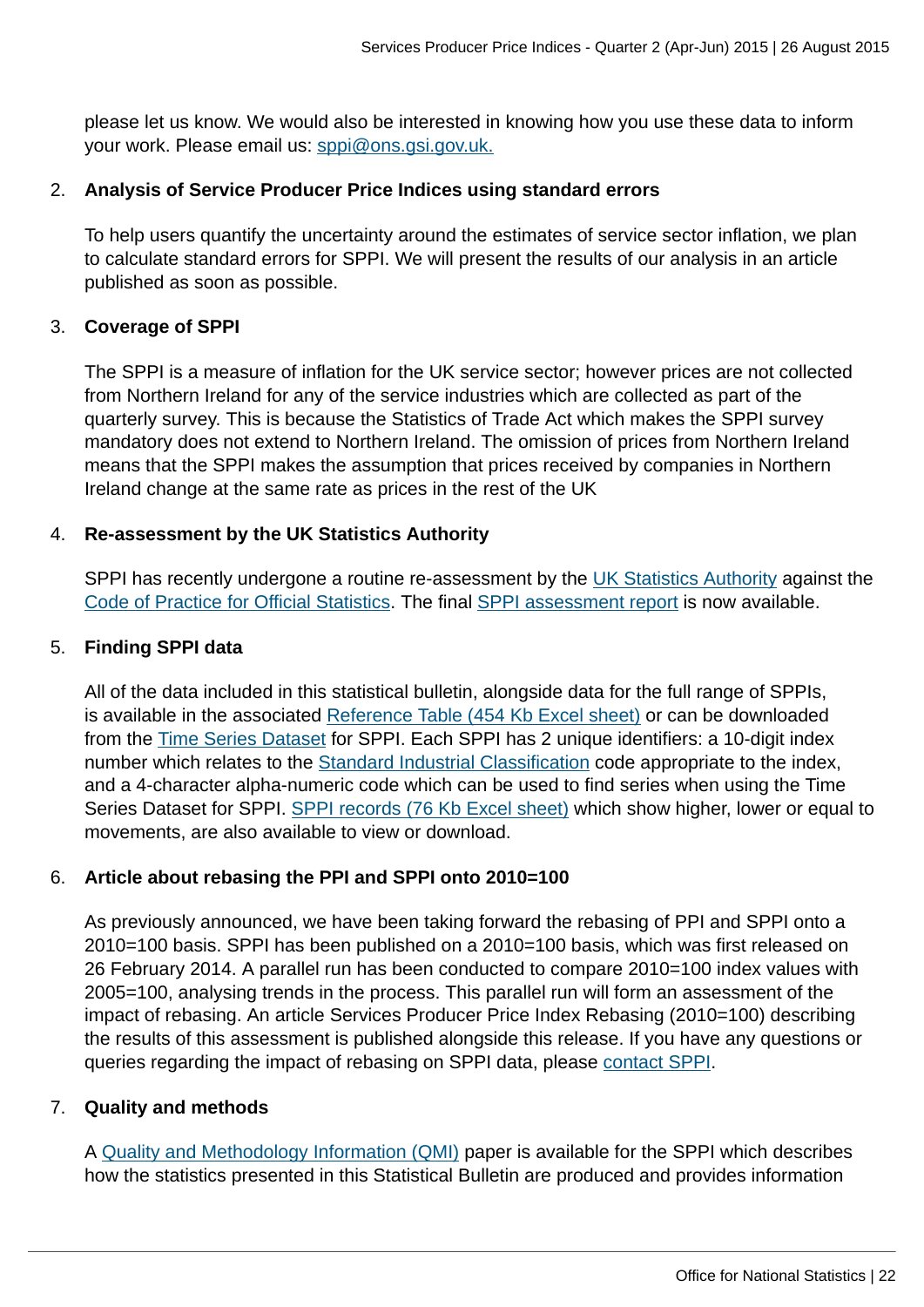please let us know. We would also be interested in knowing how you use these data to inform your work. Please email us: sppi@ons.gsi.gov.uk.

2. **Analysis of Service Producer Price Indices using standard errors**

   To help users quantify the uncertainty around the estimates of service sector inflation, we plan to calculate standard errors for SPPI. We will present the results of our analysis in an article published as soon as possible.

3. **Coverage of SPPI**

   The SPPI is a measure of inflation for the UK service sector; however prices are not collected from Northern Ireland for any of the service industries which are collected as part of the quarterly survey. This is because the Statistics of Trade Act which makes the SPPI survey mandatory does not extend to Northern Ireland. The omission of prices from Northern Ireland means that the SPPI makes the assumption that prices received by companies in Northern Ireland change at the same rate as prices in the rest of the UK

4. **Re-assessment by the UK Statistics Authority**

   SPPI has recently undergone a routine re-assessment by the UK Statistics Authority against the Code of Practice for Official Statistics. The final SPPI assessment report is now available.

5. **Finding SPPI data**

   All of the data included in this statistical bulletin, alongside data for the full range of SPPIs, is available in the associated Reference Table (454 Kb Excel sheet) or can be downloaded from the Time Series Dataset for SPPI. Each SPPI has 2 unique identifiers: a 10-digit index number which relates to the Standard Industrial Classification code appropriate to the index, and a 4-character alpha-numeric code which can be used to find series when using the Time Series Dataset for SPPI. SPPI records (76 Kb Excel sheet) which show higher, lower or equal to movements, are also available to view or download.

6. **Article about rebasing the PPI and SPPI onto 2010=100**

   As previously announced, we have been taking forward the rebasing of PPI and SPPI onto a 2010=100 basis. SPPI has been published on a 2010=100 basis, which was first released on 26 February 2014. A parallel run has been conducted to compare 2010=100 index values with 2005=100, analysing trends in the process. This parallel run will form an assessment of the impact of rebasing. An article Services Producer Price Index Rebasing (2010=100) describing the results of this assessment is published alongside this release. If you have any questions or queries regarding the impact of rebasing on SPPI data, please contact SPPI.

7. **Quality and methods**

   A Quality and Methodology Information (QMI) paper is available for the SPPI which describes how the statistics presented in this Statistical Bulletin are produced and provides information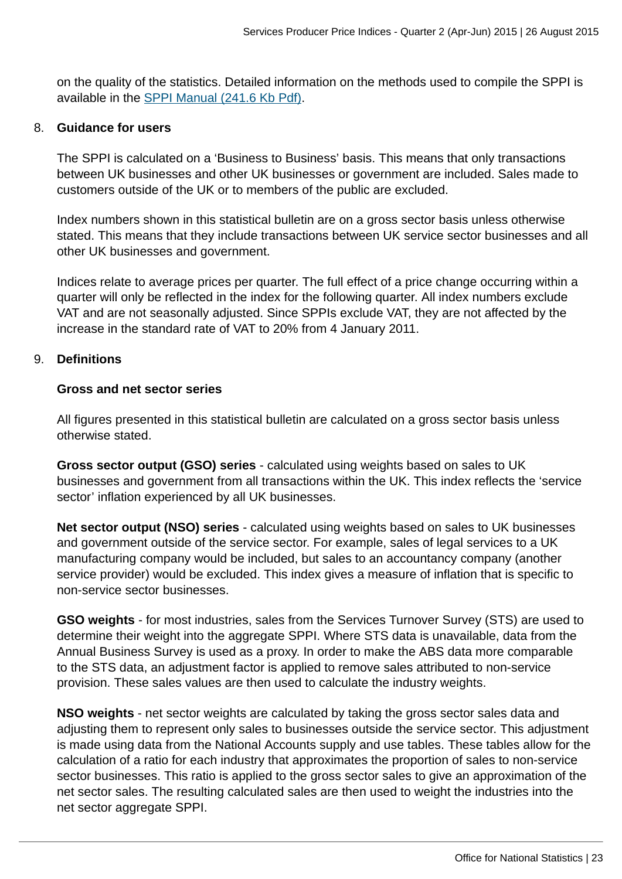on the quality of the statistics. Detailed information on the methods used to compile the SPPI is available in the [SPPI Manual (241.6 Kb Pdf)].

8. **Guidance for users**

The SPPI is calculated on a 'Business to Business' basis. This means that only transactions between UK businesses and other UK businesses or government are included. Sales made to customers outside of the UK or to members of the public are excluded.

Index numbers shown in this statistical bulletin are on a gross sector basis unless otherwise stated. This means that they include transactions between UK service sector businesses and all other UK businesses and government.

Indices relate to average prices per quarter. The full effect of a price change occurring within a quarter will only be reflected in the index for the following quarter. All index numbers exclude VAT and are not seasonally adjusted. Since SPPIs exclude VAT, they are not affected by the increase in the standard rate of VAT to 20% from 4 January 2011.

9. **Definitions**

**Gross and net sector series**

All figures presented in this statistical bulletin are calculated on a gross sector basis unless otherwise stated.

**Gross sector output (GSO) series** - calculated using weights based on sales to UK businesses and government from all transactions within the UK. This index reflects the 'service sector' inflation experienced by all UK businesses.

**Net sector output (NSO) series** - calculated using weights based on sales to UK businesses and government outside of the service sector. For example, sales of legal services to a UK manufacturing company would be included, but sales to an accountancy company (another service provider) would be excluded. This index gives a measure of inflation that is specific to non-service sector businesses.

**GSO weights** - for most industries, sales from the Services Turnover Survey (STS) are used to determine their weight into the aggregate SPPI. Where STS data is unavailable, data from the Annual Business Survey is used as a proxy. In order to make the ABS data more comparable to the STS data, an adjustment factor is applied to remove sales attributed to non-service provision. These sales values are then used to calculate the industry weights.

**NSO weights** - net sector weights are calculated by taking the gross sector sales data and adjusting them to represent only sales to businesses outside the service sector. This adjustment is made using data from the National Accounts supply and use tables. These tables allow for the calculation of a ratio for each industry that approximates the proportion of sales to non-service sector businesses. This ratio is applied to the gross sector sales to give an approximation of the net sector sales. The resulting calculated sales are then used to weight the industries into the net sector aggregate SPPI.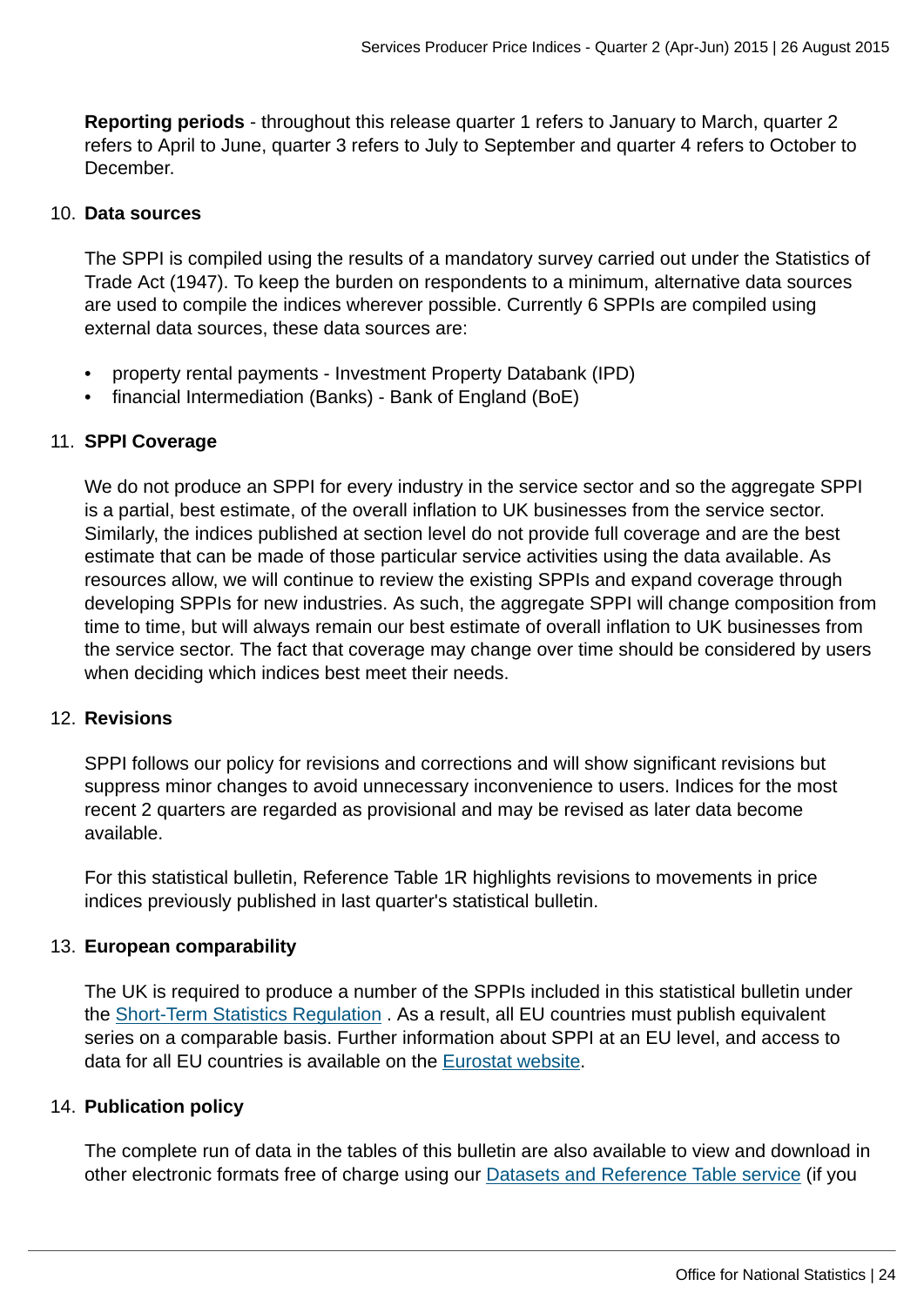**Reporting periods** - throughout this release quarter 1 refers to January to March, quarter 2 refers to April to June, quarter 3 refers to July to September and quarter 4 refers to October to December.

10. **Data sources**

    The SPPI is compiled using the results of a mandatory survey carried out under the Statistics of Trade Act (1947). To keep the burden on respondents to a minimum, alternative data sources are used to compile the indices wherever possible. Currently 6 SPPIs are compiled using external data sources, these data sources are:

    - property rental payments - Investment Property Databank (IPD)
    - financial Intermediation (Banks) - Bank of England (BoE)

11. **SPPI Coverage**

    We do not produce an SPPI for every industry in the service sector and so the aggregate SPPI is a partial, best estimate, of the overall inflation to UK businesses from the service sector. Similarly, the indices published at section level do not provide full coverage and are the best estimate that can be made of those particular service activities using the data available. As resources allow, we will continue to review the existing SPPIs and expand coverage through developing SPPIs for new industries. As such, the aggregate SPPI will change composition from time to time, but will always remain our best estimate of overall inflation to UK businesses from the service sector. The fact that coverage may change over time should be considered by users when deciding which indices best meet their needs.

12. **Revisions**

    SPPI follows our policy for revisions and corrections and will show significant revisions but suppress minor changes to avoid unnecessary inconvenience to users. Indices for the most recent 2 quarters are regarded as provisional and may be revised as later data become available.

    For this statistical bulletin, Reference Table 1R highlights revisions to movements in price indices previously published in last quarter's statistical bulletin.

13. **European comparability**

    The UK is required to produce a number of the SPPIs included in this statistical bulletin under the Short-Term Statistics Regulation . As a result, all EU countries must publish equivalent series on a comparable basis. Further information about SPPI at an EU level, and access to data for all EU countries is available on the Eurostat website.

14. **Publication policy**

    The complete run of data in the tables of this bulletin are also available to view and download in other electronic formats free of charge using our Datasets and Reference Table service (if you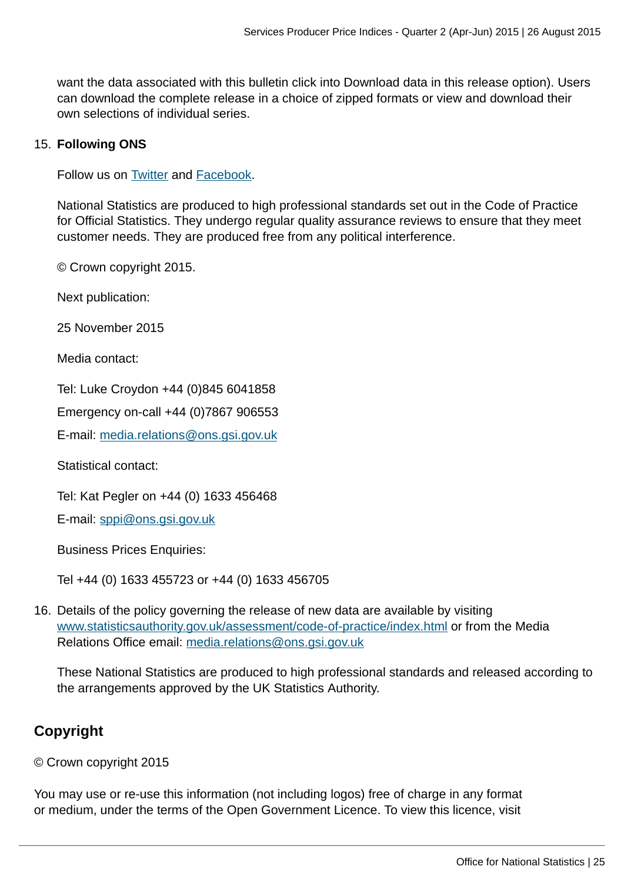want the data associated with this bulletin click into Download data in this release option). Users can download the complete release in a choice of zipped formats or view and download their own selections of individual series.

15. **Following ONS**

    Follow us on Twitter and Facebook.

    National Statistics are produced to high professional standards set out in the Code of Practice for Official Statistics. They undergo regular quality assurance reviews to ensure that they meet customer needs. They are produced free from any political interference.

    © Crown copyright 2015.

    Next publication:

    25 November 2015

    Media contact:

    Tel: Luke Croydon +44 (0)845 6041858

    Emergency on-call +44 (0)7867 906553

    E-mail: media.relations@ons.gsi.gov.uk

    Statistical contact:

    Tel: Kat Pegler on +44 (0) 1633 456468

    E-mail: sppi@ons.gsi.gov.uk

    Business Prices Enquiries:

    Tel +44 (0) 1633 455723 or +44 (0) 1633 456705

16. Details of the policy governing the release of new data are available by visiting www.statisticsauthority.gov.uk/assessment/code-of-practice/index.html or from the Media Relations Office email: media.relations@ons.gsi.gov.uk

    These National Statistics are produced to high professional standards and released according to the arrangements approved by the UK Statistics Authority.

## Copyright

© Crown copyright 2015

You may use or re-use this information (not including logos) free of charge in any format or medium, under the terms of the Open Government Licence. To view this licence, visit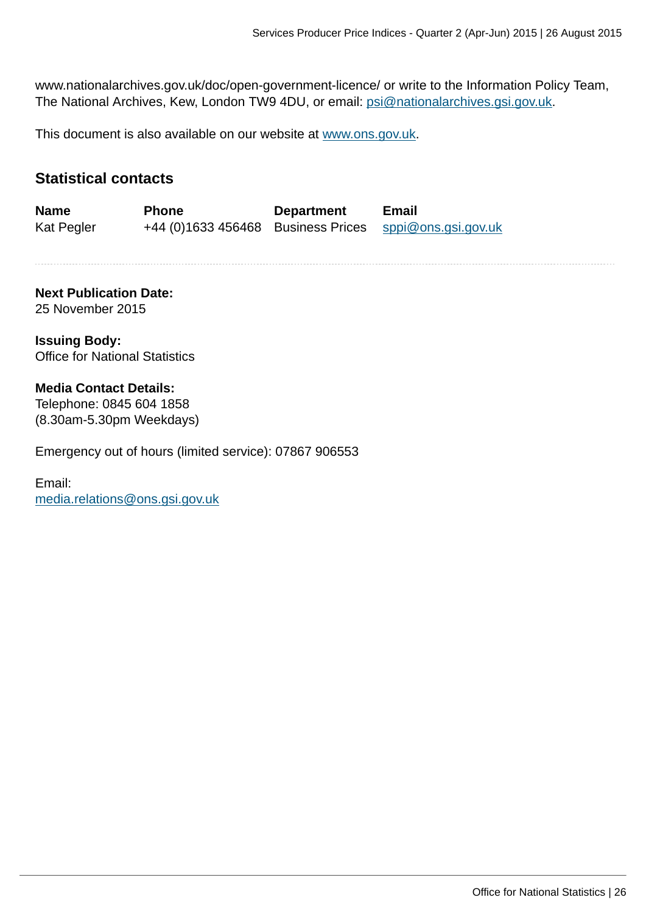www.nationalarchives.gov.uk/doc/open-government-licence/ or write to the Information Policy Team, The National Archives, Kew, London TW9 4DU, or email: psi@nationalarchives.gsi.gov.uk.

This document is also available on our website at www.ons.gov.uk.

## Statistical contacts

| Name | Phone | Department | Email |
|---|---|---|---|
| Kat Pegler | +44 (0)1633 456468 | Business Prices | sppi@ons.gsi.gov.uk |

---

**Next Publication Date:**
25 November 2015

**Issuing Body:**
Office for National Statistics

**Media Contact Details:**
Telephone: 0845 604 1858
(8.30am-5.30pm Weekdays)

Emergency out of hours (limited service): 07867 906553

Email:
media.relations@ons.gsi.gov.uk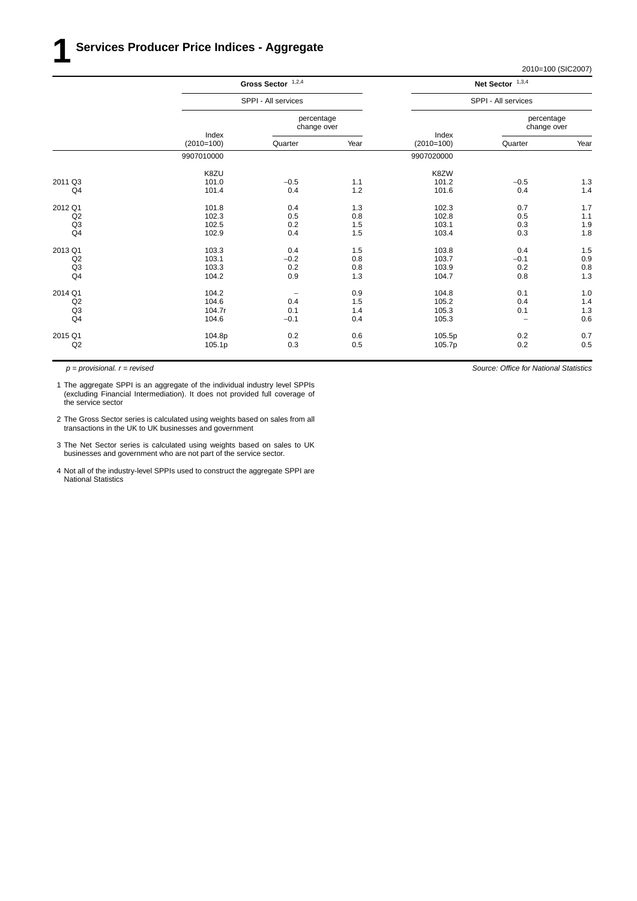# 1 Services Producer Price Indices - Aggregate

2010=100 (SIC2007)

| | Gross Sector [1,2,4] | | | Net Sector [1,3,4] | | |
|---|---|---|---|---|---|---|
| | SPPI - All services | | | SPPI - All services | | |
| | Index (2010=100) | percentage change over Quarter | percentage change over Year | Index (2010=100) | percentage change over Quarter | percentage change over Year |
| | 9907010000 | | | 9907020000 | | |
| | K8ZU | | | K8ZW | | |
| 2011 Q3 | 101.0 | −0.5 | 1.1 | 101.2 | −0.5 | 1.3 |
| Q4 | 101.4 | 0.4 | 1.2 | 101.6 | 0.4 | 1.4 |
| 2012 Q1 | 101.8 | 0.4 | 1.3 | 102.3 | 0.7 | 1.7 |
| Q2 | 102.3 | 0.5 | 0.8 | 102.8 | 0.5 | 1.1 |
| Q3 | 102.5 | 0.2 | 1.5 | 103.1 | 0.3 | 1.9 |
| Q4 | 102.9 | 0.4 | 1.5 | 103.4 | 0.3 | 1.8 |
| 2013 Q1 | 103.3 | 0.4 | 1.5 | 103.8 | 0.4 | 1.5 |
| Q2 | 103.1 | −0.2 | 0.8 | 103.7 | −0.1 | 0.9 |
| Q3 | 103.3 | 0.2 | 0.8 | 103.9 | 0.2 | 0.8 |
| Q4 | 104.2 | 0.9 | 1.3 | 104.7 | 0.8 | 1.3 |
| 2014 Q1 | 104.2 | – | 0.9 | 104.8 | 0.1 | 1.0 |
| Q2 | 104.6 | 0.4 | 1.5 | 105.2 | 0.4 | 1.4 |
| Q3 | 104.7r | 0.1 | 1.4 | 105.3 | 0.1 | 1.3 |
| Q4 | 104.6 | −0.1 | 0.4 | 105.3 | – | 0.6 |
| 2015 Q1 | 104.8p | 0.2 | 0.6 | 105.5p | 0.2 | 0.7 |
| Q2 | 105.1p | 0.3 | 0.5 | 105.7p | 0.2 | 0.5 |

*p = provisional. r = revised*

*Source: Office for National Statistics*

1 The aggregate SPPI is an aggregate of the individual industry level SPPIs (excluding Financial Intermediation). It does not provided full coverage of the service sector

2 The Gross Sector series is calculated using weights based on sales from all transactions in the UK to UK businesses and government

3 The Net Sector series is calculated using weights based on sales to UK businesses and government who are not part of the service sector.

4 Not all of the industry-level SPPIs used to construct the aggregate SPPI are National Statistics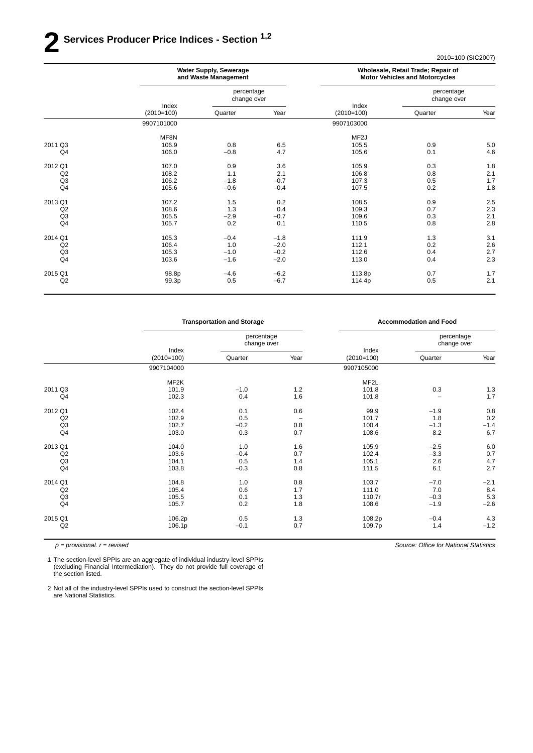# 2 Services Producer Price Indices - Section [1,2]

2010=100 (SIC2007)

| | Water Supply, Sewerage and Waste Management | | | Wholesale, Retail Trade; Repair of Motor Vehicles and Motorcycles | | |
|---|---|---|---|---|---|---|
| | | percentage change over | | | percentage change over | |
| | Index (2010=100) | Quarter | Year | Index (2010=100) | Quarter | Year |
| | 9907101000 | | | 9907103000 | | |
| | MF8N | | | MF2J | | |
| 2011 Q3 | 106.9 | 0.8 | 6.5 | 105.5 | 0.9 | 5.0 |
| Q4 | 106.0 | −0.8 | 4.7 | 105.6 | 0.1 | 4.6 |
| 2012 Q1 | 107.0 | 0.9 | 3.6 | 105.9 | 0.3 | 1.8 |
| Q2 | 108.2 | 1.1 | 2.1 | 106.8 | 0.8 | 2.1 |
| Q3 | 106.2 | −1.8 | −0.7 | 107.3 | 0.5 | 1.7 |
| Q4 | 105.6 | −0.6 | −0.4 | 107.5 | 0.2 | 1.8 |
| 2013 Q1 | 107.2 | 1.5 | 0.2 | 108.5 | 0.9 | 2.5 |
| Q2 | 108.6 | 1.3 | 0.4 | 109.3 | 0.7 | 2.3 |
| Q3 | 105.5 | −2.9 | −0.7 | 109.6 | 0.3 | 2.1 |
| Q4 | 105.7 | 0.2 | 0.1 | 110.5 | 0.8 | 2.8 |
| 2014 Q1 | 105.3 | −0.4 | −1.8 | 111.9 | 1.3 | 3.1 |
| Q2 | 106.4 | 1.0 | −2.0 | 112.1 | 0.2 | 2.6 |
| Q3 | 105.3 | −1.0 | −0.2 | 112.6 | 0.4 | 2.7 |
| Q4 | 103.6 | −1.6 | −2.0 | 113.0 | 0.4 | 2.3 |
| 2015 Q1 | 98.8p | −4.6 | −6.2 | 113.8p | 0.7 | 1.7 |
| Q2 | 99.3p | 0.5 | −6.7 | 114.4p | 0.5 | 2.1 |

| | Transportation and Storage | | | Accommodation and Food | | |
|---|---|---|---|---|---|---|
| | | percentage change over | | | percentage change over | |
| | Index (2010=100) | Quarter | Year | Index (2010=100) | Quarter | Year |
| | 9907104000 | | | 9907105000 | | |
| | MF2K | | | MF2L | | |
| 2011 Q3 | 101.9 | −1.0 | 1.2 | 101.8 | 0.3 | 1.3 |
| Q4 | 102.3 | 0.4 | 1.6 | 101.8 | – | 1.7 |
| 2012 Q1 | 102.4 | 0.1 | 0.6 | 99.9 | −1.9 | 0.8 |
| Q2 | 102.9 | 0.5 | – | 101.7 | 1.8 | 0.2 |
| Q3 | 102.7 | −0.2 | 0.8 | 100.4 | −1.3 | −1.4 |
| Q4 | 103.0 | 0.3 | 0.7 | 108.6 | 8.2 | 6.7 |
| 2013 Q1 | 104.0 | 1.0 | 1.6 | 105.9 | −2.5 | 6.0 |
| Q2 | 103.6 | −0.4 | 0.7 | 102.4 | −3.3 | 0.7 |
| Q3 | 104.1 | 0.5 | 1.4 | 105.1 | 2.6 | 4.7 |
| Q4 | 103.8 | −0.3 | 0.8 | 111.5 | 6.1 | 2.7 |
| 2014 Q1 | 104.8 | 1.0 | 0.8 | 103.7 | −7.0 | −2.1 |
| Q2 | 105.4 | 0.6 | 1.7 | 111.0 | 7.0 | 8.4 |
| Q3 | 105.5 | 0.1 | 1.3 | 110.7r | −0.3 | 5.3 |
| Q4 | 105.7 | 0.2 | 1.8 | 108.6 | −1.9 | −2.6 |
| 2015 Q1 | 106.2p | 0.5 | 1.3 | 108.2p | −0.4 | 4.3 |
| Q2 | 106.1p | −0.1 | 0.7 | 109.7p | 1.4 | −1.2 |

*p = provisional. r = revised*

*Source: Office for National Statistics*

1 The section-level SPPIs are an aggregate of individual industry-level SPPIs (excluding Financial Intermediation). They do not provide full coverage of the section listed.

2 Not all of the industry-level SPPIs used to construct the section-level SPPIs are National Statistics.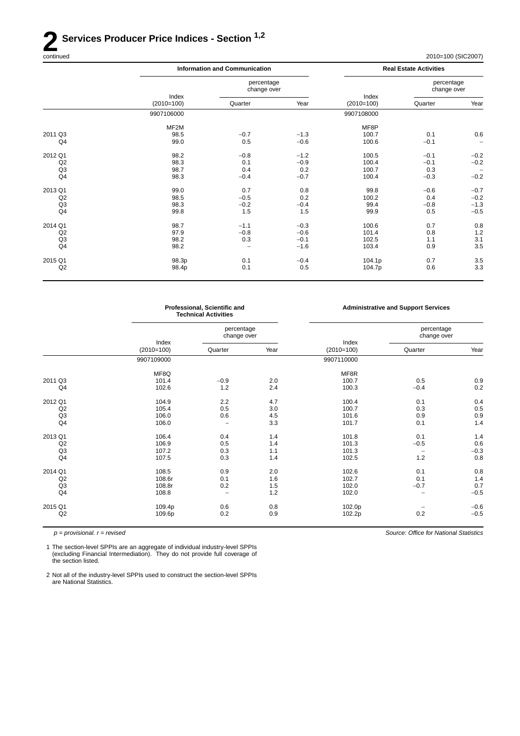# 2 Services Producer Price Indices - Section [1,2]

continued

2010=100 (SIC2007)

| | Information and Communication | | | Real Estate Activities | | |
|---|---|---|---|---|---|---|
| | Index (2010=100) | percentage change over | | Index (2010=100) | percentage change over | |
| | | Quarter | Year | | Quarter | Year |
| | 9907106000 | | | 9907108000 | | |
| | MF2M | | | MF8P | | |
| 2011 Q3 | 98.5 | −0.7 | −1.3 | 100.7 | 0.1 | 0.6 |
| Q4 | 99.0 | 0.5 | −0.6 | 100.6 | −0.1 | – |
| 2012 Q1 | 98.2 | −0.8 | −1.2 | 100.5 | −0.1 | −0.2 |
| Q2 | 98.3 | 0.1 | −0.9 | 100.4 | −0.1 | −0.2 |
| Q3 | 98.7 | 0.4 | 0.2 | 100.7 | 0.3 | – |
| Q4 | 98.3 | −0.4 | −0.7 | 100.4 | −0.3 | −0.2 |
| 2013 Q1 | 99.0 | 0.7 | 0.8 | 99.8 | −0.6 | −0.7 |
| Q2 | 98.5 | −0.5 | 0.2 | 100.2 | 0.4 | −0.2 |
| Q3 | 98.3 | −0.2 | −0.4 | 99.4 | −0.8 | −1.3 |
| Q4 | 99.8 | 1.5 | 1.5 | 99.9 | 0.5 | −0.5 |
| 2014 Q1 | 98.7 | −1.1 | −0.3 | 100.6 | 0.7 | 0.8 |
| Q2 | 97.9 | −0.8 | −0.6 | 101.4 | 0.8 | 1.2 |
| Q3 | 98.2 | 0.3 | −0.1 | 102.5 | 1.1 | 3.1 |
| Q4 | 98.2 | – | −1.6 | 103.4 | 0.9 | 3.5 |
| 2015 Q1 | 98.3p | 0.1 | −0.4 | 104.1p | 0.7 | 3.5 |
| Q2 | 98.4p | 0.1 | 0.5 | 104.7p | 0.6 | 3.3 |

| | Professional, Scientific and Technical Activities | | | Administrative and Support Services | | |
|---|---|---|---|---|---|---|
| | Index (2010=100) | percentage change over | | Index (2010=100) | percentage change over | |
| | | Quarter | Year | | Quarter | Year |
| | 9907109000 | | | 9907110000 | | |
| | MF8Q | | | MF8R | | |
| 2011 Q3 | 101.4 | −0.9 | 2.0 | 100.7 | 0.5 | 0.9 |
| Q4 | 102.6 | 1.2 | 2.4 | 100.3 | −0.4 | 0.2 |
| 2012 Q1 | 104.9 | 2.2 | 4.7 | 100.4 | 0.1 | 0.4 |
| Q2 | 105.4 | 0.5 | 3.0 | 100.7 | 0.3 | 0.5 |
| Q3 | 106.0 | 0.6 | 4.5 | 101.6 | 0.9 | 0.9 |
| Q4 | 106.0 | – | 3.3 | 101.7 | 0.1 | 1.4 |
| 2013 Q1 | 106.4 | 0.4 | 1.4 | 101.8 | 0.1 | 1.4 |
| Q2 | 106.9 | 0.5 | 1.4 | 101.3 | −0.5 | 0.6 |
| Q3 | 107.2 | 0.3 | 1.1 | 101.3 | – | −0.3 |
| Q4 | 107.5 | 0.3 | 1.4 | 102.5 | 1.2 | 0.8 |
| 2014 Q1 | 108.5 | 0.9 | 2.0 | 102.6 | 0.1 | 0.8 |
| Q2 | 108.6r | 0.1 | 1.6 | 102.7 | 0.1 | 1.4 |
| Q3 | 108.8r | 0.2 | 1.5 | 102.0 | −0.7 | 0.7 |
| Q4 | 108.8 | – | 1.2 | 102.0 | – | −0.5 |
| 2015 Q1 | 109.4p | 0.6 | 0.8 | 102.0p | – | −0.6 |
| Q2 | 109.6p | 0.2 | 0.9 | 102.2p | 0.2 | −0.5 |

*p = provisional. r = revised*

*Source: Office for National Statistics*

1 The section-level SPPIs are an aggregate of individual industry-level SPPIs (excluding Financial Intermediation). They do not provide full coverage of the section listed.

2 Not all of the industry-level SPPIs used to construct the section-level SPPIs are National Statistics.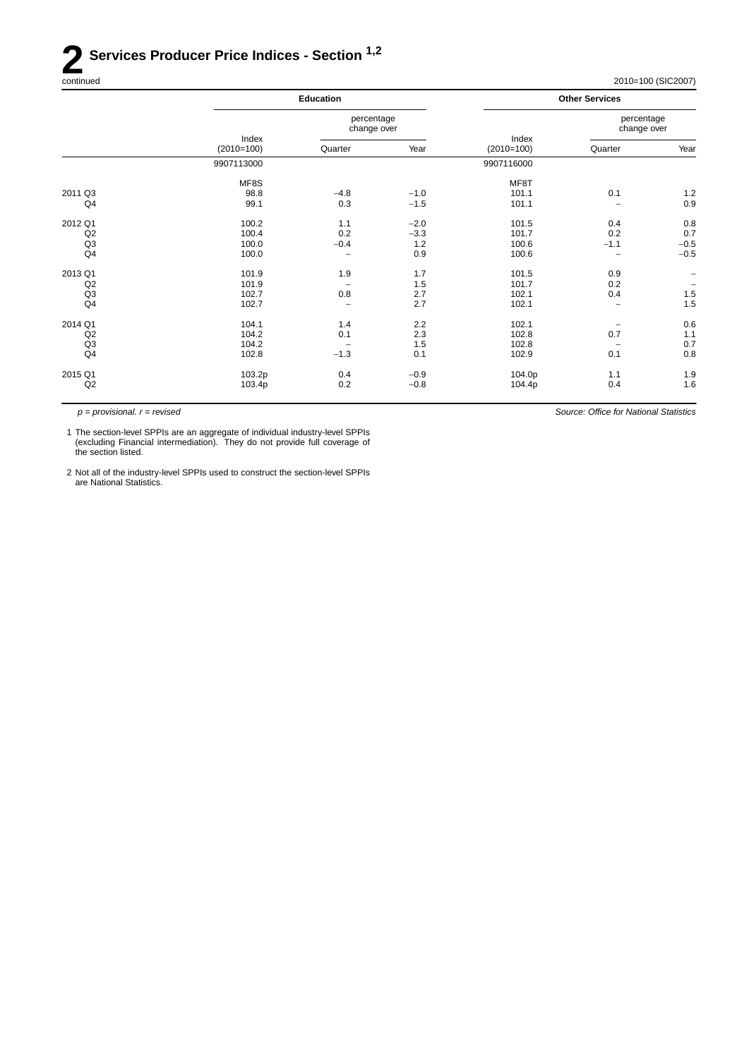# 2 Services Producer Price Indices - Section [1,2]

continued

2010=100 (SIC2007)

| | Education | | | Other Services | | |
|---|---|---|---|---|---|---|
| | | percentage change over | | | percentage change over | |
| | Index (2010=100) | Quarter | Year | Index (2010=100) | Quarter | Year |
| | 9907113000 | | | 9907116000 | | |
| | MF8S | | | MF8T | | |
| 2011 Q3 | 98.8 | −4.8 | −1.0 | 101.1 | 0.1 | 1.2 |
| Q4 | 99.1 | 0.3 | −1.5 | 101.1 | – | 0.9 |
| 2012 Q1 | 100.2 | 1.1 | −2.0 | 101.5 | 0.4 | 0.8 |
| Q2 | 100.4 | 0.2 | −3.3 | 101.7 | 0.2 | 0.7 |
| Q3 | 100.0 | −0.4 | 1.2 | 100.6 | −1.1 | −0.5 |
| Q4 | 100.0 | – | 0.9 | 100.6 | – | −0.5 |
| 2013 Q1 | 101.9 | 1.9 | 1.7 | 101.5 | 0.9 | – |
| Q2 | 101.9 | – | 1.5 | 101.7 | 0.2 | – |
| Q3 | 102.7 | 0.8 | 2.7 | 102.1 | 0.4 | 1.5 |
| Q4 | 102.7 | – | 2.7 | 102.1 | – | 1.5 |
| 2014 Q1 | 104.1 | 1.4 | 2.2 | 102.1 | – | 0.6 |
| Q2 | 104.2 | 0.1 | 2.3 | 102.8 | 0.7 | 1.1 |
| Q3 | 104.2 | – | 1.5 | 102.8 | – | 0.7 |
| Q4 | 102.8 | −1.3 | 0.1 | 102.9 | 0.1 | 0.8 |
| 2015 Q1 | 103.2p | 0.4 | −0.9 | 104.0p | 1.1 | 1.9 |
| Q2 | 103.4p | 0.2 | −0.8 | 104.4p | 0.4 | 1.6 |

*p = provisional. r = revised*

*Source: Office for National Statistics*

1 The section-level SPPIs are an aggregate of individual industry-level SPPIs (excluding Financial intermediation). They do not provide full coverage of the section listed.

2 Not all of the industry-level SPPIs used to construct the section-level SPPIs are National Statistics.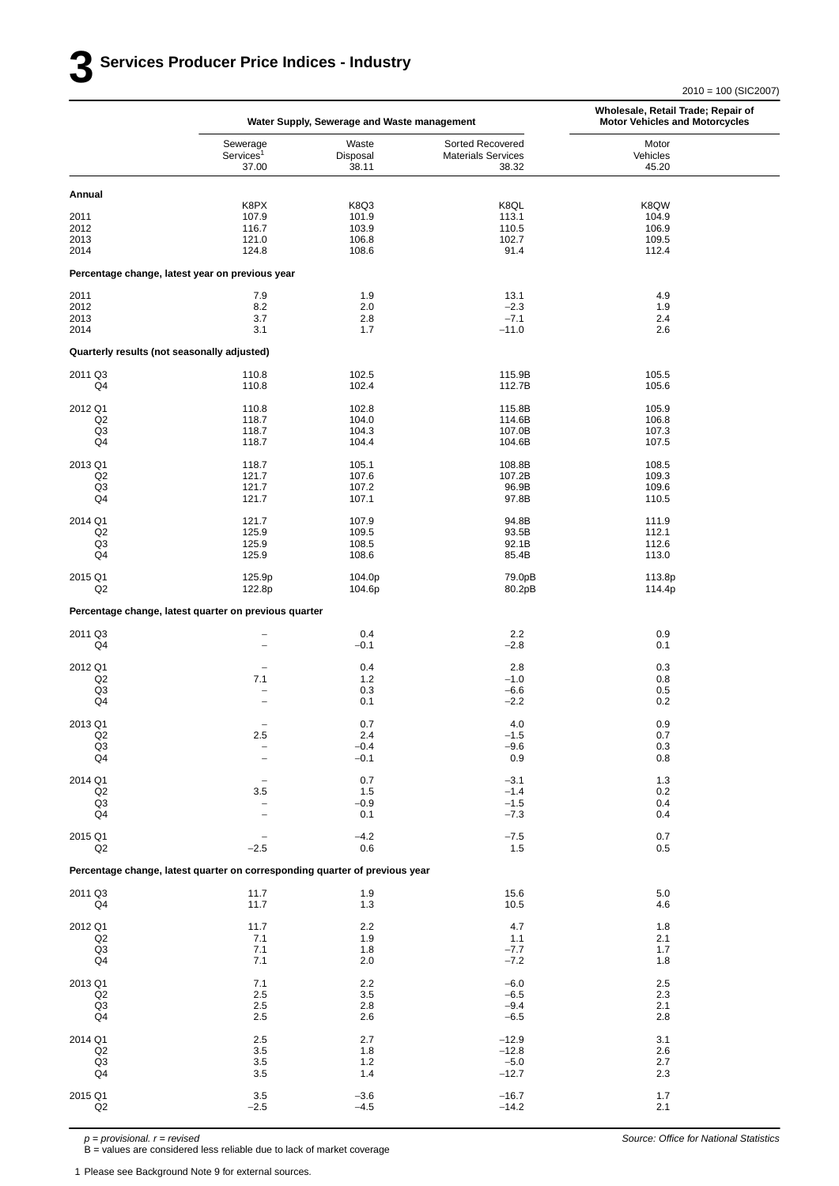# 3 Services Producer Price Indices - Industry

2010 = 100 (SIC2007)

| | Water Supply, Sewerage and Waste management | | | Wholesale, Retail Trade; Repair of Motor Vehicles and Motorcycles |
|---|---|---|---|---|
| | Sewerage Services[1] 37.00 | Waste Disposal 38.11 | Sorted Recovered Materials Services 38.32 | Motor Vehicles 45.20 |
| **Annual** | | | | |
| | K8PX | K8Q3 | K8QL | K8QW |
| 2011 | 107.9 | 101.9 | 113.1 | 104.9 |
| 2012 | 116.7 | 103.9 | 110.5 | 106.9 |
| 2013 | 121.0 | 106.8 | 102.7 | 109.5 |
| 2014 | 124.8 | 108.6 | 91.4 | 112.4 |
| **Percentage change, latest year on previous year** | | | | |
| 2011 | 7.9 | 1.9 | 13.1 | 4.9 |
| 2012 | 8.2 | 2.0 | −2.3 | 1.9 |
| 2013 | 3.7 | 2.8 | −7.1 | 2.4 |
| 2014 | 3.1 | 1.7 | −11.0 | 2.6 |
| **Quarterly results (not seasonally adjusted)** | | | | |
| 2011 Q3 | 110.8 | 102.5 | 115.9B | 105.5 |
| Q4 | 110.8 | 102.4 | 112.7B | 105.6 |
| 2012 Q1 | 110.8 | 102.8 | 115.8B | 105.9 |
| Q2 | 118.7 | 104.0 | 114.6B | 106.8 |
| Q3 | 118.7 | 104.3 | 107.0B | 107.3 |
| Q4 | 118.7 | 104.4 | 104.6B | 107.5 |
| 2013 Q1 | 118.7 | 105.1 | 108.8B | 108.5 |
| Q2 | 121.7 | 107.6 | 107.2B | 109.3 |
| Q3 | 121.7 | 107.2 | 96.9B | 109.6 |
| Q4 | 121.7 | 107.1 | 97.8B | 110.5 |
| 2014 Q1 | 121.7 | 107.9 | 94.8B | 111.9 |
| Q2 | 125.9 | 109.5 | 93.5B | 112.1 |
| Q3 | 125.9 | 108.5 | 92.1B | 112.6 |
| Q4 | 125.9 | 108.6 | 85.4B | 113.0 |
| 2015 Q1 | 125.9p | 104.0p | 79.0pB | 113.8p |
| Q2 | 122.8p | 104.6p | 80.2pB | 114.4p |
| **Percentage change, latest quarter on previous quarter** | | | | |
| 2011 Q3 | – | 0.4 | 2.2 | 0.9 |
| Q4 | – | −0.1 | −2.8 | 0.1 |
| 2012 Q1 | – | 0.4 | 2.8 | 0.3 |
| Q2 | 7.1 | 1.2 | −1.0 | 0.8 |
| Q3 | – | 0.3 | −6.6 | 0.5 |
| Q4 | – | 0.1 | −2.2 | 0.2 |
| 2013 Q1 | – | 0.7 | 4.0 | 0.9 |
| Q2 | 2.5 | 2.4 | −1.5 | 0.7 |
| Q3 | – | −0.4 | −9.6 | 0.3 |
| Q4 | – | −0.1 | 0.9 | 0.8 |
| 2014 Q1 | – | 0.7 | −3.1 | 1.3 |
| Q2 | 3.5 | 1.5 | −1.4 | 0.2 |
| Q3 | – | −0.9 | −1.5 | 0.4 |
| Q4 | – | 0.1 | −7.3 | 0.4 |
| 2015 Q1 | – | −4.2 | −7.5 | 0.7 |
| Q2 | −2.5 | 0.6 | 1.5 | 0.5 |
| **Percentage change, latest quarter on corresponding quarter of previous year** | | | | |
| 2011 Q3 | 11.7 | 1.9 | 15.6 | 5.0 |
| Q4 | 11.7 | 1.3 | 10.5 | 4.6 |
| 2012 Q1 | 11.7 | 2.2 | 4.7 | 1.8 |
| Q2 | 7.1 | 1.9 | 1.1 | 2.1 |
| Q3 | 7.1 | 1.8 | −7.7 | 1.7 |
| Q4 | 7.1 | 2.0 | −7.2 | 1.8 |
| 2013 Q1 | 7.1 | 2.2 | −6.0 | 2.5 |
| Q2 | 2.5 | 3.5 | −6.5 | 2.3 |
| Q3 | 2.5 | 2.8 | −9.4 | 2.1 |
| Q4 | 2.5 | 2.6 | −6.5 | 2.8 |
| 2014 Q1 | 2.5 | 2.7 | −12.9 | 3.1 |
| Q2 | 3.5 | 1.8 | −12.8 | 2.6 |
| Q3 | 3.5 | 1.2 | −5.0 | 2.7 |
| Q4 | 3.5 | 1.4 | −12.7 | 2.3 |
| 2015 Q1 | 3.5 | −3.6 | −16.7 | 1.7 |
| Q2 | −2.5 | −4.5 | −14.2 | 2.1 |

*p = provisional. r = revised*
B = values are considered less reliable due to lack of market coverage

*Source: Office for National Statistics*

1 Please see Background Note 9 for external sources.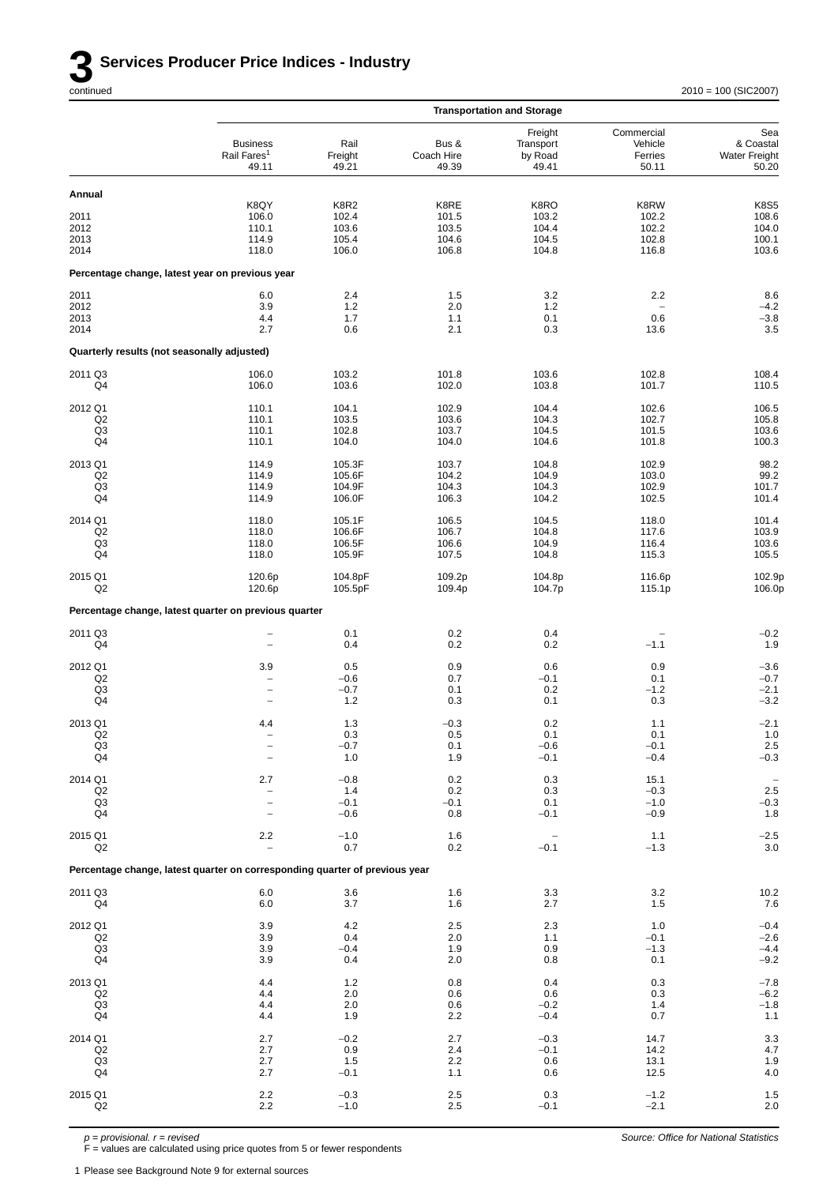# 3 Services Producer Price Indices - Industry

continued

2010 = 100 (SIC2007)

| | Transportation and Storage | | | | | |
|---|---|---|---|---|---|---|
| | Business Rail Fares[1] 49.11 | Rail Freight 49.21 | Bus & Coach Hire 49.39 | Freight Transport by Road 49.41 | Commercial Vehicle Ferries 50.11 | Sea & Coastal Water Freight 50.20 |
| **Annual** | | | | | | |
| | K8QY | K8R2 | K8RE | K8RO | K8RW | K8S5 |
| 2011 | 106.0 | 102.4 | 101.5 | 103.2 | 102.2 | 108.6 |
| 2012 | 110.1 | 103.6 | 103.5 | 104.4 | 102.2 | 104.0 |
| 2013 | 114.9 | 105.4 | 104.6 | 104.5 | 102.8 | 100.1 |
| 2014 | 118.0 | 106.0 | 106.8 | 104.8 | 116.8 | 103.6 |
| **Percentage change, latest year on previous year** | | | | | | |
| 2011 | 6.0 | 2.4 | 1.5 | 3.2 | 2.2 | 8.6 |
| 2012 | 3.9 | 1.2 | 2.0 | 1.2 | – | –4.2 |
| 2013 | 4.4 | 1.7 | 1.1 | 0.1 | 0.6 | –3.8 |
| 2014 | 2.7 | 0.6 | 2.1 | 0.3 | 13.6 | 3.5 |
| **Quarterly results (not seasonally adjusted)** | | | | | | |
| 2011 Q3 | 106.0 | 103.2 | 101.8 | 103.6 | 102.8 | 108.4 |
| Q4 | 106.0 | 103.6 | 102.0 | 103.8 | 101.7 | 110.5 |
| 2012 Q1 | 110.1 | 104.1 | 102.9 | 104.4 | 102.6 | 106.5 |
| Q2 | 110.1 | 103.5 | 103.6 | 104.3 | 102.7 | 105.8 |
| Q3 | 110.1 | 102.8 | 103.7 | 104.5 | 101.5 | 103.6 |
| Q4 | 110.1 | 104.0 | 104.0 | 104.6 | 101.8 | 100.3 |
| 2013 Q1 | 114.9 | 105.3F | 103.7 | 104.8 | 102.9 | 98.2 |
| Q2 | 114.9 | 105.6F | 104.2 | 104.9 | 103.0 | 99.2 |
| Q3 | 114.9 | 104.9F | 104.3 | 104.3 | 102.9 | 101.7 |
| Q4 | 114.9 | 106.0F | 106.3 | 104.2 | 102.5 | 101.4 |
| 2014 Q1 | 118.0 | 105.1F | 106.5 | 104.5 | 118.0 | 101.4 |
| Q2 | 118.0 | 106.6F | 106.7 | 104.8 | 117.6 | 103.9 |
| Q3 | 118.0 | 106.5F | 106.6 | 104.9 | 116.4 | 103.6 |
| Q4 | 118.0 | 105.9F | 107.5 | 104.8 | 115.3 | 105.5 |
| 2015 Q1 | 120.6p | 104.8pF | 109.2p | 104.8p | 116.6p | 102.9p |
| Q2 | 120.6p | 105.5pF | 109.4p | 104.7p | 115.1p | 106.0p |
| **Percentage change, latest quarter on previous quarter** | | | | | | |
| 2011 Q3 | – | 0.1 | 0.2 | 0.4 | – | –0.2 |
| Q4 | – | 0.4 | 0.2 | 0.2 | –1.1 | 1.9 |
| 2012 Q1 | 3.9 | 0.5 | 0.9 | 0.6 | 0.9 | –3.6 |
| Q2 | – | –0.6 | 0.7 | –0.1 | 0.1 | –0.7 |
| Q3 | – | –0.7 | 0.1 | 0.2 | –1.2 | –2.1 |
| Q4 | – | 1.2 | 0.3 | 0.1 | 0.3 | –3.2 |
| 2013 Q1 | 4.4 | 1.3 | –0.3 | 0.2 | 1.1 | –2.1 |
| Q2 | – | 0.3 | 0.5 | 0.1 | 0.1 | 1.0 |
| Q3 | – | –0.7 | 0.1 | –0.6 | –0.1 | 2.5 |
| Q4 | – | 1.0 | 1.9 | –0.1 | –0.4 | –0.3 |
| 2014 Q1 | 2.7 | –0.8 | 0.2 | 0.3 | 15.1 | – |
| Q2 | – | 1.4 | 0.2 | 0.3 | –0.3 | 2.5 |
| Q3 | – | –0.1 | –0.1 | 0.1 | –1.0 | –0.3 |
| Q4 | – | –0.6 | 0.8 | –0.1 | –0.9 | 1.8 |
| 2015 Q1 | 2.2 | –1.0 | 1.6 | – | 1.1 | –2.5 |
| Q2 | – | 0.7 | 0.2 | –0.1 | –1.3 | 3.0 |
| **Percentage change, latest quarter on corresponding quarter of previous year** | | | | | | |
| 2011 Q3 | 6.0 | 3.6 | 1.6 | 3.3 | 3.2 | 10.2 |
| Q4 | 6.0 | 3.7 | 1.6 | 2.7 | 1.5 | 7.6 |
| 2012 Q1 | 3.9 | 4.2 | 2.5 | 2.3 | 1.0 | –0.4 |
| Q2 | 3.9 | 0.4 | 2.0 | 1.1 | –0.1 | –2.6 |
| Q3 | 3.9 | –0.4 | 1.9 | 0.9 | –1.3 | –4.4 |
| Q4 | 3.9 | 0.4 | 2.0 | 0.8 | 0.1 | –9.2 |
| 2013 Q1 | 4.4 | 1.2 | 0.8 | 0.4 | 0.3 | –7.8 |
| Q2 | 4.4 | 2.0 | 0.6 | 0.6 | 0.3 | –6.2 |
| Q3 | 4.4 | 2.0 | 0.6 | –0.2 | 1.4 | –1.8 |
| Q4 | 4.4 | 1.9 | 2.2 | –0.4 | 0.7 | 1.1 |
| 2014 Q1 | 2.7 | –0.2 | 2.7 | –0.3 | 14.7 | 3.3 |
| Q2 | 2.7 | 0.9 | 2.4 | –0.1 | 14.2 | 4.7 |
| Q3 | 2.7 | 1.5 | 2.2 | 0.6 | 13.1 | 1.9 |
| Q4 | 2.7 | –0.1 | 1.1 | 0.6 | 12.5 | 4.0 |
| 2015 Q1 | 2.2 | –0.3 | 2.5 | 0.3 | –1.2 | 1.5 |
| Q2 | 2.2 | –1.0 | 2.5 | –0.1 | –2.1 | 2.0 |

*p = provisional. r = revised*

F = values are calculated using price quotes from 5 or fewer respondents

*Source: Office for National Statistics*

1 Please see Background Note 9 for external sources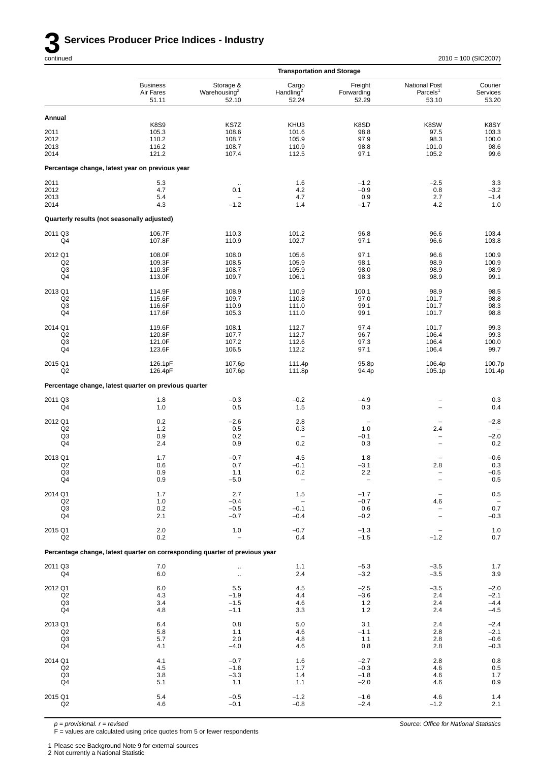# 3 Services Producer Price Indices - Industry

continued

2010 = 100 (SIC2007)

| | Transportation and Storage | | | | | |
|---|---|---|---|---|---|---|
| | Business Air Fares 51.11 | Storage & Warehousing[2] 52.10 | Cargo Handling[2] 52.24 | Freight Forwarding 52.29 | National Post Parcels[1] 53.10 | Courier Services 53.20 |
| **Annual** | | | | | | |
| | K8S9 | KS7Z | KHU3 | K8SD | K8SW | K8SY |
| 2011 | 105.3 | 108.6 | 101.6 | 98.8 | 97.5 | 103.3 |
| 2012 | 110.2 | 108.7 | 105.9 | 97.9 | 98.3 | 100.0 |
| 2013 | 116.2 | 108.7 | 110.9 | 98.8 | 101.0 | 98.6 |
| 2014 | 121.2 | 107.4 | 112.5 | 97.1 | 105.2 | 99.6 |
| **Percentage change, latest year on previous year** | | | | | | |
| 2011 | 5.3 | .. | 1.6 | –1.2 | –2.5 | 3.3 |
| 2012 | 4.7 | 0.1 | 4.2 | –0.9 | 0.8 | –3.2 |
| 2013 | 5.4 | – | 4.7 | 0.9 | 2.7 | –1.4 |
| 2014 | 4.3 | –1.2 | 1.4 | –1.7 | 4.2 | 1.0 |
| **Quarterly results (not seasonally adjusted)** | | | | | | |
| 2011 Q3 | 106.7F | 110.3 | 101.2 | 96.8 | 96.6 | 103.4 |
| Q4 | 107.8F | 110.9 | 102.7 | 97.1 | 96.6 | 103.8 |
| 2012 Q1 | 108.0F | 108.0 | 105.6 | 97.1 | 96.6 | 100.9 |
| Q2 | 109.3F | 108.5 | 105.9 | 98.1 | 98.9 | 100.9 |
| Q3 | 110.3F | 108.7 | 105.9 | 98.0 | 98.9 | 98.9 |
| Q4 | 113.0F | 109.7 | 106.1 | 98.3 | 98.9 | 99.1 |
| 2013 Q1 | 114.9F | 108.9 | 110.9 | 100.1 | 98.9 | 98.5 |
| Q2 | 115.6F | 109.7 | 110.8 | 97.0 | 101.7 | 98.8 |
| Q3 | 116.6F | 110.9 | 111.0 | 99.1 | 101.7 | 98.3 |
| Q4 | 117.6F | 105.3 | 111.0 | 99.1 | 101.7 | 98.8 |
| 2014 Q1 | 119.6F | 108.1 | 112.7 | 97.4 | 101.7 | 99.3 |
| Q2 | 120.8F | 107.7 | 112.7 | 96.7 | 106.4 | 99.3 |
| Q3 | 121.0F | 107.2 | 112.6 | 97.3 | 106.4 | 100.0 |
| Q4 | 123.6F | 106.5 | 112.2 | 97.1 | 106.4 | 99.7 |
| 2015 Q1 | 126.1pF | 107.6p | 111.4p | 95.8p | 106.4p | 100.7p |
| Q2 | 126.4pF | 107.6p | 111.8p | 94.4p | 105.1p | 101.4p |
| **Percentage change, latest quarter on previous quarter** | | | | | | |
| 2011 Q3 | 1.8 | –0.3 | –0.2 | –4.9 | – | 0.3 |
| Q4 | 1.0 | 0.5 | 1.5 | 0.3 | – | 0.4 |
| 2012 Q1 | 0.2 | –2.6 | 2.8 | – | – | –2.8 |
| Q2 | 1.2 | 0.5 | 0.3 | 1.0 | 2.4 | – |
| Q3 | 0.9 | 0.2 | – | –0.1 | – | –2.0 |
| Q4 | 2.4 | 0.9 | 0.2 | 0.3 | – | 0.2 |
| 2013 Q1 | 1.7 | –0.7 | 4.5 | 1.8 | – | –0.6 |
| Q2 | 0.6 | 0.7 | –0.1 | –3.1 | 2.8 | 0.3 |
| Q3 | 0.9 | 1.1 | 0.2 | 2.2 | – | –0.5 |
| Q4 | 0.9 | –5.0 | – | – | – | 0.5 |
| 2014 Q1 | 1.7 | 2.7 | 1.5 | –1.7 | – | 0.5 |
| Q2 | 1.0 | –0.4 | – | –0.7 | 4.6 | – |
| Q3 | 0.2 | –0.5 | –0.1 | 0.6 | – | 0.7 |
| Q4 | 2.1 | –0.7 | –0.4 | –0.2 | – | –0.3 |
| 2015 Q1 | 2.0 | 1.0 | –0.7 | –1.3 | – | 1.0 |
| Q2 | 0.2 | – | 0.4 | –1.5 | –1.2 | 0.7 |
| **Percentage change, latest quarter on corresponding quarter of previous year** | | | | | | |
| 2011 Q3 | 7.0 | .. | 1.1 | –5.3 | –3.5 | 1.7 |
| Q4 | 6.0 | .. | 2.4 | –3.2 | –3.5 | 3.9 |
| 2012 Q1 | 6.0 | 5.5 | 4.5 | –2.5 | –3.5 | –2.0 |
| Q2 | 4.3 | –1.9 | 4.4 | –3.6 | 2.4 | –2.1 |
| Q3 | 3.4 | –1.5 | 4.6 | 1.2 | 2.4 | –4.4 |
| Q4 | 4.8 | –1.1 | 3.3 | 1.2 | 2.4 | –4.5 |
| 2013 Q1 | 6.4 | 0.8 | 5.0 | 3.1 | 2.4 | –2.4 |
| Q2 | 5.8 | 1.1 | 4.6 | –1.1 | 2.8 | –2.1 |
| Q3 | 5.7 | 2.0 | 4.8 | 1.1 | 2.8 | –0.6 |
| Q4 | 4.1 | –4.0 | 4.6 | 0.8 | 2.8 | –0.3 |
| 2014 Q1 | 4.1 | –0.7 | 1.6 | –2.7 | 2.8 | 0.8 |
| Q2 | 4.5 | –1.8 | 1.7 | –0.3 | 4.6 | 0.5 |
| Q3 | 3.8 | –3.3 | 1.4 | –1.8 | 4.6 | 1.7 |
| Q4 | 5.1 | 1.1 | 1.1 | –2.0 | 4.6 | 0.9 |
| 2015 Q1 | 5.4 | –0.5 | –1.2 | –1.6 | 4.6 | 1.4 |
| Q2 | 4.6 | –0.1 | –0.8 | –2.4 | –1.2 | 2.1 |

*p = provisional. r = revised*

F = values are calculated using price quotes from 5 or fewer respondents

*Source: Office for National Statistics*

1 Please see Background Note 9 for external sources

2 Not currently a National Statistic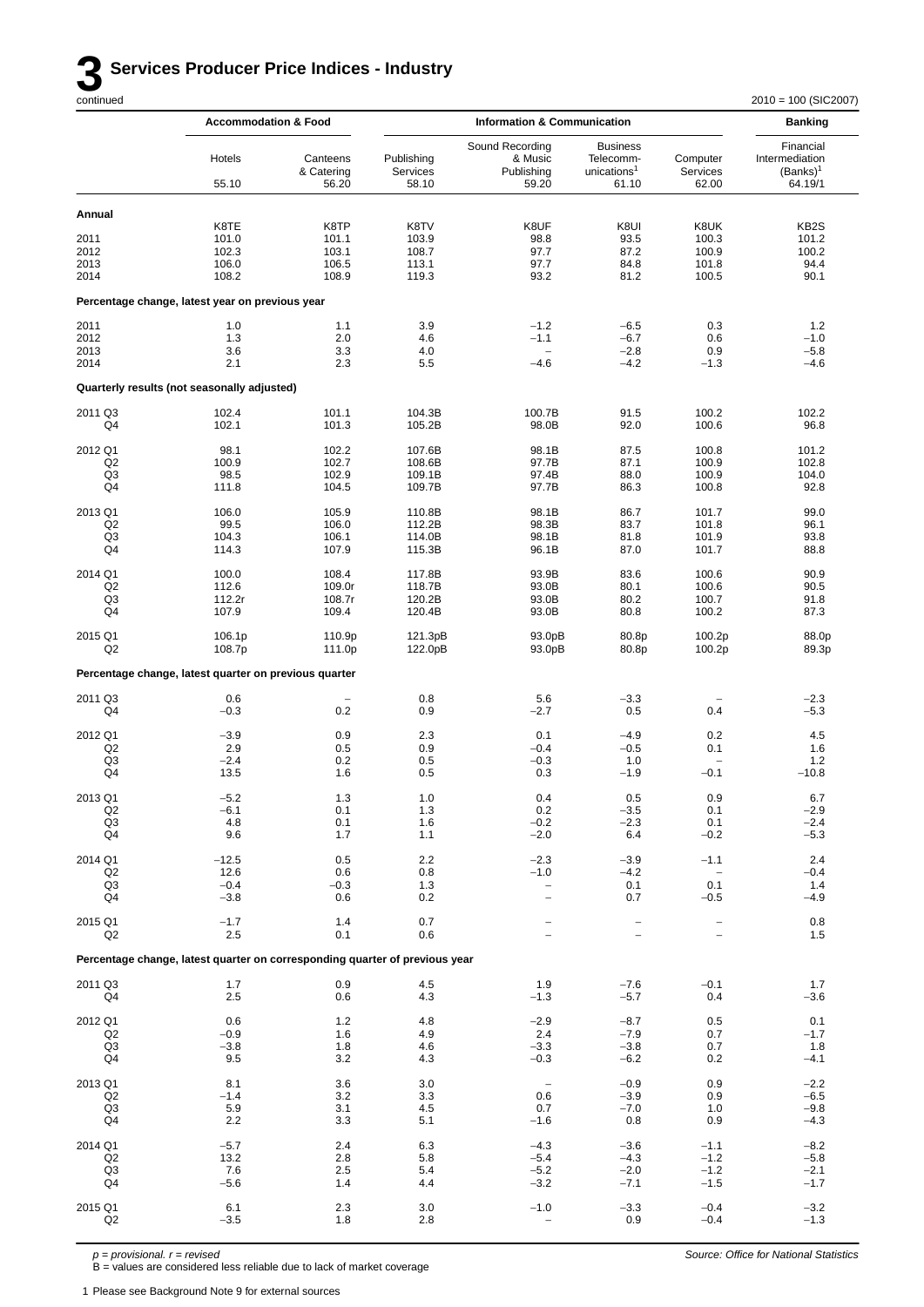# 3 Services Producer Price Indices - Industry

continued

2010 = 100 (SIC2007)

| | Accommodation & Food | | Information & Communication | | | | Banking |
|---|---|---|---|---|---|---|---|
| | Hotels | Canteens & Catering | Publishing Services | Sound Recording & Music Publishing | Business Telecomm-unications[1] | Computer Services | Financial Intermediation (Banks)[1] |
| | 55.10 | 56.20 | 58.10 | 59.20 | 61.10 | 62.00 | 64.19/1 |
| **Annual** | | | | | | | |
| | K8TE | K8TP | K8TV | K8UF | K8UI | K8UK | KB2S |
| 2011 | 101.0 | 101.1 | 103.9 | 98.8 | 93.5 | 100.3 | 101.2 |
| 2012 | 102.3 | 103.1 | 108.7 | 97.7 | 87.2 | 100.9 | 100.2 |
| 2013 | 106.0 | 106.5 | 113.1 | 97.7 | 84.8 | 101.8 | 94.4 |
| 2014 | 108.2 | 108.9 | 119.3 | 93.2 | 81.2 | 100.5 | 90.1 |
| **Percentage change, latest year on previous year** | | | | | | | |
| 2011 | 1.0 | 1.1 | 3.9 | –1.2 | –6.5 | 0.3 | 1.2 |
| 2012 | 1.3 | 2.0 | 4.6 | –1.1 | –6.7 | 0.6 | –1.0 |
| 2013 | 3.6 | 3.3 | 4.0 | – | –2.8 | 0.9 | –5.8 |
| 2014 | 2.1 | 2.3 | 5.5 | –4.6 | –4.2 | –1.3 | –4.6 |
| **Quarterly results (not seasonally adjusted)** | | | | | | | |
| 2011 Q3 | 102.4 | 101.1 | 104.3B | 100.7B | 91.5 | 100.2 | 102.2 |
| Q4 | 102.1 | 101.3 | 105.2B | 98.0B | 92.0 | 100.6 | 96.8 |
| 2012 Q1 | 98.1 | 102.2 | 107.6B | 98.1B | 87.5 | 100.8 | 101.2 |
| Q2 | 100.9 | 102.7 | 108.6B | 97.7B | 87.1 | 100.9 | 102.8 |
| Q3 | 98.5 | 102.9 | 109.1B | 97.4B | 88.0 | 100.9 | 104.0 |
| Q4 | 111.8 | 104.5 | 109.7B | 97.7B | 86.3 | 100.8 | 92.8 |
| 2013 Q1 | 106.0 | 105.9 | 110.8B | 98.1B | 86.7 | 101.7 | 99.0 |
| Q2 | 99.5 | 106.0 | 112.2B | 98.3B | 83.7 | 101.8 | 96.1 |
| Q3 | 104.3 | 106.1 | 114.0B | 98.1B | 81.8 | 101.9 | 93.8 |
| Q4 | 114.3 | 107.9 | 115.3B | 96.1B | 87.0 | 101.7 | 88.8 |
| 2014 Q1 | 100.0 | 108.4 | 117.8B | 93.9B | 83.6 | 100.6 | 90.9 |
| Q2 | 112.6 | 109.0r | 118.7B | 93.0B | 80.1 | 100.6 | 90.5 |
| Q3 | 112.2r | 108.7r | 120.2B | 93.0B | 80.2 | 100.7 | 91.8 |
| Q4 | 107.9 | 109.4 | 120.4B | 93.0B | 80.8 | 100.2 | 87.3 |
| 2015 Q1 | 106.1p | 110.9p | 121.3pB | 93.0pB | 80.8p | 100.2p | 88.0p |
| Q2 | 108.7p | 111.0p | 122.0pB | 93.0pB | 80.8p | 100.2p | 89.3p |
| **Percentage change, latest quarter on previous quarter** | | | | | | | |
| 2011 Q3 | 0.6 | – | 0.8 | 5.6 | –3.3 | – | –2.3 |
| Q4 | –0.3 | 0.2 | 0.9 | –2.7 | 0.5 | 0.4 | –5.3 |
| 2012 Q1 | –3.9 | 0.9 | 2.3 | 0.1 | –4.9 | 0.2 | 4.5 |
| Q2 | 2.9 | 0.5 | 0.9 | –0.4 | –0.5 | 0.1 | 1.6 |
| Q3 | –2.4 | 0.2 | 0.5 | –0.3 | 1.0 | – | 1.2 |
| Q4 | 13.5 | 1.6 | 0.5 | 0.3 | –1.9 | –0.1 | –10.8 |
| 2013 Q1 | –5.2 | 1.3 | 1.0 | 0.4 | 0.5 | 0.9 | 6.7 |
| Q2 | –6.1 | 0.1 | 1.3 | 0.2 | –3.5 | 0.1 | –2.9 |
| Q3 | 4.8 | 0.1 | 1.6 | –0.2 | –2.3 | 0.1 | –2.4 |
| Q4 | 9.6 | 1.7 | 1.1 | –2.0 | 6.4 | –0.2 | –5.3 |
| 2014 Q1 | –12.5 | 0.5 | 2.2 | –2.3 | –3.9 | –1.1 | 2.4 |
| Q2 | 12.6 | 0.6 | 0.8 | –1.0 | –4.2 | – | –0.4 |
| Q3 | –0.4 | –0.3 | 1.3 | – | 0.1 | 0.1 | 1.4 |
| Q4 | –3.8 | 0.6 | 0.2 | – | 0.7 | –0.5 | –4.9 |
| 2015 Q1 | –1.7 | 1.4 | 0.7 | – | – | – | 0.8 |
| Q2 | 2.5 | 0.1 | 0.6 | – | – | – | 1.5 |
| **Percentage change, latest quarter on corresponding quarter of previous year** | | | | | | | |
| 2011 Q3 | 1.7 | 0.9 | 4.5 | 1.9 | –7.6 | –0.1 | 1.7 |
| Q4 | 2.5 | 0.6 | 4.3 | –1.3 | –5.7 | 0.4 | –3.6 |
| 2012 Q1 | 0.6 | 1.2 | 4.8 | –2.9 | –8.7 | 0.5 | 0.1 |
| Q2 | –0.9 | 1.6 | 4.9 | 2.4 | –7.9 | 0.7 | –1.7 |
| Q3 | –3.8 | 1.8 | 4.6 | –3.3 | –3.8 | 0.7 | 1.8 |
| Q4 | 9.5 | 3.2 | 4.3 | –0.3 | –6.2 | 0.2 | –4.1 |
| 2013 Q1 | 8.1 | 3.6 | 3.0 | – | –0.9 | 0.9 | –2.2 |
| Q2 | –1.4 | 3.2 | 3.3 | 0.6 | –3.9 | 0.9 | –6.5 |
| Q3 | 5.9 | 3.1 | 4.5 | 0.7 | –7.0 | 1.0 | –9.8 |
| Q4 | 2.2 | 3.3 | 5.1 | –1.6 | 0.8 | 0.9 | –4.3 |
| 2014 Q1 | –5.7 | 2.4 | 6.3 | –4.3 | –3.6 | –1.1 | –8.2 |
| Q2 | 13.2 | 2.8 | 5.8 | –5.4 | –4.3 | –1.2 | –5.8 |
| Q3 | 7.6 | 2.5 | 5.4 | –5.2 | –2.0 | –1.2 | –2.1 |
| Q4 | –5.6 | 1.4 | 4.4 | –3.2 | –7.1 | –1.5 | –1.7 |
| 2015 Q1 | 6.1 | 2.3 | 3.0 | –1.0 | –3.3 | –0.4 | –3.2 |
| Q2 | –3.5 | 1.8 | 2.8 | – | 0.9 | –0.4 | –1.3 |

*p = provisional. r = revised*
B = values are considered less reliable due to lack of market coverage

*Source: Office for National Statistics*

1 Please see Background Note 9 for external sources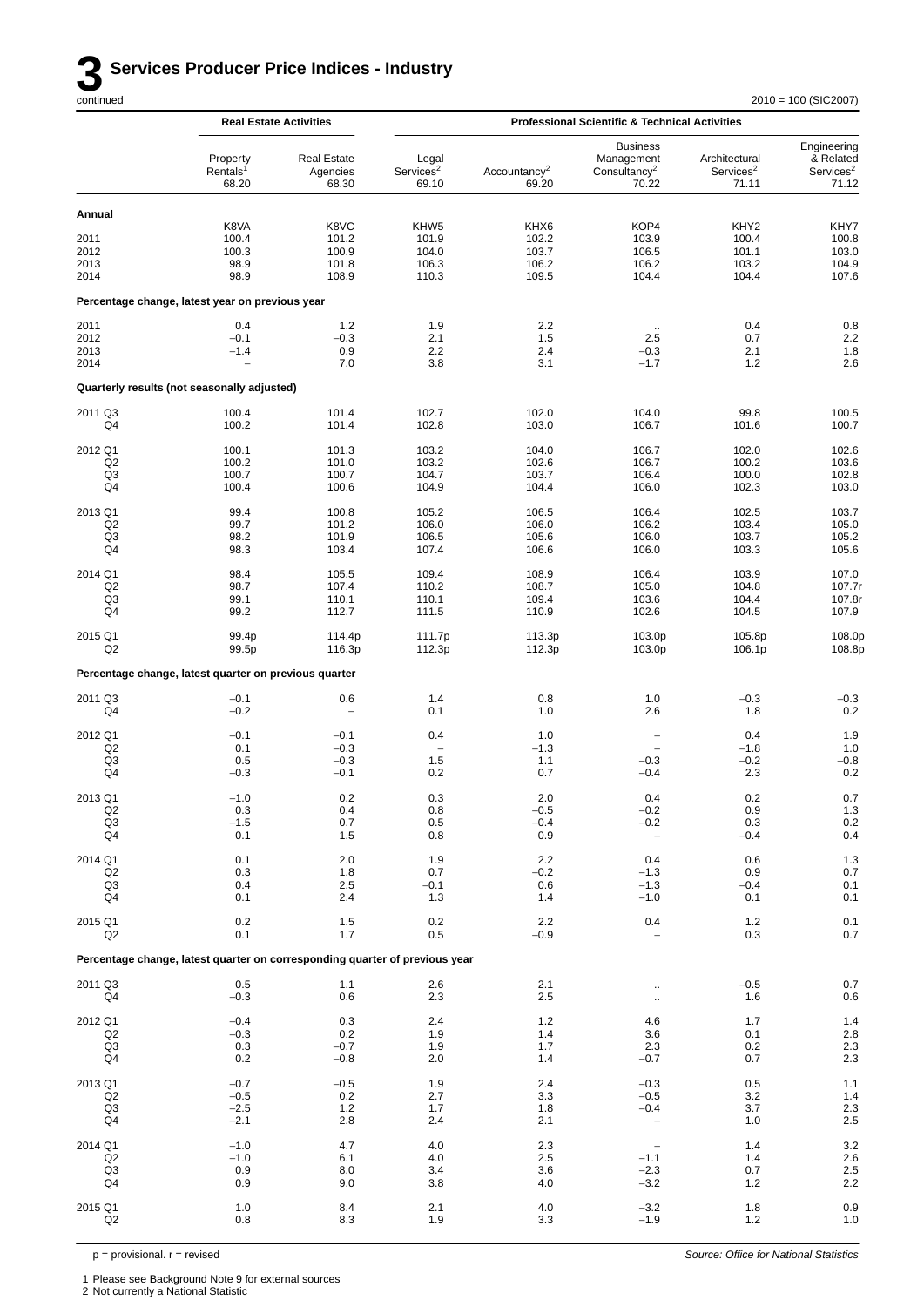# 3 Services Producer Price Indices - Industry

continued

2010 = 100 (SIC2007)

| | Real Estate Activities | | Professional Scientific & Technical Activities | | | | |
|---|---|---|---|---|---|---|---|
| | Property Rentals[1] 68.20 | Real Estate Agencies 68.30 | Legal Services[2] 69.10 | Accountancy[2] 69.20 | Business Management Consultancy[2] 70.22 | Architectural Services[2] 71.11 | Engineering & Related Services[2] 71.12 |
| **Annual** | | | | | | | |
| | K8VA | K8VC | KHW5 | KHX6 | KOP4 | KHY2 | KHY7 |
| 2011 | 100.4 | 101.2 | 101.9 | 102.2 | 103.9 | 100.4 | 100.8 |
| 2012 | 100.3 | 100.9 | 104.0 | 103.7 | 106.5 | 101.1 | 103.0 |
| 2013 | 98.9 | 101.8 | 106.3 | 106.2 | 106.2 | 103.2 | 104.9 |
| 2014 | 98.9 | 108.9 | 110.3 | 109.5 | 104.4 | 104.4 | 107.6 |
| **Percentage change, latest year on previous year** | | | | | | | |
| 2011 | 0.4 | 1.2 | 1.9 | 2.2 | .. | 0.4 | 0.8 |
| 2012 | −0.1 | −0.3 | 2.1 | 1.5 | 2.5 | 0.7 | 2.2 |
| 2013 | −1.4 | 0.9 | 2.2 | 2.4 | −0.3 | 2.1 | 1.8 |
| 2014 | – | 7.0 | 3.8 | 3.1 | −1.7 | 1.2 | 2.6 |
| **Quarterly results (not seasonally adjusted)** | | | | | | | |
| 2011 Q3 | 100.4 | 101.4 | 102.7 | 102.0 | 104.0 | 99.8 | 100.5 |
| Q4 | 100.2 | 101.4 | 102.8 | 103.0 | 106.7 | 101.6 | 100.7 |
| 2012 Q1 | 100.1 | 101.3 | 103.2 | 104.0 | 106.7 | 102.0 | 102.6 |
| Q2 | 100.2 | 101.0 | 103.2 | 102.6 | 106.7 | 100.2 | 103.6 |
| Q3 | 100.7 | 100.7 | 104.7 | 103.7 | 106.4 | 100.0 | 102.8 |
| Q4 | 100.4 | 100.6 | 104.9 | 104.4 | 106.0 | 102.3 | 103.0 |
| 2013 Q1 | 99.4 | 100.8 | 105.2 | 106.5 | 106.4 | 102.5 | 103.7 |
| Q2 | 99.7 | 101.2 | 106.0 | 106.0 | 106.2 | 103.4 | 105.0 |
| Q3 | 98.2 | 101.9 | 106.5 | 105.6 | 106.0 | 103.7 | 105.2 |
| Q4 | 98.3 | 103.4 | 107.4 | 106.6 | 106.0 | 103.3 | 105.6 |
| 2014 Q1 | 98.4 | 105.5 | 109.4 | 108.9 | 106.4 | 103.9 | 107.0 |
| Q2 | 98.7 | 107.4 | 110.2 | 108.7 | 105.0 | 104.8 | 107.7r |
| Q3 | 99.1 | 110.1 | 110.1 | 109.4 | 103.6 | 104.4 | 107.8r |
| Q4 | 99.2 | 112.7 | 111.5 | 110.9 | 102.6 | 104.5 | 107.9 |
| 2015 Q1 | 99.4p | 114.4p | 111.7p | 113.3p | 103.0p | 105.8p | 108.0p |
| Q2 | 99.5p | 116.3p | 112.3p | 112.3p | 103.0p | 106.1p | 108.8p |
| **Percentage change, latest quarter on previous quarter** | | | | | | | |
| 2011 Q3 | −0.1 | 0.6 | 1.4 | 0.8 | 1.0 | −0.3 | −0.3 |
| Q4 | −0.2 | – | 0.1 | 1.0 | 2.6 | 1.8 | 0.2 |
| 2012 Q1 | −0.1 | −0.1 | 0.4 | 1.0 | – | 0.4 | 1.9 |
| Q2 | 0.1 | −0.3 | – | −1.3 | – | −1.8 | 1.0 |
| Q3 | 0.5 | −0.3 | 1.5 | 1.1 | −0.3 | −0.2 | −0.8 |
| Q4 | −0.3 | −0.1 | 0.2 | 0.7 | −0.4 | 2.3 | 0.2 |
| 2013 Q1 | −1.0 | 0.2 | 0.3 | 2.0 | 0.4 | 0.2 | 0.7 |
| Q2 | 0.3 | 0.4 | 0.8 | −0.5 | −0.2 | 0.9 | 1.3 |
| Q3 | −1.5 | 0.7 | 0.5 | −0.4 | −0.2 | 0.3 | 0.2 |
| Q4 | 0.1 | 1.5 | 0.8 | 0.9 | – | −0.4 | 0.4 |
| 2014 Q1 | 0.1 | 2.0 | 1.9 | 2.2 | 0.4 | 0.6 | 1.3 |
| Q2 | 0.3 | 1.8 | 0.7 | −0.2 | −1.3 | 0.9 | 0.7 |
| Q3 | 0.4 | 2.5 | −0.1 | 0.6 | −1.3 | −0.4 | 0.1 |
| Q4 | 0.1 | 2.4 | 1.3 | 1.4 | −1.0 | 0.1 | 0.1 |
| 2015 Q1 | 0.2 | 1.5 | 0.2 | 2.2 | 0.4 | 1.2 | 0.1 |
| Q2 | 0.1 | 1.7 | 0.5 | −0.9 | – | 0.3 | 0.7 |
| **Percentage change, latest quarter on corresponding quarter of previous year** | | | | | | | |
| 2011 Q3 | 0.5 | 1.1 | 2.6 | 2.1 | .. | −0.5 | 0.7 |
| Q4 | −0.3 | 0.6 | 2.3 | 2.5 | .. | 1.6 | 0.6 |
| 2012 Q1 | −0.4 | 0.3 | 2.4 | 1.2 | 4.6 | 1.7 | 1.4 |
| Q2 | −0.3 | 0.2 | 1.9 | 1.4 | 3.6 | 0.1 | 2.8 |
| Q3 | 0.3 | −0.7 | 1.9 | 1.7 | 2.3 | 0.2 | 2.3 |
| Q4 | 0.2 | −0.8 | 2.0 | 1.4 | −0.7 | 0.7 | 2.3 |
| 2013 Q1 | −0.7 | −0.5 | 1.9 | 2.4 | −0.3 | 0.5 | 1.1 |
| Q2 | −0.5 | 0.2 | 2.7 | 3.3 | −0.5 | 3.2 | 1.4 |
| Q3 | −2.5 | 1.2 | 1.7 | 1.8 | −0.4 | 3.7 | 2.3 |
| Q4 | −2.1 | 2.8 | 2.4 | 2.1 | – | 1.0 | 2.5 |
| 2014 Q1 | −1.0 | 4.7 | 4.0 | 2.3 | – | 1.4 | 3.2 |
| Q2 | −1.0 | 6.1 | 4.0 | 2.5 | −1.1 | 1.4 | 2.6 |
| Q3 | 0.9 | 8.0 | 3.4 | 3.6 | −2.3 | 0.7 | 2.5 |
| Q4 | 0.9 | 9.0 | 3.8 | 4.0 | −3.2 | 1.2 | 2.2 |
| 2015 Q1 | 1.0 | 8.4 | 2.1 | 4.0 | −3.2 | 1.8 | 0.9 |
| Q2 | 0.8 | 8.3 | 1.9 | 3.3 | −1.9 | 1.2 | 1.0 |

p = provisional. r = revised

*Source: Office for National Statistics*

1 Please see Background Note 9 for external sources
2 Not currently a National Statistic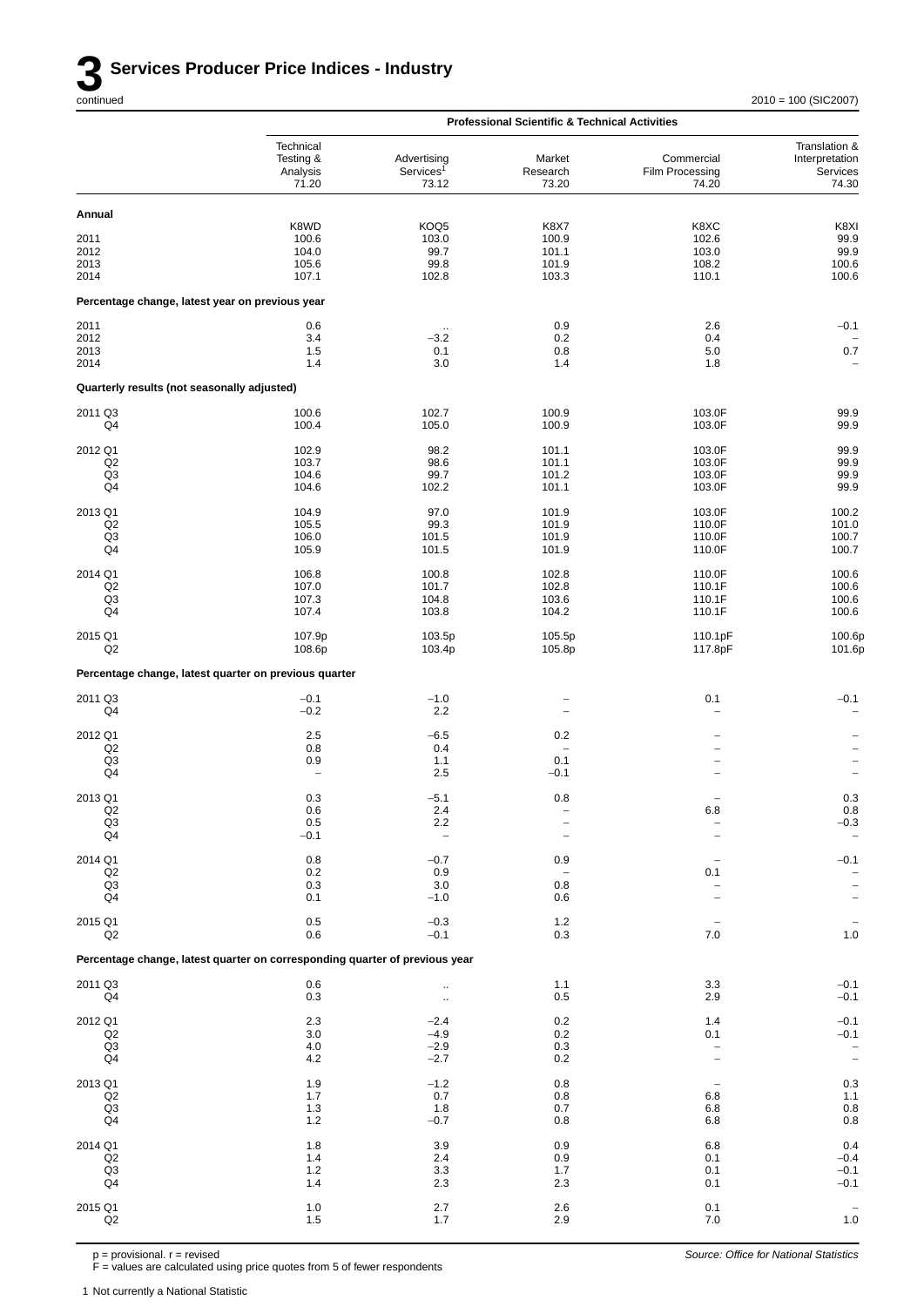# 3 Services Producer Price Indices - Industry

continued

2010 = 100 (SIC2007)

| | Professional Scientific & Technical Activities | | | | |
|---|---|---|---|---|---|
| | Technical Testing & Analysis 71.20 | Advertising Services[1] 73.12 | Market Research 73.20 | Commercial Film Processing 74.20 | Translation & Interpretation Services 74.30 |
| **Annual** | | | | | |
| | K8WD | KOQ5 | K8X7 | K8XC | K8XI |
| 2011 | 100.6 | 103.0 | 100.9 | 102.6 | 99.9 |
| 2012 | 104.0 | 99.7 | 101.1 | 103.0 | 99.9 |
| 2013 | 105.6 | 99.8 | 101.9 | 108.2 | 100.6 |
| 2014 | 107.1 | 102.8 | 103.3 | 110.1 | 100.6 |
| **Percentage change, latest year on previous year** | | | | | |
| 2011 | 0.6 | .. | 0.9 | 2.6 | −0.1 |
| 2012 | 3.4 | −3.2 | 0.2 | 0.4 | − |
| 2013 | 1.5 | 0.1 | 0.8 | 5.0 | 0.7 |
| 2014 | 1.4 | 3.0 | 1.4 | 1.8 | − |
| **Quarterly results (not seasonally adjusted)** | | | | | |
| 2011 Q3 | 100.6 | 102.7 | 100.9 | 103.0F | 99.9 |
| Q4 | 100.4 | 105.0 | 100.9 | 103.0F | 99.9 |
| 2012 Q1 | 102.9 | 98.2 | 101.1 | 103.0F | 99.9 |
| Q2 | 103.7 | 98.6 | 101.1 | 103.0F | 99.9 |
| Q3 | 104.6 | 99.7 | 101.2 | 103.0F | 99.9 |
| Q4 | 104.6 | 102.2 | 101.1 | 103.0F | 99.9 |
| 2013 Q1 | 104.9 | 97.0 | 101.9 | 103.0F | 100.2 |
| Q2 | 105.5 | 99.3 | 101.9 | 110.0F | 101.0 |
| Q3 | 106.0 | 101.5 | 101.9 | 110.0F | 100.7 |
| Q4 | 105.9 | 101.5 | 101.9 | 110.0F | 100.7 |
| 2014 Q1 | 106.8 | 100.8 | 102.8 | 110.0F | 100.6 |
| Q2 | 107.0 | 101.7 | 102.8 | 110.1F | 100.6 |
| Q3 | 107.3 | 104.8 | 103.6 | 110.1F | 100.6 |
| Q4 | 107.4 | 103.8 | 104.2 | 110.1F | 100.6 |
| 2015 Q1 | 107.9p | 103.5p | 105.5p | 110.1pF | 100.6p |
| Q2 | 108.6p | 103.4p | 105.8p | 117.8pF | 101.6p |
| **Percentage change, latest quarter on previous quarter** | | | | | |
| 2011 Q3 | −0.1 | −1.0 | − | 0.1 | −0.1 |
| Q4 | −0.2 | 2.2 | − | − | − |
| 2012 Q1 | 2.5 | −6.5 | 0.2 | − | − |
| Q2 | 0.8 | 0.4 | − | − | − |
| Q3 | 0.9 | 1.1 | 0.1 | − | − |
| Q4 | − | 2.5 | −0.1 | − | − |
| 2013 Q1 | 0.3 | −5.1 | 0.8 | − | 0.3 |
| Q2 | 0.6 | 2.4 | − | 6.8 | 0.8 |
| Q3 | 0.5 | 2.2 | − | − | −0.3 |
| Q4 | −0.1 | − | − | − | − |
| 2014 Q1 | 0.8 | −0.7 | 0.9 | − | −0.1 |
| Q2 | 0.2 | 0.9 | − | 0.1 | − |
| Q3 | 0.3 | 3.0 | 0.8 | − | − |
| Q4 | 0.1 | −1.0 | 0.6 | − | − |
| 2015 Q1 | 0.5 | −0.3 | 1.2 | − | − |
| Q2 | 0.6 | −0.1 | 0.3 | 7.0 | 1.0 |
| **Percentage change, latest quarter on corresponding quarter of previous year** | | | | | |
| 2011 Q3 | 0.6 | .. | 1.1 | 3.3 | −0.1 |
| Q4 | 0.3 | .. | 0.5 | 2.9 | −0.1 |
| 2012 Q1 | 2.3 | −2.4 | 0.2 | 1.4 | −0.1 |
| Q2 | 3.0 | −4.9 | 0.2 | 0.1 | −0.1 |
| Q3 | 4.0 | −2.9 | 0.3 | − | − |
| Q4 | 4.2 | −2.7 | 0.2 | − | − |
| 2013 Q1 | 1.9 | −1.2 | 0.8 | − | 0.3 |
| Q2 | 1.7 | 0.7 | 0.8 | 6.8 | 1.1 |
| Q3 | 1.3 | 1.8 | 0.7 | 6.8 | 0.8 |
| Q4 | 1.2 | −0.7 | 0.8 | 6.8 | 0.8 |
| 2014 Q1 | 1.8 | 3.9 | 0.9 | 6.8 | 0.4 |
| Q2 | 1.4 | 2.4 | 0.9 | 0.1 | −0.4 |
| Q3 | 1.2 | 3.3 | 1.7 | 0.1 | −0.1 |
| Q4 | 1.4 | 2.3 | 2.3 | 0.1 | −0.1 |
| 2015 Q1 | 1.0 | 2.7 | 2.6 | 0.1 | − |
| Q2 | 1.5 | 1.7 | 2.9 | 7.0 | 1.0 |

p = provisional. r = revised
F = values are calculated using price quotes from 5 of fewer respondents

*Source: Office for National Statistics*

1 Not currently a National Statistic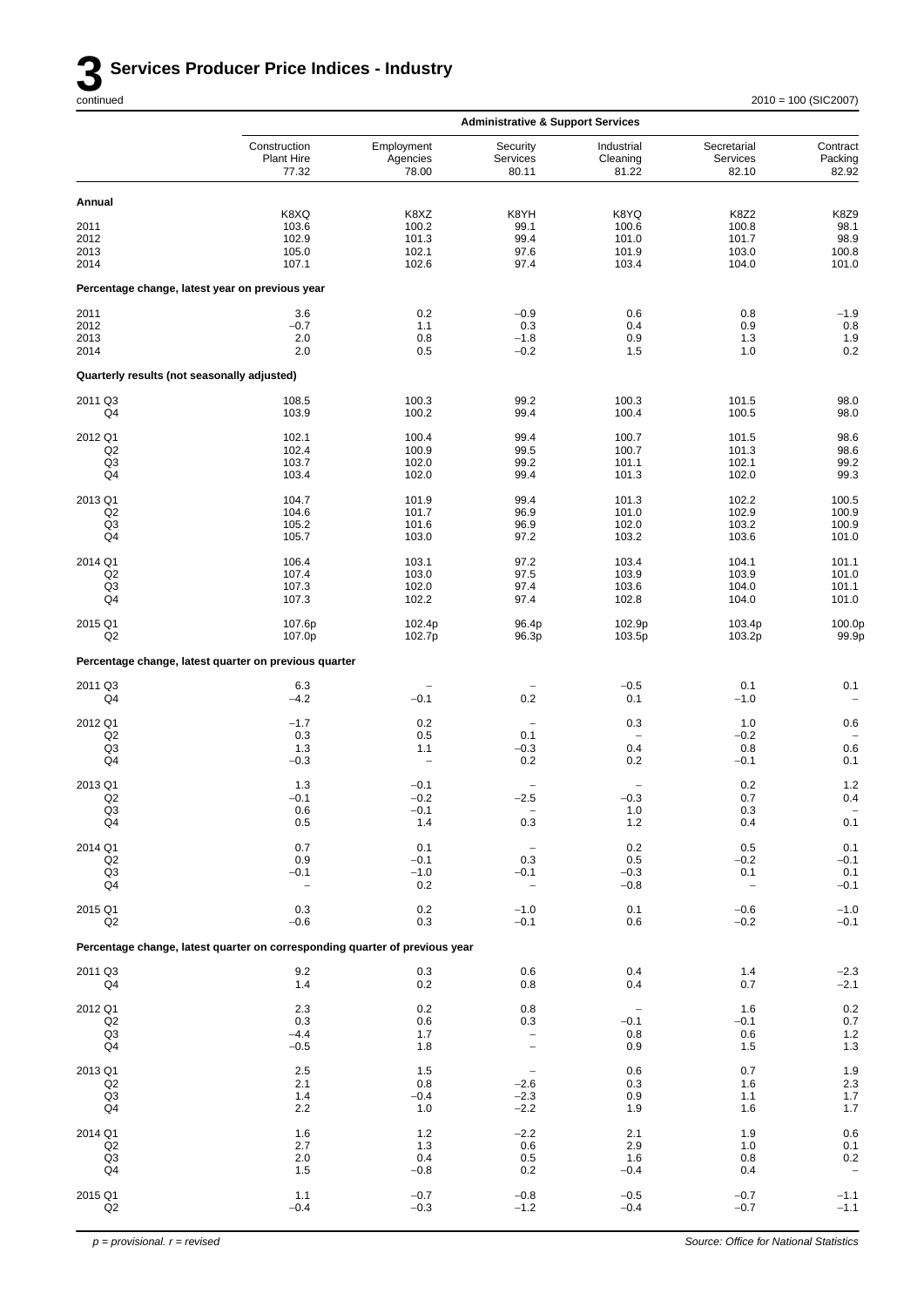# 3 Services Producer Price Indices - Industry

continued

2010 = 100 (SIC2007)

| | Administrative & Support Services | | | | | |
|---|---|---|---|---|---|---|
| | Construction Plant Hire 77.32 | Employment Agencies 78.00 | Security Services 80.11 | Industrial Cleaning 81.22 | Secretarial Services 82.10 | Contract Packing 82.92 |
| **Annual** | | | | | | |
| | K8XQ | K8XZ | K8YH | K8YQ | K8Z2 | K8Z9 |
| 2011 | 103.6 | 100.2 | 99.1 | 100.6 | 100.8 | 98.1 |
| 2012 | 102.9 | 101.3 | 99.4 | 101.0 | 101.7 | 98.9 |
| 2013 | 105.0 | 102.1 | 97.6 | 101.9 | 103.0 | 100.8 |
| 2014 | 107.1 | 102.6 | 97.4 | 103.4 | 104.0 | 101.0 |
| **Percentage change, latest year on previous year** | | | | | | |
| 2011 | 3.6 | 0.2 | −0.9 | 0.6 | 0.8 | −1.9 |
| 2012 | −0.7 | 1.1 | 0.3 | 0.4 | 0.9 | 0.8 |
| 2013 | 2.0 | 0.8 | −1.8 | 0.9 | 1.3 | 1.9 |
| 2014 | 2.0 | 0.5 | −0.2 | 1.5 | 1.0 | 0.2 |
| **Quarterly results (not seasonally adjusted)** | | | | | | |
| 2011 Q3 | 108.5 | 100.3 | 99.2 | 100.3 | 101.5 | 98.0 |
| Q4 | 103.9 | 100.2 | 99.4 | 100.4 | 100.5 | 98.0 |
| 2012 Q1 | 102.1 | 100.4 | 99.4 | 100.7 | 101.5 | 98.6 |
| Q2 | 102.4 | 100.9 | 99.5 | 100.7 | 101.3 | 98.6 |
| Q3 | 103.7 | 102.0 | 99.2 | 101.1 | 102.1 | 99.2 |
| Q4 | 103.4 | 102.0 | 99.4 | 101.3 | 102.0 | 99.3 |
| 2013 Q1 | 104.7 | 101.9 | 99.4 | 101.3 | 102.2 | 100.5 |
| Q2 | 104.6 | 101.7 | 96.9 | 101.0 | 102.9 | 100.9 |
| Q3 | 105.2 | 101.6 | 96.9 | 102.0 | 103.2 | 100.9 |
| Q4 | 105.7 | 103.0 | 97.2 | 103.2 | 103.6 | 101.0 |
| 2014 Q1 | 106.4 | 103.1 | 97.2 | 103.4 | 104.1 | 101.1 |
| Q2 | 107.4 | 103.0 | 97.5 | 103.9 | 103.9 | 101.0 |
| Q3 | 107.3 | 102.0 | 97.4 | 103.6 | 104.0 | 101.1 |
| Q4 | 107.3 | 102.2 | 97.4 | 102.8 | 104.0 | 101.0 |
| 2015 Q1 | 107.6p | 102.4p | 96.4p | 102.9p | 103.4p | 100.0p |
| Q2 | 107.0p | 102.7p | 96.3p | 103.5p | 103.2p | 99.9p |
| **Percentage change, latest quarter on previous quarter** | | | | | | |
| 2011 Q3 | 6.3 | − | − | −0.5 | 0.1 | 0.1 |
| Q4 | −4.2 | −0.1 | 0.2 | 0.1 | −1.0 | − |
| 2012 Q1 | −1.7 | 0.2 | − | 0.3 | 1.0 | 0.6 |
| Q2 | 0.3 | 0.5 | 0.1 | − | −0.2 | − |
| Q3 | 1.3 | 1.1 | −0.3 | 0.4 | 0.8 | 0.6 |
| Q4 | −0.3 | − | 0.2 | 0.2 | −0.1 | 0.1 |
| 2013 Q1 | 1.3 | −0.1 | − | − | 0.2 | 1.2 |
| Q2 | −0.1 | −0.2 | −2.5 | −0.3 | 0.7 | 0.4 |
| Q3 | 0.6 | −0.1 | − | 1.0 | 0.3 | − |
| Q4 | 0.5 | 1.4 | 0.3 | 1.2 | 0.4 | 0.1 |
| 2014 Q1 | 0.7 | 0.1 | − | 0.2 | 0.5 | 0.1 |
| Q2 | 0.9 | −0.1 | 0.3 | 0.5 | −0.2 | −0.1 |
| Q3 | −0.1 | −1.0 | −0.1 | −0.3 | 0.1 | 0.1 |
| Q4 | − | 0.2 | − | −0.8 | − | −0.1 |
| 2015 Q1 | 0.3 | 0.2 | −1.0 | 0.1 | −0.6 | −1.0 |
| Q2 | −0.6 | 0.3 | −0.1 | 0.6 | −0.2 | −0.1 |
| **Percentage change, latest quarter on corresponding quarter of previous year** | | | | | | |
| 2011 Q3 | 9.2 | 0.3 | 0.6 | 0.4 | 1.4 | −2.3 |
| Q4 | 1.4 | 0.2 | 0.8 | 0.4 | 0.7 | −2.1 |
| 2012 Q1 | 2.3 | 0.2 | 0.8 | − | 1.6 | 0.2 |
| Q2 | 0.3 | 0.6 | 0.3 | −0.1 | −0.1 | 0.7 |
| Q3 | −4.4 | 1.7 | − | 0.8 | 0.6 | 1.2 |
| Q4 | −0.5 | 1.8 | − | 0.9 | 1.5 | 1.3 |
| 2013 Q1 | 2.5 | 1.5 | − | 0.6 | 0.7 | 1.9 |
| Q2 | 2.1 | 0.8 | −2.6 | 0.3 | 1.6 | 2.3 |
| Q3 | 1.4 | −0.4 | −2.3 | 0.9 | 1.1 | 1.7 |
| Q4 | 2.2 | 1.0 | −2.2 | 1.9 | 1.6 | 1.7 |
| 2014 Q1 | 1.6 | 1.2 | −2.2 | 2.1 | 1.9 | 0.6 |
| Q2 | 2.7 | 1.3 | 0.6 | 2.9 | 1.0 | 0.1 |
| Q3 | 2.0 | 0.4 | 0.5 | 1.6 | 0.8 | 0.2 |
| Q4 | 1.5 | −0.8 | 0.2 | −0.4 | 0.4 | − |
| 2015 Q1 | 1.1 | −0.7 | −0.8 | −0.5 | −0.7 | −1.1 |
| Q2 | −0.4 | −0.3 | −1.2 | −0.4 | −0.7 | −1.1 |

*p = provisional. r = revised*

*Source: Office for National Statistics*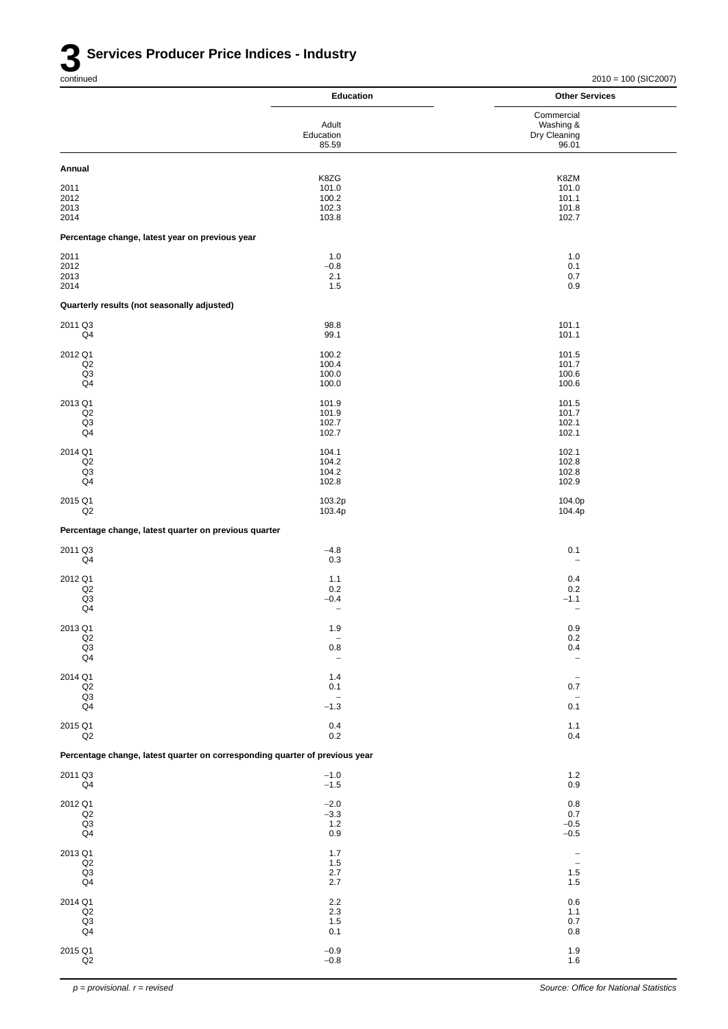# 3 Services Producer Price Indices - Industry

continued

2010 = 100 (SIC2007)

| | Education | Other Services |
|---|---|---|
| | Adult Education 85.59 | Commercial Washing & Dry Cleaning 96.01 |
| **Annual** | | |
| | K8ZG | K8ZM |
| 2011 | 101.0 | 101.0 |
| 2012 | 100.2 | 101.1 |
| 2013 | 102.3 | 101.8 |
| 2014 | 103.8 | 102.7 |
| **Percentage change, latest year on previous year** | | |
| 2011 | 1.0 | 1.0 |
| 2012 | −0.8 | 0.1 |
| 2013 | 2.1 | 0.7 |
| 2014 | 1.5 | 0.9 |
| **Quarterly results (not seasonally adjusted)** | | |
| 2011 Q3 | 98.8 | 101.1 |
| Q4 | 99.1 | 101.1 |
| 2012 Q1 | 100.2 | 101.5 |
| Q2 | 100.4 | 101.7 |
| Q3 | 100.0 | 100.6 |
| Q4 | 100.0 | 100.6 |
| 2013 Q1 | 101.9 | 101.5 |
| Q2 | 101.9 | 101.7 |
| Q3 | 102.7 | 102.1 |
| Q4 | 102.7 | 102.1 |
| 2014 Q1 | 104.1 | 102.1 |
| Q2 | 104.2 | 102.8 |
| Q3 | 104.2 | 102.8 |
| Q4 | 102.8 | 102.9 |
| 2015 Q1 | 103.2p | 104.0p |
| Q2 | 103.4p | 104.4p |
| **Percentage change, latest quarter on previous quarter** | | |
| 2011 Q3 | −4.8 | 0.1 |
| Q4 | 0.3 | – |
| 2012 Q1 | 1.1 | 0.4 |
| Q2 | 0.2 | 0.2 |
| Q3 | −0.4 | −1.1 |
| Q4 | – | – |
| 2013 Q1 | 1.9 | 0.9 |
| Q2 | – | 0.2 |
| Q3 | 0.8 | 0.4 |
| Q4 | – | – |
| 2014 Q1 | 1.4 | – |
| Q2 | 0.1 | 0.7 |
| Q3 | – | – |
| Q4 | −1.3 | 0.1 |
| 2015 Q1 | 0.4 | 1.1 |
| Q2 | 0.2 | 0.4 |
| **Percentage change, latest quarter on corresponding quarter of previous year** | | |
| 2011 Q3 | −1.0 | 1.2 |
| Q4 | −1.5 | 0.9 |
| 2012 Q1 | −2.0 | 0.8 |
| Q2 | −3.3 | 0.7 |
| Q3 | 1.2 | −0.5 |
| Q4 | 0.9 | −0.5 |
| 2013 Q1 | 1.7 | – |
| Q2 | 1.5 | – |
| Q3 | 2.7 | 1.5 |
| Q4 | 2.7 | 1.5 |
| 2014 Q1 | 2.2 | 0.6 |
| Q2 | 2.3 | 1.1 |
| Q3 | 1.5 | 0.7 |
| Q4 | 0.1 | 0.8 |
| 2015 Q1 | −0.9 | 1.9 |
| Q2 | −0.8 | 1.6 |

*p = provisional. r = revised*

*Source: Office for National Statistics*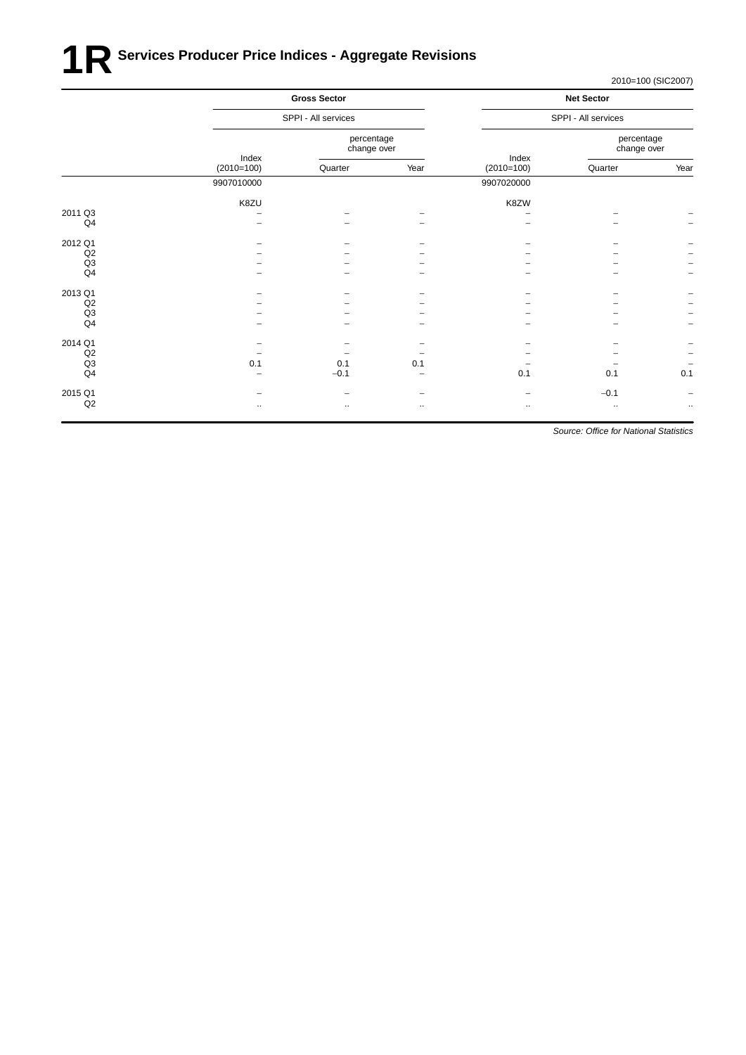# 1R Services Producer Price Indices - Aggregate Revisions

2010=100 (SIC2007)

| | Gross Sector | | | Net Sector | | |
|---|---|---|---|---|---|---|
| | SPPI - All services | | | SPPI - All services | | |
| | Index (2010=100) | percentage change over | | Index (2010=100) | percentage change over | |
| | | Quarter | Year | | Quarter | Year |
| | 9907010000 | | | 9907020000 | | |
| | K8ZU | | | K8ZW | | |
| 2011 Q3 | – | – | – | – | – | – |
| Q4 | – | – | – | – | – | – |
| 2012 Q1 | – | – | – | – | – | – |
| Q2 | – | – | – | – | – | – |
| Q3 | – | – | – | – | – | – |
| Q4 | – | – | – | – | – | – |
| 2013 Q1 | – | – | – | – | – | – |
| Q2 | – | – | – | – | – | – |
| Q3 | – | – | – | – | – | – |
| Q4 | – | – | – | – | – | – |
| 2014 Q1 | – | – | – | – | – | – |
| Q2 | – | – | – | – | – | – |
| Q3 | 0.1 | 0.1 | 0.1 | – | – | – |
| Q4 | – | –0.1 | – | 0.1 | 0.1 | 0.1 |
| 2015 Q1 | – | – | – | – | –0.1 | – |
| Q2 | .. | .. | .. | .. | .. | .. |

*Source: Office for National Statistics*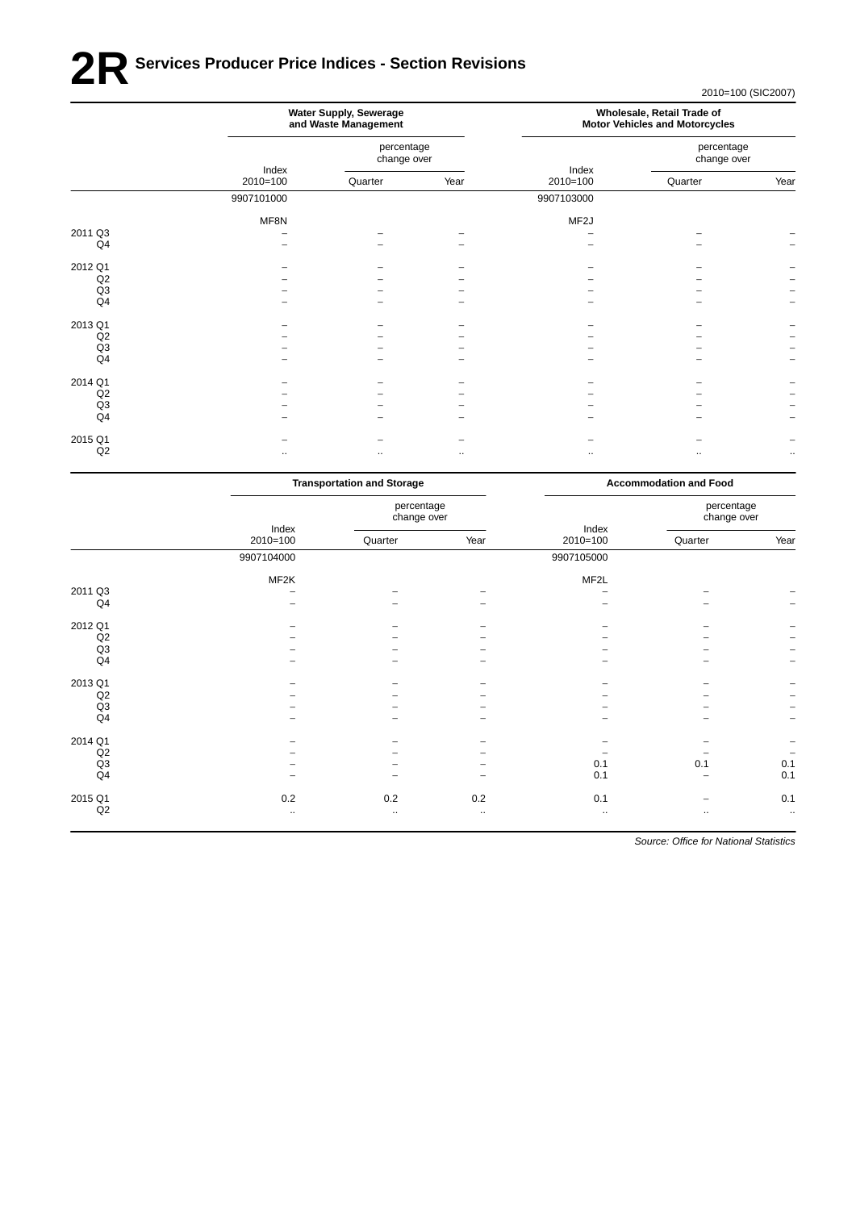# 2R Services Producer Price Indices - Section Revisions

2010=100 (SIC2007)

| | Water Supply, Sewerage and Waste Management | | | Wholesale, Retail Trade of Motor Vehicles and Motorcycles | | |
|---|---|---|---|---|---|---|
| | | percentage change over | | | percentage change over | |
| | Index 2010=100 | Quarter | Year | Index 2010=100 | Quarter | Year |
| | 9907101000 | | | 9907103000 | | |
| | MF8N | | | MF2J | | |
| 2011 Q3 | – | – | – | – | – | – |
| Q4 | – | – | – | – | – | – |
| 2012 Q1 | – | – | – | – | – | – |
| Q2 | – | – | – | – | – | – |
| Q3 | – | – | – | – | – | – |
| Q4 | – | – | – | – | – | – |
| 2013 Q1 | – | – | – | – | – | – |
| Q2 | – | – | – | – | – | – |
| Q3 | – | – | – | – | – | – |
| Q4 | – | – | – | – | – | – |
| 2014 Q1 | – | – | – | – | – | – |
| Q2 | – | – | – | – | – | – |
| Q3 | – | – | – | – | – | – |
| Q4 | – | – | – | – | – | – |
| 2015 Q1 | – | – | – | – | – | – |
| Q2 | .. | .. | .. | .. | .. | .. |

| | Transportation and Storage | | | Accommodation and Food | | |
|---|---|---|---|---|---|---|
| | | percentage change over | | | percentage change over | |
| | Index 2010=100 | Quarter | Year | Index 2010=100 | Quarter | Year |
| | 9907104000 | | | 9907105000 | | |
| | MF2K | | | MF2L | | |
| 2011 Q3 | – | – | – | – | – | – |
| Q4 | – | – | – | – | – | – |
| 2012 Q1 | – | – | – | – | – | – |
| Q2 | – | – | – | – | – | – |
| Q3 | – | – | – | – | – | – |
| Q4 | – | – | – | – | – | – |
| 2013 Q1 | – | – | – | – | – | – |
| Q2 | – | – | – | – | – | – |
| Q3 | – | – | – | – | – | – |
| Q4 | – | – | – | – | – | – |
| 2014 Q1 | – | – | – | – | – | – |
| Q2 | – | – | – | – | – | – |
| Q3 | – | – | – | 0.1 | 0.1 | 0.1 |
| Q4 | – | – | – | 0.1 | – | 0.1 |
| 2015 Q1 | 0.2 | 0.2 | 0.2 | 0.1 | – | 0.1 |
| Q2 | .. | .. | .. | .. | .. | .. |

*Source: Office for National Statistics*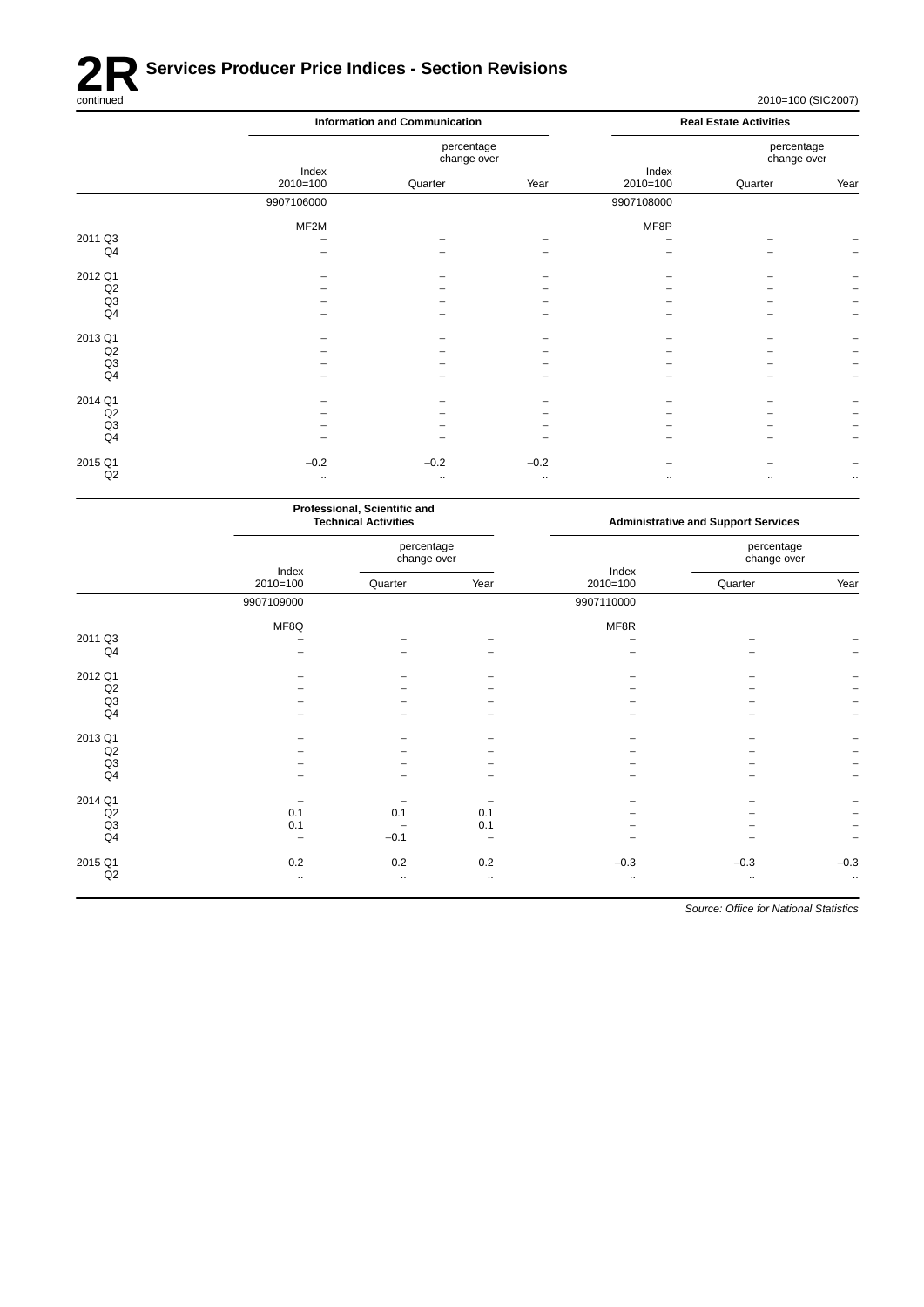# 2R Services Producer Price Indices - Section Revisions

continued

2010=100 (SIC2007)

| | Information and Communication | | | Real Estate Activities | | |
|---|---|---|---|---|---|---|
| | Index 2010=100 | percentage change over Quarter | Year | Index 2010=100 | percentage change over Quarter | Year |
| | 9907106000 | | | 9907108000 | | |
| | MF2M | | | MF8P | | |
| 2011 Q3 | – | – | – | – | – | – |
| Q4 | – | – | – | – | – | – |
| 2012 Q1 | – | – | – | – | – | – |
| Q2 | – | – | – | – | – | – |
| Q3 | – | – | – | – | – | – |
| Q4 | – | – | – | – | – | – |
| 2013 Q1 | – | – | – | – | – | – |
| Q2 | – | – | – | – | – | – |
| Q3 | – | – | – | – | – | – |
| Q4 | – | – | – | – | – | – |
| 2014 Q1 | – | – | – | – | – | – |
| Q2 | – | – | – | – | – | – |
| Q3 | – | – | – | – | – | – |
| Q4 | – | – | – | – | – | – |
| 2015 Q1 | −0.2 | −0.2 | −0.2 | – | – | – |
| Q2 | .. | .. | .. | .. | .. | .. |

| | Professional, Scientific and Technical Activities | | | Administrative and Support Services | | |
|---|---|---|---|---|---|---|
| | Index 2010=100 | percentage change over Quarter | Year | Index 2010=100 | percentage change over Quarter | Year |
| | 9907109000 | | | 9907110000 | | |
| | MF8Q | | | MF8R | | |
| 2011 Q3 | – | – | – | – | – | – |
| Q4 | – | – | – | – | – | – |
| 2012 Q1 | – | – | – | – | – | – |
| Q2 | – | – | – | – | – | – |
| Q3 | – | – | – | – | – | – |
| Q4 | – | – | – | – | – | – |
| 2013 Q1 | – | – | – | – | – | – |
| Q2 | – | – | – | – | – | – |
| Q3 | – | – | – | – | – | – |
| Q4 | – | – | – | – | – | – |
| 2014 Q1 | – | – | – | – | – | – |
| Q2 | 0.1 | 0.1 | 0.1 | – | – | – |
| Q3 | 0.1 | – | 0.1 | – | – | – |
| Q4 | – | −0.1 | – | – | – | – |
| 2015 Q1 | 0.2 | 0.2 | 0.2 | −0.3 | −0.3 | −0.3 |
| Q2 | .. | .. | .. | .. | .. | .. |

*Source: Office for National Statistics*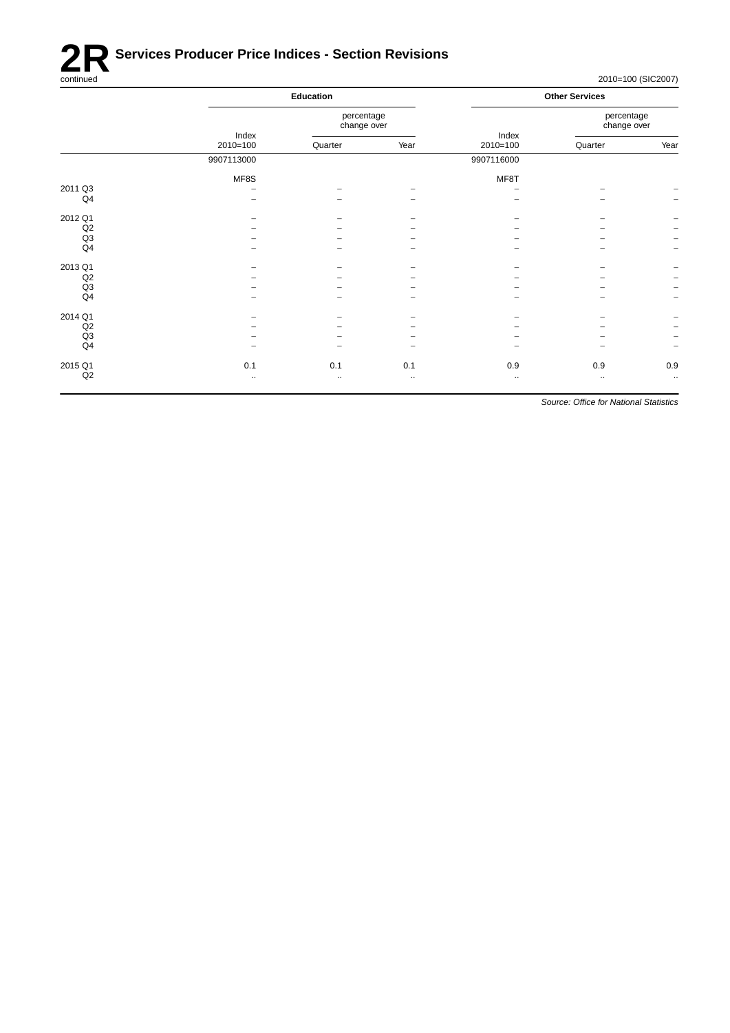# 2R Services Producer Price Indices - Section Revisions

continued

2010=100 (SIC2007)

| | Education | | | Other Services | | |
|---|---|---|---|---|---|---|
| | | percentage change over | | | percentage change over | |
| | Index 2010=100 | Quarter | Year | Index 2010=100 | Quarter | Year |
| | 9907113000 | | | 9907116000 | | |
| | MF8S | | | MF8T | | |
| 2011 Q3 | – | – | – | – | – | – |
| Q4 | – | – | – | – | – | – |
| 2012 Q1 | – | – | – | – | – | – |
| Q2 | – | – | – | – | – | – |
| Q3 | – | – | – | – | – | – |
| Q4 | – | – | – | – | – | – |
| 2013 Q1 | – | – | – | – | – | – |
| Q2 | – | – | – | – | – | – |
| Q3 | – | – | – | – | – | – |
| Q4 | – | – | – | – | – | – |
| 2014 Q1 | – | – | – | – | – | – |
| Q2 | – | – | – | – | – | – |
| Q3 | – | – | – | – | – | – |
| Q4 | – | – | – | – | – | – |
| 2015 Q1 | 0.1 | 0.1 | 0.1 | 0.9 | 0.9 | 0.9 |
| Q2 | .. | .. | .. | .. | .. | .. |

*Source: Office for National Statistics*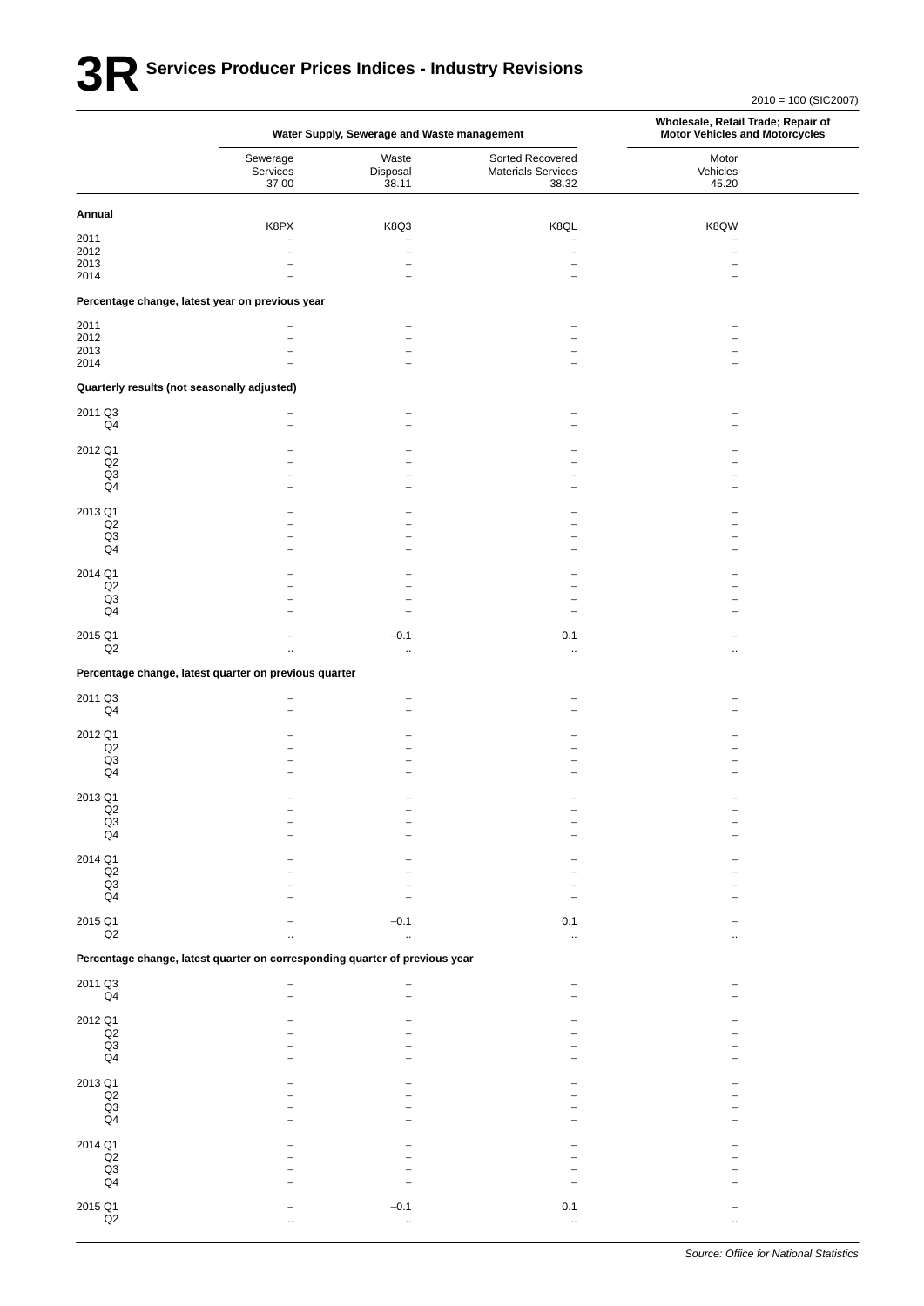# 3R Services Producer Prices Indices - Industry Revisions

2010 = 100 (SIC2007)

| | Water Supply, Sewerage and Waste management | | | Wholesale, Retail Trade; Repair of Motor Vehicles and Motorcycles |
|---|---|---|---|---|
| | Sewerage Services 37.00 | Waste Disposal 38.11 | Sorted Recovered Materials Services 38.32 | Motor Vehicles 45.20 |
| **Annual** | K8PX | K8Q3 | K8QL | K8QW |
| 2011 | – | – | – | – |
| 2012 | – | – | – | – |
| 2013 | – | – | – | – |
| 2014 | – | – | – | – |
| **Percentage change, latest year on previous year** | | | | |
| 2011 | – | – | – | – |
| 2012 | – | – | – | – |
| 2013 | – | – | – | – |
| 2014 | – | – | – | – |
| **Quarterly results (not seasonally adjusted)** | | | | |
| 2011 Q3 | – | – | – | – |
| Q4 | – | – | – | – |
| 2012 Q1 | – | – | – | – |
| Q2 | – | – | – | – |
| Q3 | – | – | – | – |
| Q4 | – | – | – | – |
| 2013 Q1 | – | – | – | – |
| Q2 | – | – | – | – |
| Q3 | – | – | – | – |
| Q4 | – | – | – | – |
| 2014 Q1 | – | – | – | – |
| Q2 | – | – | – | – |
| Q3 | – | – | – | – |
| Q4 | – | – | – | – |
| 2015 Q1 | – | −0.1 | 0.1 | – |
| Q2 | .. | .. | .. | .. |
| **Percentage change, latest quarter on previous quarter** | | | | |
| 2011 Q3 | – | – | – | – |
| Q4 | – | – | – | – |
| 2012 Q1 | – | – | – | – |
| Q2 | – | – | – | – |
| Q3 | – | – | – | – |
| Q4 | – | – | – | – |
| 2013 Q1 | – | – | – | – |
| Q2 | – | – | – | – |
| Q3 | – | – | – | – |
| Q4 | – | – | – | – |
| 2014 Q1 | – | – | – | – |
| Q2 | – | – | – | – |
| Q3 | – | – | – | – |
| Q4 | – | – | – | – |
| 2015 Q1 | – | −0.1 | 0.1 | – |
| Q2 | .. | .. | .. | .. |
| **Percentage change, latest quarter on corresponding quarter of previous year** | | | | |
| 2011 Q3 | – | – | – | – |
| Q4 | – | – | – | – |
| 2012 Q1 | – | – | – | – |
| Q2 | – | – | – | – |
| Q3 | – | – | – | – |
| Q4 | – | – | – | – |
| 2013 Q1 | – | – | – | – |
| Q2 | – | – | – | – |
| Q3 | – | – | – | – |
| Q4 | – | – | – | – |
| 2014 Q1 | – | – | – | – |
| Q2 | – | – | – | – |
| Q3 | – | – | – | – |
| Q4 | – | – | – | – |
| 2015 Q1 | – | −0.1 | 0.1 | – |
| Q2 | .. | .. | .. | .. |

*Source: Office for National Statistics*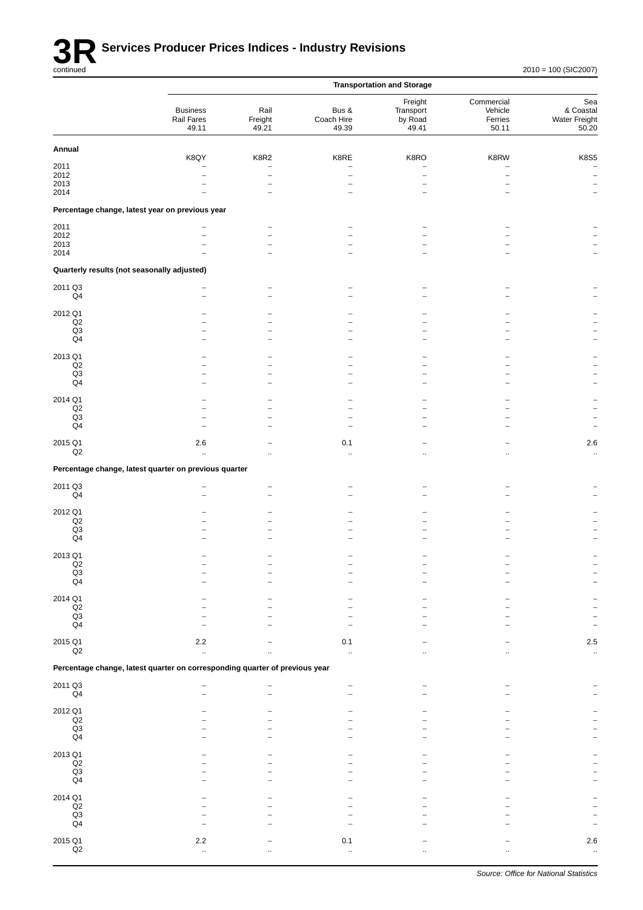# 3R Services Producer Prices Indices - Industry Revisions

continued

2010 = 100 (SIC2007)

| | Transportation and Storage | | | | | |
|---|---|---|---|---|---|---|
| | Business Rail Fares 49.11 | Rail Freight 49.21 | Bus & Coach Hire 49.39 | Freight Transport by Road 49.41 | Commercial Vehicle Ferries 50.11 | Sea & Coastal Water Freight 50.20 |
| **Annual** | K8QY | K8R2 | K8RE | K8RO | K8RW | K8S5 |
| 2011 | – | – | – | – | – | – |
| 2012 | – | – | – | – | – | – |
| 2013 | – | – | – | – | – | – |
| 2014 | – | – | – | – | – | – |
| **Percentage change, latest year on previous year** | | | | | | |
| 2011 | – | – | – | – | – | – |
| 2012 | – | – | – | – | – | – |
| 2013 | – | – | – | – | – | – |
| 2014 | – | – | – | – | – | – |
| **Quarterly results (not seasonally adjusted)** | | | | | | |
| 2011 Q3 | – | – | – | – | – | – |
| Q4 | – | – | – | – | – | – |
| 2012 Q1 | – | – | – | – | – | – |
| Q2 | – | – | – | – | – | – |
| Q3 | – | – | – | – | – | – |
| Q4 | – | – | – | – | – | – |
| 2013 Q1 | – | – | – | – | – | – |
| Q2 | – | – | – | – | – | – |
| Q3 | – | – | – | – | – | – |
| Q4 | – | – | – | – | – | – |
| 2014 Q1 | – | – | – | – | – | – |
| Q2 | – | – | – | – | – | – |
| Q3 | – | – | – | – | – | – |
| Q4 | – | – | – | – | – | – |
| 2015 Q1 | 2.6 | – | 0.1 | – | – | 2.6 |
| Q2 | .. | .. | .. | .. | .. | .. |
| **Percentage change, latest quarter on previous quarter** | | | | | | |
| 2011 Q3 | – | – | – | – | – | – |
| Q4 | – | – | – | – | – | – |
| 2012 Q1 | – | – | – | – | – | – |
| Q2 | – | – | – | – | – | – |
| Q3 | – | – | – | – | – | – |
| Q4 | – | – | – | – | – | – |
| 2013 Q1 | – | – | – | – | – | – |
| Q2 | – | – | – | – | – | – |
| Q3 | – | – | – | – | – | – |
| Q4 | – | – | – | – | – | – |
| 2014 Q1 | – | – | – | – | – | – |
| Q2 | – | – | – | – | – | – |
| Q3 | – | – | – | – | – | – |
| Q4 | – | – | – | – | – | – |
| 2015 Q1 | 2.2 | – | 0.1 | – | – | 2.5 |
| Q2 | .. | .. | .. | .. | .. | .. |
| **Percentage change, latest quarter on corresponding quarter of previous year** | | | | | | |
| 2011 Q3 | – | – | – | – | – | – |
| Q4 | – | – | – | – | – | – |
| 2012 Q1 | – | – | – | – | – | – |
| Q2 | – | – | – | – | – | – |
| Q3 | – | – | – | – | – | – |
| Q4 | – | – | – | – | – | – |
| 2013 Q1 | – | – | – | – | – | – |
| Q2 | – | – | – | – | – | – |
| Q3 | – | – | – | – | – | – |
| Q4 | – | – | – | – | – | – |
| 2014 Q1 | – | – | – | – | – | – |
| Q2 | – | – | – | – | – | – |
| Q3 | – | – | – | – | – | – |
| Q4 | – | – | – | – | – | – |
| 2015 Q1 | 2.2 | – | 0.1 | – | – | 2.6 |
| Q2 | .. | .. | .. | .. | .. | .. |

*Source: Office for National Statistics*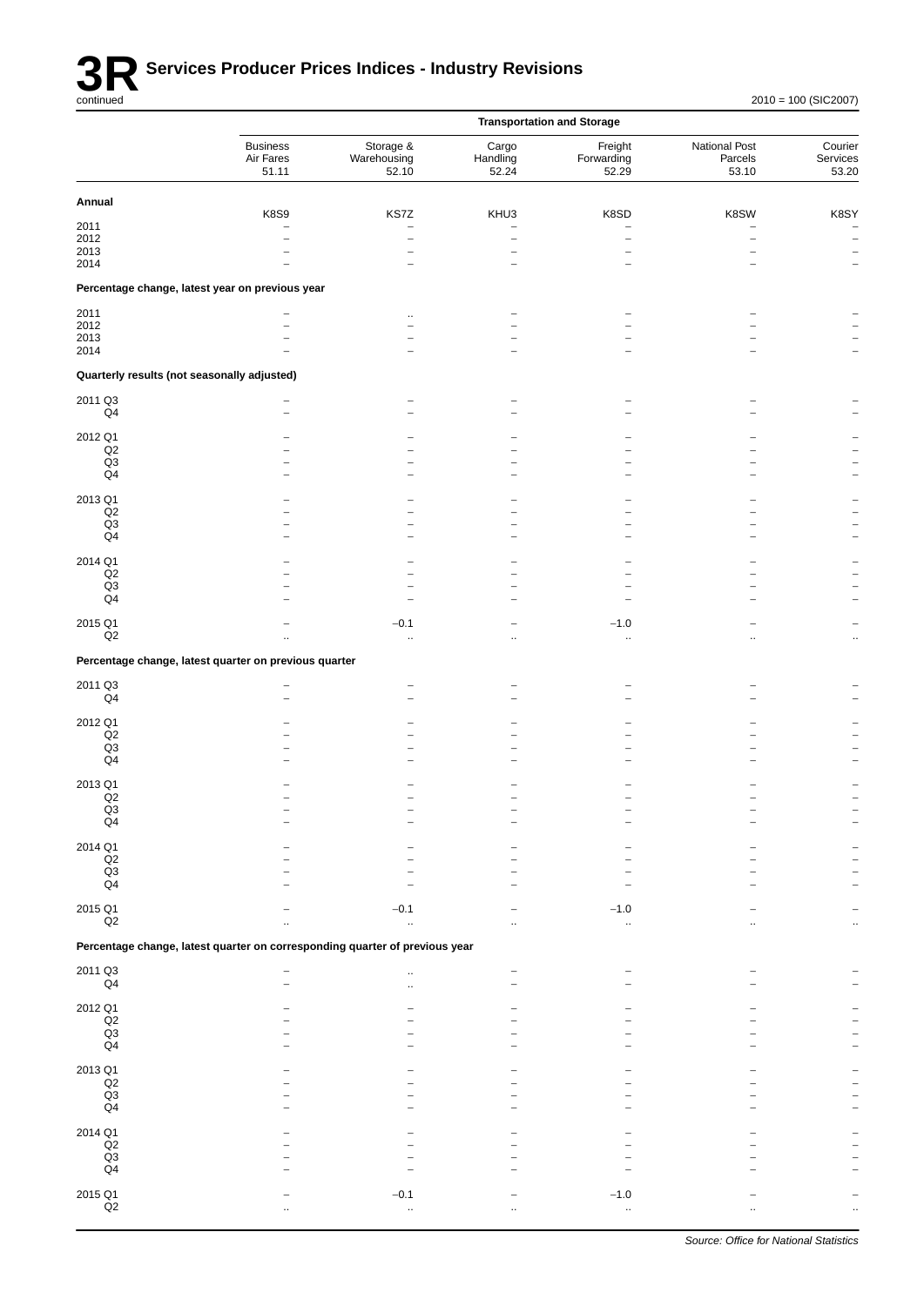# 3R Services Producer Prices Indices - Industry Revisions

continued

2010 = 100 (SIC2007)

| | Transportation and Storage | | | | | |
|---|---|---|---|---|---|---|
| | Business Air Fares 51.11 | Storage & Warehousing 52.10 | Cargo Handling 52.24 | Freight Forwarding 52.29 | National Post Parcels 53.10 | Courier Services 53.20 |
| **Annual** | | | | | | |
| | K8S9 | KS7Z | KHU3 | K8SD | K8SW | K8SY |
| 2011 | – | – | – | – | – | – |
| 2012 | – | – | – | – | – | – |
| 2013 | – | – | – | – | – | – |
| 2014 | – | – | – | – | – | – |
| **Percentage change, latest year on previous year** | | | | | | |
| 2011 | – | .. | – | – | – | – |
| 2012 | – | – | – | – | – | – |
| 2013 | – | – | – | – | – | – |
| 2014 | – | – | – | – | – | – |
| **Quarterly results (not seasonally adjusted)** | | | | | | |
| 2011 Q3 | – | – | – | – | – | – |
| Q4 | – | – | – | – | – | – |
| 2012 Q1 | – | – | – | – | – | – |
| Q2 | – | – | – | – | – | – |
| Q3 | – | – | – | – | – | – |
| Q4 | – | – | – | – | – | – |
| 2013 Q1 | – | – | – | – | – | – |
| Q2 | – | – | – | – | – | – |
| Q3 | – | – | – | – | – | – |
| Q4 | – | – | – | – | – | – |
| 2014 Q1 | – | – | – | – | – | – |
| Q2 | – | – | – | – | – | – |
| Q3 | – | – | – | – | – | – |
| Q4 | – | – | – | – | – | – |
| 2015 Q1 | – | −0.1 | – | −1.0 | – | – |
| Q2 | .. | .. | .. | .. | .. | .. |
| **Percentage change, latest quarter on previous quarter** | | | | | | |
| 2011 Q3 | – | – | – | – | – | – |
| Q4 | – | – | – | – | – | – |
| 2012 Q1 | – | – | – | – | – | – |
| Q2 | – | – | – | – | – | – |
| Q3 | – | – | – | – | – | – |
| Q4 | – | – | – | – | – | – |
| 2013 Q1 | – | – | – | – | – | – |
| Q2 | – | – | – | – | – | – |
| Q3 | – | – | – | – | – | – |
| Q4 | – | – | – | – | – | – |
| 2014 Q1 | – | – | – | – | – | – |
| Q2 | – | – | – | – | – | – |
| Q3 | – | – | – | – | – | – |
| Q4 | – | – | – | – | – | – |
| 2015 Q1 | – | −0.1 | – | −1.0 | – | – |
| Q2 | .. | .. | .. | .. | .. | .. |
| **Percentage change, latest quarter on corresponding quarter of previous year** | | | | | | |
| 2011 Q3 | – | .. | – | – | – | – |
| Q4 | – | .. | – | – | – | – |
| 2012 Q1 | – | – | – | – | – | – |
| Q2 | – | – | – | – | – | – |
| Q3 | – | – | – | – | – | – |
| Q4 | – | – | – | – | – | – |
| 2013 Q1 | – | – | – | – | – | – |
| Q2 | – | – | – | – | – | – |
| Q3 | – | – | – | – | – | – |
| Q4 | – | – | – | – | – | – |
| 2014 Q1 | – | – | – | – | – | – |
| Q2 | – | – | – | – | – | – |
| Q3 | – | – | – | – | – | – |
| Q4 | – | – | – | – | – | – |
| 2015 Q1 | – | −0.1 | – | −1.0 | – | – |
| Q2 | .. | .. | .. | .. | .. | .. |

*Source: Office for National Statistics*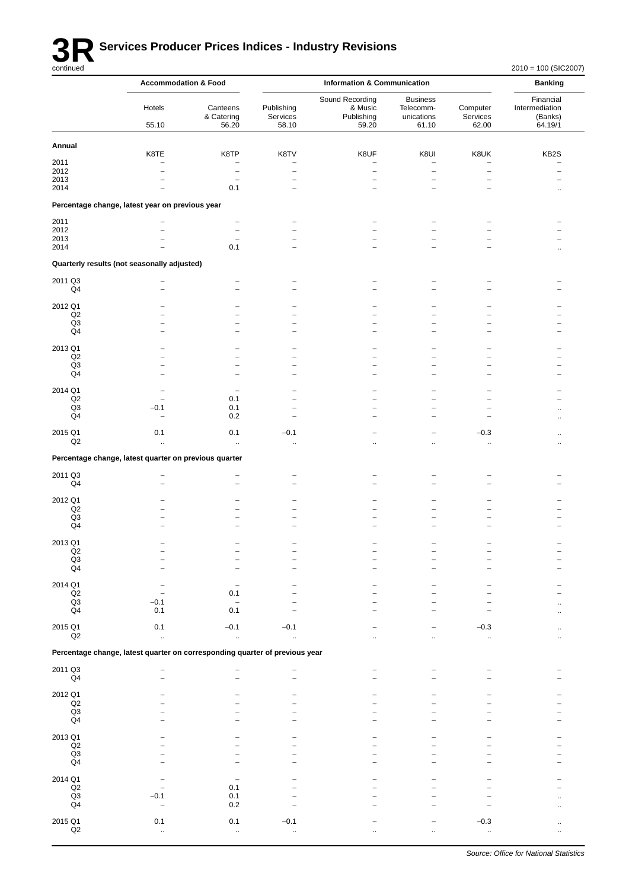# 3R Services Producer Prices Indices - Industry Revisions

continued

2010 = 100 (SIC2007)

| | Accommodation & Food | | Information & Communication | | | | Banking |
|---|---|---|---|---|---|---|---|
| | Hotels | Canteens & Catering | Publishing Services | Sound Recording & Music Publishing | Business Telecomm-unications | Computer Services | Financial Intermediation (Banks) |
| | 55.10 | 56.20 | 58.10 | 59.20 | 61.10 | 62.00 | 64.19/1 |
| **Annual** | | | | | | | |
| | K8TE | K8TP | K8TV | K8UF | K8UI | K8UK | KB2S |
| 2011 | – | – | – | – | – | – | – |
| 2012 | – | – | – | – | – | – | – |
| 2013 | – | – | – | – | – | – | – |
| 2014 | – | 0.1 | – | – | – | – | .. |
| **Percentage change, latest year on previous year** | | | | | | | |
| 2011 | – | – | – | – | – | – | – |
| 2012 | – | – | – | – | – | – | – |
| 2013 | – | – | – | – | – | – | – |
| 2014 | – | 0.1 | – | – | – | – | .. |
| **Quarterly results (not seasonally adjusted)** | | | | | | | |
| 2011 Q3 | – | – | – | – | – | – | – |
| Q4 | – | – | – | – | – | – | – |
| 2012 Q1 | – | – | – | – | – | – | – |
| Q2 | – | – | – | – | – | – | – |
| Q3 | – | – | – | – | – | – | – |
| Q4 | – | – | – | – | – | – | – |
| 2013 Q1 | – | – | – | – | – | – | – |
| Q2 | – | – | – | – | – | – | – |
| Q3 | – | – | – | – | – | – | – |
| Q4 | – | – | – | – | – | – | – |
| 2014 Q1 | – | – | – | – | – | – | – |
| Q2 | – | 0.1 | – | – | – | – | – |
| Q3 | −0.1 | 0.1 | – | – | – | – | .. |
| Q4 | – | 0.2 | – | – | – | – | .. |
| 2015 Q1 | 0.1 | 0.1 | −0.1 | – | – | −0.3 | .. |
| Q2 | .. | .. | .. | .. | .. | .. | .. |
| **Percentage change, latest quarter on previous quarter** | | | | | | | |
| 2011 Q3 | – | – | – | – | – | – | – |
| Q4 | – | – | – | – | – | – | – |
| 2012 Q1 | – | – | – | – | – | – | – |
| Q2 | – | – | – | – | – | – | – |
| Q3 | – | – | – | – | – | – | – |
| Q4 | – | – | – | – | – | – | – |
| 2013 Q1 | – | – | – | – | – | – | – |
| Q2 | – | – | – | – | – | – | – |
| Q3 | – | – | – | – | – | – | – |
| Q4 | – | – | – | – | – | – | – |
| 2014 Q1 | – | – | – | – | – | – | – |
| Q2 | – | 0.1 | – | – | – | – | – |
| Q3 | −0.1 | – | – | – | – | – | .. |
| Q4 | 0.1 | 0.1 | – | – | – | – | .. |
| 2015 Q1 | 0.1 | −0.1 | −0.1 | – | – | −0.3 | .. |
| Q2 | .. | .. | .. | .. | .. | .. | .. |
| **Percentage change, latest quarter on corresponding quarter of previous year** | | | | | | | |
| 2011 Q3 | – | – | – | – | – | – | – |
| Q4 | – | – | – | – | – | – | – |
| 2012 Q1 | – | – | – | – | – | – | – |
| Q2 | – | – | – | – | – | – | – |
| Q3 | – | – | – | – | – | – | – |
| Q4 | – | – | – | – | – | – | – |
| 2013 Q1 | – | – | – | – | – | – | – |
| Q2 | – | – | – | – | – | – | – |
| Q3 | – | – | – | – | – | – | – |
| Q4 | – | – | – | – | – | – | – |
| 2014 Q1 | – | – | – | – | – | – | – |
| Q2 | – | 0.1 | – | – | – | – | – |
| Q3 | −0.1 | 0.1 | – | – | – | – | .. |
| Q4 | – | 0.2 | – | – | – | – | .. |
| 2015 Q1 | 0.1 | 0.1 | −0.1 | – | – | −0.3 | .. |
| Q2 | .. | .. | .. | .. | .. | .. | .. |

*Source: Office for National Statistics*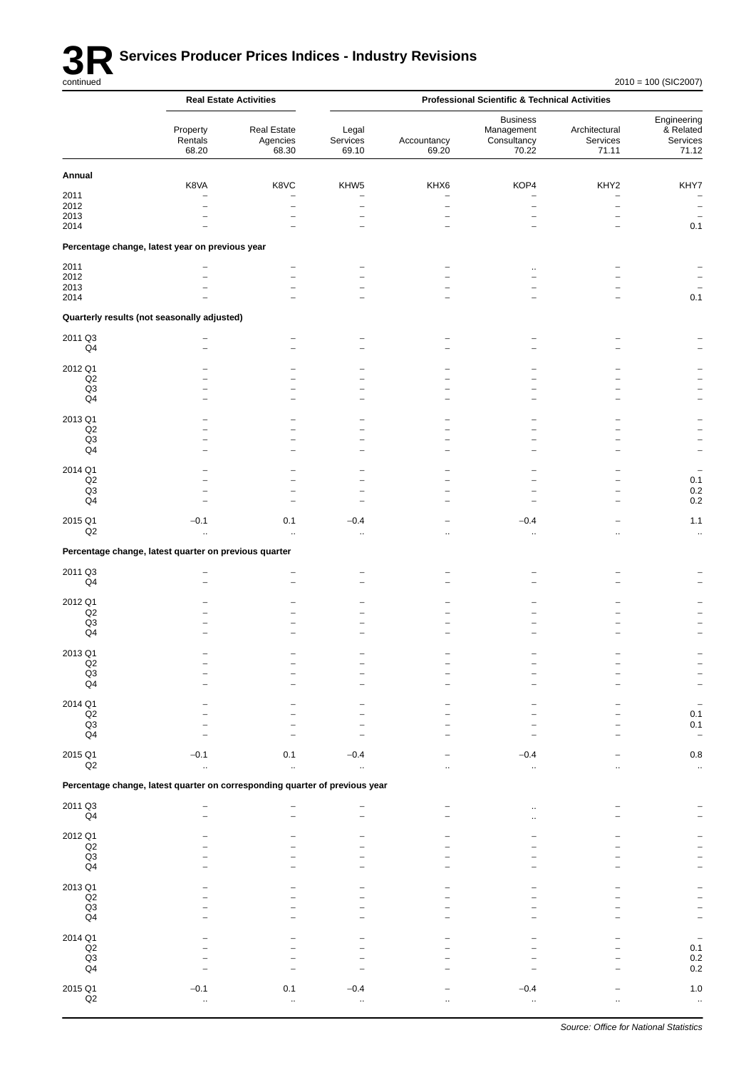# 3R Services Producer Prices Indices - Industry Revisions

continued

2010 = 100 (SIC2007)

| | Real Estate Activities | | Professional Scientific & Technical Activities | | | | |
|---|---|---|---|---|---|---|---|
| | Property Rentals 68.20 | Real Estate Agencies 68.30 | Legal Services 69.10 | Accountancy 69.20 | Business Management Consultancy 70.22 | Architectural Services 71.11 | Engineering & Related Services 71.12 |
| **Annual** | K8VA | K8VC | KHW5 | KHX6 | KOP4 | KHY2 | KHY7 |
| 2011 | – | – | – | – | – | – | – |
| 2012 | – | – | – | – | – | – | – |
| 2013 | – | – | – | – | – | – | – |
| 2014 | – | – | – | – | – | – | 0.1 |
| **Percentage change, latest year on previous year** | | | | | | | |
| 2011 | – | – | – | – | .. | – | – |
| 2012 | – | – | – | – | – | – | – |
| 2013 | – | – | – | – | – | – | – |
| 2014 | – | – | – | – | – | – | 0.1 |
| **Quarterly results (not seasonally adjusted)** | | | | | | | |
| 2011 Q3 | – | – | – | – | – | – | – |
| Q4 | – | – | – | – | – | – | – |
| 2012 Q1 | – | – | – | – | – | – | – |
| Q2 | – | – | – | – | – | – | – |
| Q3 | – | – | – | – | – | – | – |
| Q4 | – | – | – | – | – | – | – |
| 2013 Q1 | – | – | – | – | – | – | – |
| Q2 | – | – | – | – | – | – | – |
| Q3 | – | – | – | – | – | – | – |
| Q4 | – | – | – | – | – | – | – |
| 2014 Q1 | – | – | – | – | – | – | – |
| Q2 | – | – | – | – | – | – | 0.1 |
| Q3 | – | – | – | – | – | – | 0.2 |
| Q4 | – | – | – | – | – | – | 0.2 |
| 2015 Q1 | −0.1 | 0.1 | −0.4 | – | −0.4 | – | 1.1 |
| Q2 | .. | .. | .. | .. | .. | .. | .. |
| **Percentage change, latest quarter on previous quarter** | | | | | | | |
| 2011 Q3 | – | – | – | – | – | – | – |
| Q4 | – | – | – | – | – | – | – |
| 2012 Q1 | – | – | – | – | – | – | – |
| Q2 | – | – | – | – | – | – | – |
| Q3 | – | – | – | – | – | – | – |
| Q4 | – | – | – | – | – | – | – |
| 2013 Q1 | – | – | – | – | – | – | – |
| Q2 | – | – | – | – | – | – | – |
| Q3 | – | – | – | – | – | – | – |
| Q4 | – | – | – | – | – | – | – |
| 2014 Q1 | – | – | – | – | – | – | – |
| Q2 | – | – | – | – | – | – | 0.1 |
| Q3 | – | – | – | – | – | – | 0.1 |
| Q4 | – | – | – | – | – | – | – |
| 2015 Q1 | −0.1 | 0.1 | −0.4 | – | −0.4 | – | 0.8 |
| Q2 | .. | .. | .. | .. | .. | .. | .. |
| **Percentage change, latest quarter on corresponding quarter of previous year** | | | | | | | |
| 2011 Q3 | – | – | – | – | .. | – | – |
| Q4 | – | – | – | – | .. | – | – |
| 2012 Q1 | – | – | – | – | – | – | – |
| Q2 | – | – | – | – | – | – | – |
| Q3 | – | – | – | – | – | – | – |
| Q4 | – | – | – | – | – | – | – |
| 2013 Q1 | – | – | – | – | – | – | – |
| Q2 | – | – | – | – | – | – | – |
| Q3 | – | – | – | – | – | – | – |
| Q4 | – | – | – | – | – | – | – |
| 2014 Q1 | – | – | – | – | – | – | – |
| Q2 | – | – | – | – | – | – | 0.1 |
| Q3 | – | – | – | – | – | – | 0.2 |
| Q4 | – | – | – | – | – | – | 0.2 |
| 2015 Q1 | −0.1 | 0.1 | −0.4 | – | −0.4 | – | 1.0 |
| Q2 | .. | .. | .. | .. | .. | .. | .. |

*Source: Office for National Statistics*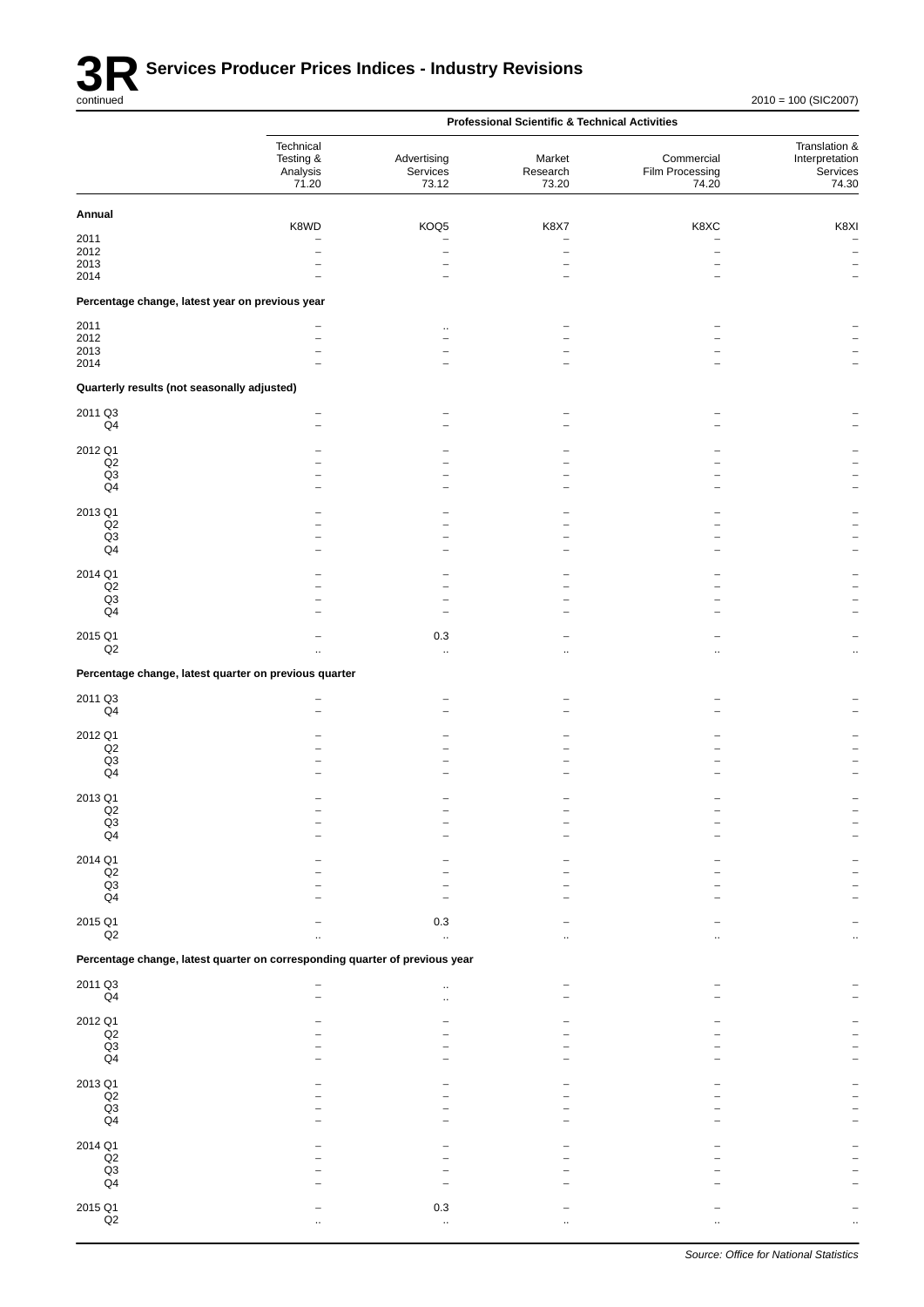# 3R Services Producer Prices Indices - Industry Revisions

continued

2010 = 100 (SIC2007)

| | Professional Scientific & Technical Activities | | | | |
|---|---|---|---|---|---|
| | Technical Testing & Analysis 71.20 | Advertising Services 73.12 | Market Research 73.20 | Commercial Film Processing 74.20 | Translation & Interpretation Services 74.30 |
| **Annual** | K8WD | KOQ5 | K8X7 | K8XC | K8XI |
| 2011 | – | – | – | – | – |
| 2012 | – | – | – | – | – |
| 2013 | – | – | – | – | – |
| 2014 | – | – | – | – | – |
| **Percentage change, latest year on previous year** | | | | | |
| 2011 | – | .. | – | – | – |
| 2012 | – | – | – | – | – |
| 2013 | – | – | – | – | – |
| 2014 | – | – | – | – | – |
| **Quarterly results (not seasonally adjusted)** | | | | | |
| 2011 Q3 | – | – | – | – | – |
| Q4 | – | – | – | – | – |
| 2012 Q1 | – | – | – | – | – |
| Q2 | – | – | – | – | – |
| Q3 | – | – | – | – | – |
| Q4 | – | – | – | – | – |
| 2013 Q1 | – | – | – | – | – |
| Q2 | – | – | – | – | – |
| Q3 | – | – | – | – | – |
| Q4 | – | – | – | – | – |
| 2014 Q1 | – | – | – | – | – |
| Q2 | – | – | – | – | – |
| Q3 | – | – | – | – | – |
| Q4 | – | – | – | – | – |
| 2015 Q1 | – | 0.3 | – | – | – |
| Q2 | .. | .. | .. | .. | .. |
| **Percentage change, latest quarter on previous quarter** | | | | | |
| 2011 Q3 | – | – | – | – | – |
| Q4 | – | – | – | – | – |
| 2012 Q1 | – | – | – | – | – |
| Q2 | – | – | – | – | – |
| Q3 | – | – | – | – | – |
| Q4 | – | – | – | – | – |
| 2013 Q1 | – | – | – | – | – |
| Q2 | – | – | – | – | – |
| Q3 | – | – | – | – | – |
| Q4 | – | – | – | – | – |
| 2014 Q1 | – | – | – | – | – |
| Q2 | – | – | – | – | – |
| Q3 | – | – | – | – | – |
| Q4 | – | – | – | – | – |
| 2015 Q1 | – | 0.3 | – | – | – |
| Q2 | .. | .. | .. | .. | .. |
| **Percentage change, latest quarter on corresponding quarter of previous year** | | | | | |
| 2011 Q3 | – | .. | – | – | – |
| Q4 | – | .. | – | – | – |
| 2012 Q1 | – | – | – | – | – |
| Q2 | – | – | – | – | – |
| Q3 | – | – | – | – | – |
| Q4 | – | – | – | – | – |
| 2013 Q1 | – | – | – | – | – |
| Q2 | – | – | – | – | – |
| Q3 | – | – | – | – | – |
| Q4 | – | – | – | – | – |
| 2014 Q1 | – | – | – | – | – |
| Q2 | – | – | – | – | – |
| Q3 | – | – | – | – | – |
| Q4 | – | – | – | – | – |
| 2015 Q1 | – | 0.3 | – | – | – |
| Q2 | .. | .. | .. | .. | .. |

*Source: Office for National Statistics*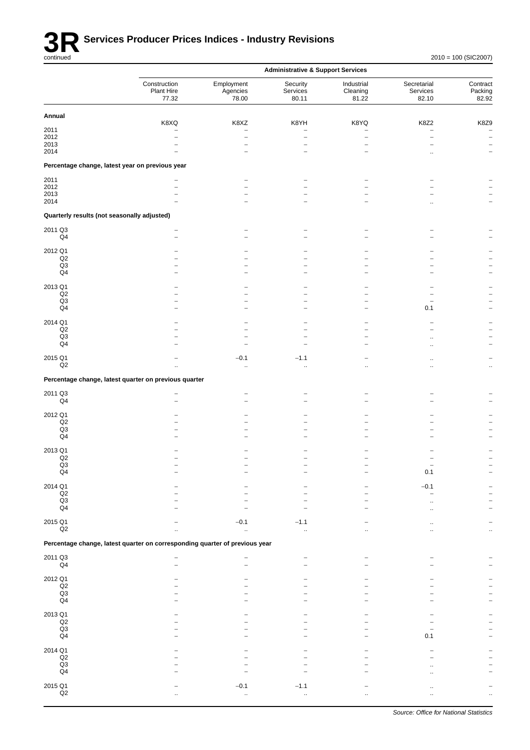# 3R Services Producer Prices Indices - Industry Revisions

continued

2010 = 100 (SIC2007)

| | Administrative & Support Services | | | | | |
|---|---|---|---|---|---|---|
| | Construction Plant Hire 77.32 | Employment Agencies 78.00 | Security Services 80.11 | Industrial Cleaning 81.22 | Secretarial Services 82.10 | Contract Packing 82.92 |
| **Annual** | | | | | | |
| | K8XQ | K8XZ | K8YH | K8YQ | K8Z2 | K8Z9 |
| 2011 | – | – | – | – | – | – |
| 2012 | – | – | – | – | – | – |
| 2013 | – | – | – | – | – | – |
| 2014 | – | – | – | – | .. | – |
| **Percentage change, latest year on previous year** | | | | | | |
| 2011 | – | – | – | – | – | – |
| 2012 | – | – | – | – | – | – |
| 2013 | – | – | – | – | – | – |
| 2014 | – | – | – | – | .. | – |
| **Quarterly results (not seasonally adjusted)** | | | | | | |
| 2011 Q3 | – | – | – | – | – | – |
| Q4 | – | – | – | – | – | – |
| 2012 Q1 | – | – | – | – | – | – |
| Q2 | – | – | – | – | – | – |
| Q3 | – | – | – | – | – | – |
| Q4 | – | – | – | – | – | – |
| 2013 Q1 | – | – | – | – | – | – |
| Q2 | – | – | – | – | – | – |
| Q3 | – | – | – | – | – | – |
| Q4 | – | – | – | – | 0.1 | – |
| 2014 Q1 | – | – | – | – | – | – |
| Q2 | – | – | – | – | – | – |
| Q3 | – | – | – | – | .. | – |
| Q4 | – | – | – | – | .. | – |
| 2015 Q1 | – | −0.1 | −1.1 | – | .. | – |
| Q2 | .. | .. | .. | .. | .. | .. |
| **Percentage change, latest quarter on previous quarter** | | | | | | |
| 2011 Q3 | – | – | – | – | – | – |
| Q4 | – | – | – | – | – | – |
| 2012 Q1 | – | – | – | – | – | – |
| Q2 | – | – | – | – | – | – |
| Q3 | – | – | – | – | – | – |
| Q4 | – | – | – | – | – | – |
| 2013 Q1 | – | – | – | – | – | – |
| Q2 | – | – | – | – | – | – |
| Q3 | – | – | – | – | – | – |
| Q4 | – | – | – | – | 0.1 | – |
| 2014 Q1 | – | – | – | – | −0.1 | – |
| Q2 | – | – | – | – | – | – |
| Q3 | – | – | – | – | .. | – |
| Q4 | – | – | – | – | .. | – |
| 2015 Q1 | – | −0.1 | −1.1 | – | .. | – |
| Q2 | .. | .. | .. | .. | .. | .. |
| **Percentage change, latest quarter on corresponding quarter of previous year** | | | | | | |
| 2011 Q3 | – | – | – | – | – | – |
| Q4 | – | – | – | – | – | – |
| 2012 Q1 | – | – | – | – | – | – |
| Q2 | – | – | – | – | – | – |
| Q3 | – | – | – | – | – | – |
| Q4 | – | – | – | – | – | – |
| 2013 Q1 | – | – | – | – | – | – |
| Q2 | – | – | – | – | – | – |
| Q3 | – | – | – | – | – | – |
| Q4 | – | – | – | – | 0.1 | – |
| 2014 Q1 | – | – | – | – | – | – |
| Q2 | – | – | – | – | – | – |
| Q3 | – | – | – | – | .. | – |
| Q4 | – | – | – | – | .. | – |
| 2015 Q1 | – | −0.1 | −1.1 | – | .. | – |
| Q2 | .. | .. | .. | .. | .. | .. |

*Source: Office for National Statistics*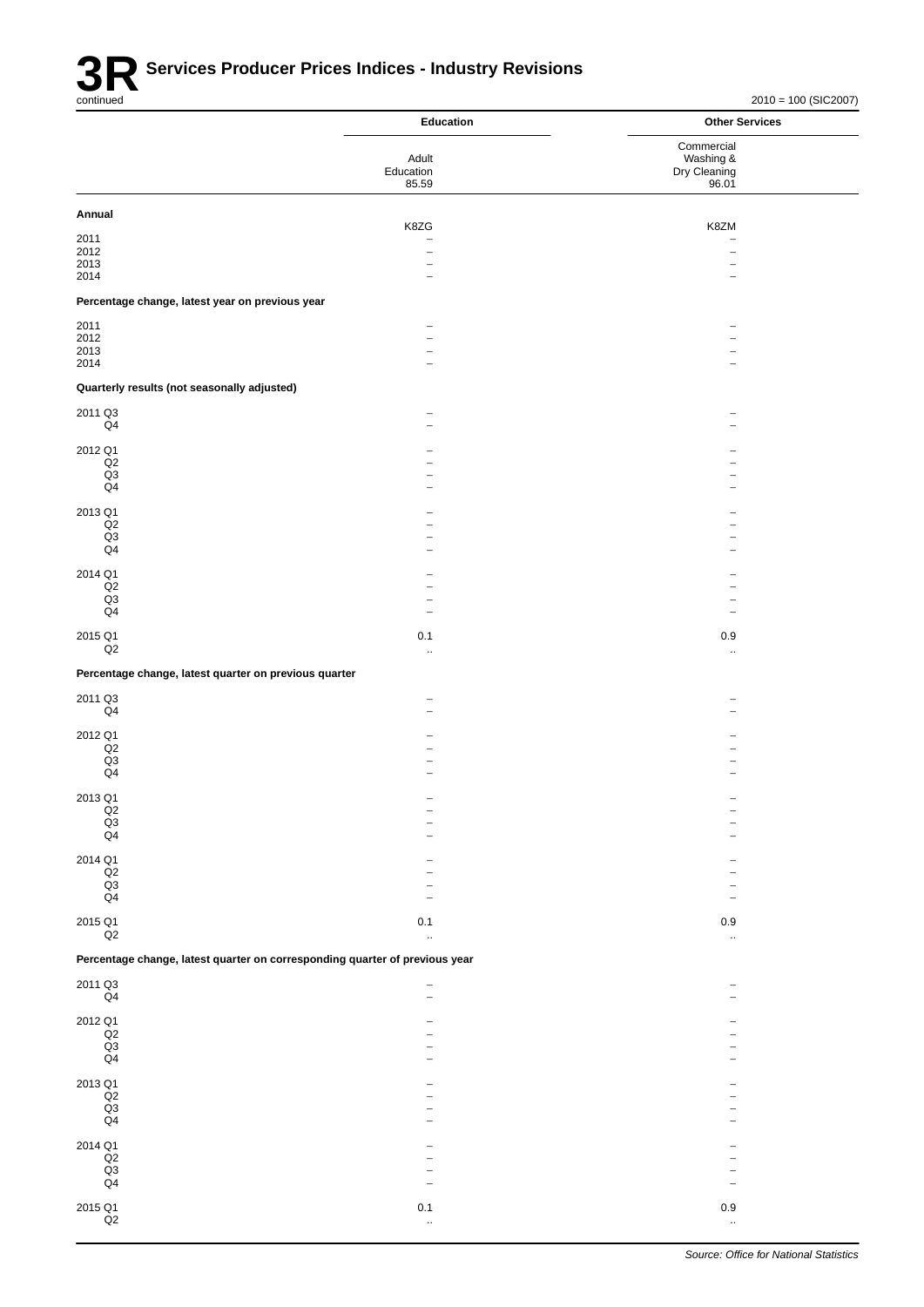# 3R Services Producer Prices Indices - Industry Revisions

continued

2010 = 100 (SIC2007)

| | Education | Other Services |
|---|---|---|
| | Adult Education 85.59 | Commercial Washing & Dry Cleaning 96.01 |
| **Annual** | K8ZG | K8ZM |
| 2011 | – | – |
| 2012 | – | – |
| 2013 | – | – |
| 2014 | – | – |
| **Percentage change, latest year on previous year** | | |
| 2011 | – | – |
| 2012 | – | – |
| 2013 | – | – |
| 2014 | – | – |
| **Quarterly results (not seasonally adjusted)** | | |
| 2011 Q3 | – | – |
| Q4 | – | – |
| 2012 Q1 | – | – |
| Q2 | – | – |
| Q3 | – | – |
| Q4 | – | – |
| 2013 Q1 | – | – |
| Q2 | – | – |
| Q3 | – | – |
| Q4 | – | – |
| 2014 Q1 | – | – |
| Q2 | – | – |
| Q3 | – | – |
| Q4 | – | – |
| 2015 Q1 | 0.1 | 0.9 |
| Q2 | .. | .. |
| **Percentage change, latest quarter on previous quarter** | | |
| 2011 Q3 | – | – |
| Q4 | – | – |
| 2012 Q1 | – | – |
| Q2 | – | – |
| Q3 | – | – |
| Q4 | – | – |
| 2013 Q1 | – | – |
| Q2 | – | – |
| Q3 | – | – |
| Q4 | – | – |
| 2014 Q1 | – | – |
| Q2 | – | – |
| Q3 | – | – |
| Q4 | – | – |
| 2015 Q1 | 0.1 | 0.9 |
| Q2 | .. | .. |
| **Percentage change, latest quarter on corresponding quarter of previous year** | | |
| 2011 Q3 | – | – |
| Q4 | – | – |
| 2012 Q1 | – | – |
| Q2 | – | – |
| Q3 | – | – |
| Q4 | – | – |
| 2013 Q1 | – | – |
| Q2 | – | – |
| Q3 | – | – |
| Q4 | – | – |
| 2014 Q1 | – | – |
| Q2 | – | – |
| Q3 | – | – |
| Q4 | – | – |
| 2015 Q1 | 0.1 | 0.9 |
| Q2 | .. | .. |

*Source: Office for National Statistics*